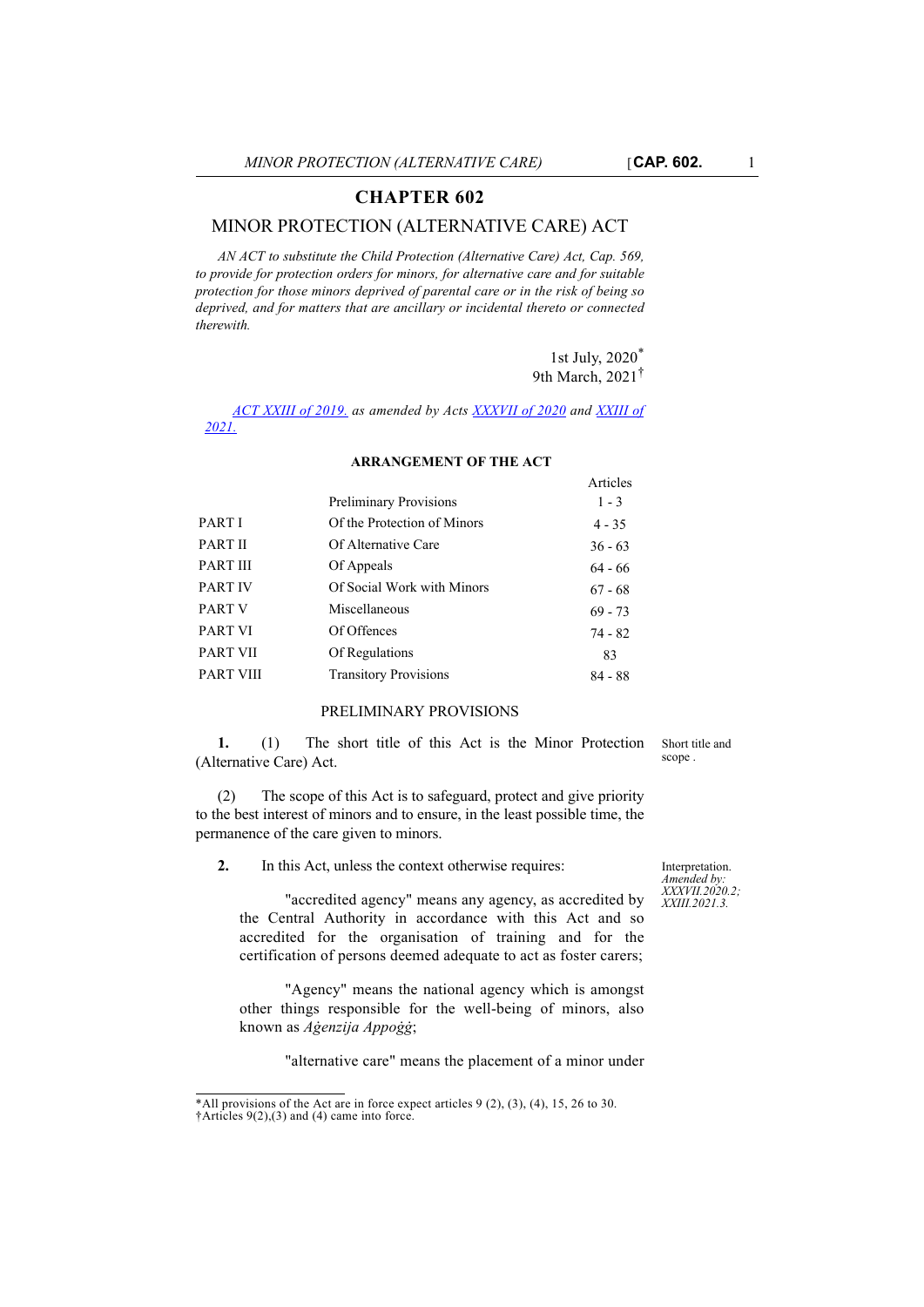# CHAPTER 602

## MINOR PROTECTION (ALTERNATIVE CARE) ACT

*AN ACT to substitute the Child Protection (Alternative Care) Act, Cap. 569, to provide for protection orders for minors, for alternative care and for suitable protection for those minors deprived of parental care or in the risk of being so deprived, and for matters that are ancillary or incidental thereto or connected therewith.*

1st July, 2020*
9th March, 2021†

*ACT XXIII of 2019. as amended by Acts XXXVII of 2020 and XXIII of 2021.*

### ARRANGEMENT OF THE ACT

| | | Articles |
|---|---|---|
| | Preliminary Provisions | 1 - 3 |
| PART I | Of the Protection of Minors | 4 - 35 |
| PART II | Of Alternative Care | 36 - 63 |
| PART III | Of Appeals | 64 - 66 |
| PART IV | Of Social Work with Minors | 67 - 68 |
| PART V | Miscellaneous | 69 - 73 |
| PART VI | Of Offences | 74 - 82 |
| PART VII | Of Regulations | 83 |
| PART VIII | Transitory Provisions | 84 - 88 |

### PRELIMINARY PROVISIONS

Short title and scope .

**1.** (1) The short title of this Act is the Minor Protection (Alternative Care) Act.

(2) The scope of this Act is to safeguard, protect and give priority to the best interest of minors and to ensure, in the least possible time, the permanence of the care given to minors.

Interpretation. *Amended by: XXXVII.2020.2; XXIII.2021.3.*

**2.** In this Act, unless the context otherwise requires:

"accredited agency" means any agency, as accredited by the Central Authority in accordance with this Act and so accredited for the organisation of training and for the certification of persons deemed adequate to act as foster carers;

"Agency" means the national agency which is amongst other things responsible for the well-being of minors, also known as *Aġenzija Appoġġ*;

"alternative care" means the placement of a minor under

*All provisions of the Act are in force expect articles 9 (2), (3), (4), 15, 26 to 30.
†Articles 9(2),(3) and (4) came into force.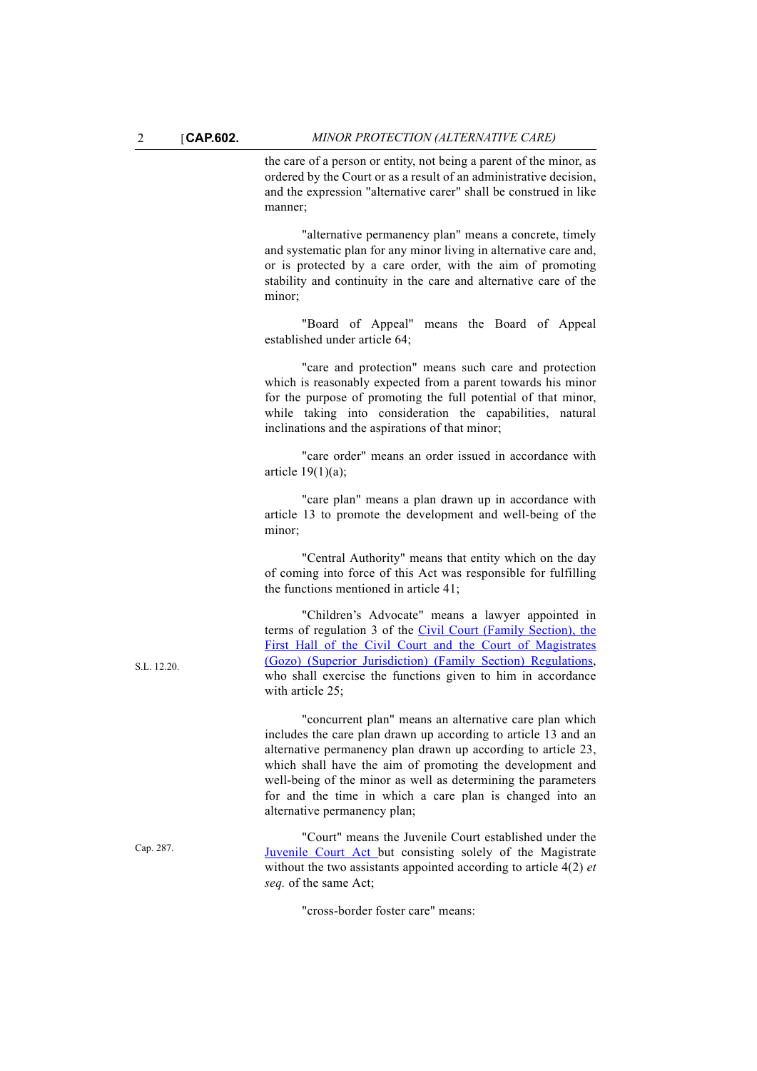the care of a person or entity, not being a parent of the minor, as ordered by the Court or as a result of an administrative decision, and the expression "alternative carer" shall be construed in like manner;

"alternative permanency plan" means a concrete, timely and systematic plan for any minor living in alternative care and, or is protected by a care order, with the aim of promoting stability and continuity in the care and alternative care of the minor;

"Board of Appeal" means the Board of Appeal established under article 64;

"care and protection" means such care and protection which is reasonably expected from a parent towards his minor for the purpose of promoting the full potential of that minor, while taking into consideration the capabilities, natural inclinations and the aspirations of that minor;

"care order" means an order issued in accordance with article 19(1)(a);

"care plan" means a plan drawn up in accordance with article 13 to promote the development and well-being of the minor;

"Central Authority" means that entity which on the day of coming into force of this Act was responsible for fulfilling the functions mentioned in article 41;

S.L. 12.20.

"Children's Advocate" means a lawyer appointed in terms of regulation 3 of the Civil Court (Family Section), the First Hall of the Civil Court and the Court of Magistrates (Gozo) (Superior Jurisdiction) (Family Section) Regulations, who shall exercise the functions given to him in accordance with article 25;

"concurrent plan" means an alternative care plan which includes the care plan drawn up according to article 13 and an alternative permanency plan drawn up according to article 23, which shall have the aim of promoting the development and well-being of the minor as well as determining the parameters for and the time in which a care plan is changed into an alternative permanency plan;

Cap. 287.

"Court" means the Juvenile Court established under the Juvenile Court Act but consisting solely of the Magistrate without the two assistants appointed according to article 4(2) *et seq.* of the same Act;

"cross-border foster care" means: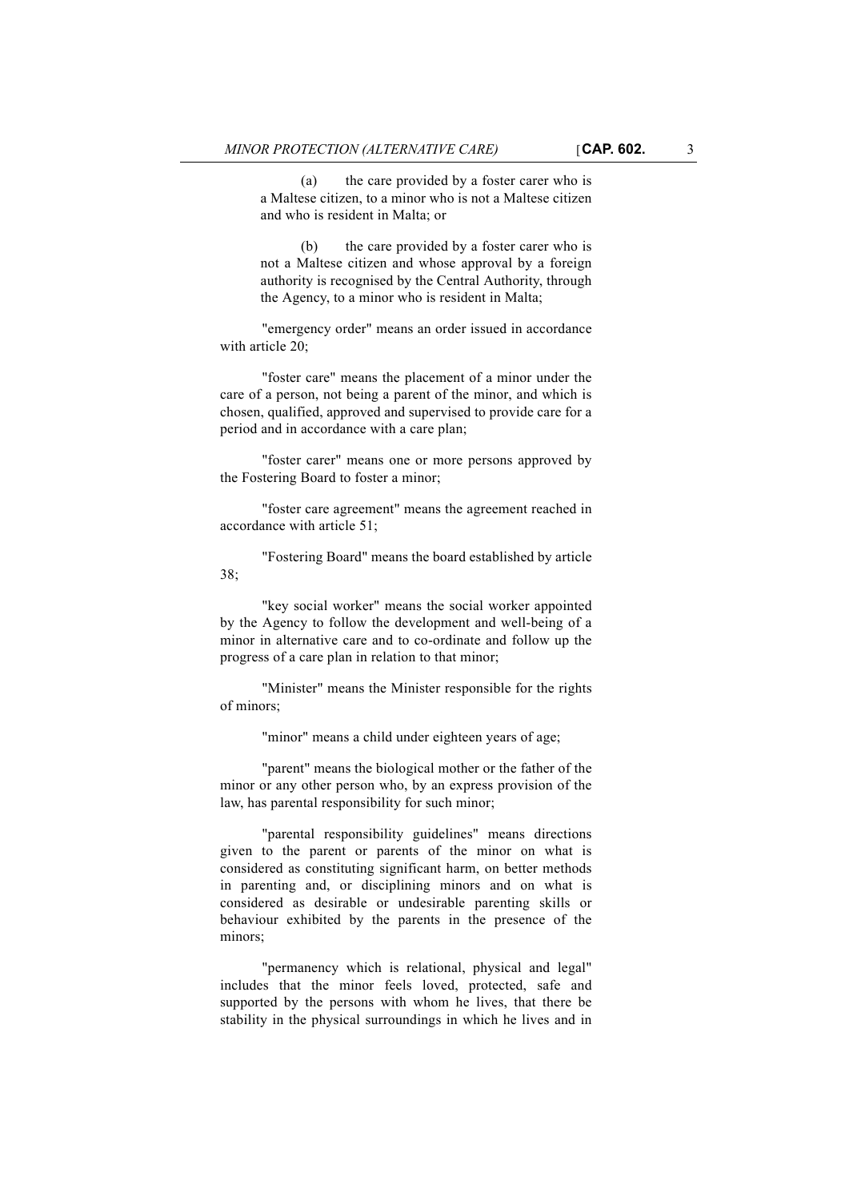(a) the care provided by a foster carer who is a Maltese citizen, to a minor who is not a Maltese citizen and who is resident in Malta; or

(b) the care provided by a foster carer who is not a Maltese citizen and whose approval by a foreign authority is recognised by the Central Authority, through the Agency, to a minor who is resident in Malta;

"emergency order" means an order issued in accordance with article 20;

"foster care" means the placement of a minor under the care of a person, not being a parent of the minor, and which is chosen, qualified, approved and supervised to provide care for a period and in accordance with a care plan;

"foster carer" means one or more persons approved by the Fostering Board to foster a minor;

"foster care agreement" means the agreement reached in accordance with article 51;

"Fostering Board" means the board established by article 38;

"key social worker" means the social worker appointed by the Agency to follow the development and well-being of a minor in alternative care and to co-ordinate and follow up the progress of a care plan in relation to that minor;

"Minister" means the Minister responsible for the rights of minors;

"minor" means a child under eighteen years of age;

"parent" means the biological mother or the father of the minor or any other person who, by an express provision of the law, has parental responsibility for such minor;

"parental responsibility guidelines" means directions given to the parent or parents of the minor on what is considered as constituting significant harm, on better methods in parenting and, or disciplining minors and on what is considered as desirable or undesirable parenting skills or behaviour exhibited by the parents in the presence of the minors;

"permanency which is relational, physical and legal" includes that the minor feels loved, protected, safe and supported by the persons with whom he lives, that there be stability in the physical surroundings in which he lives and in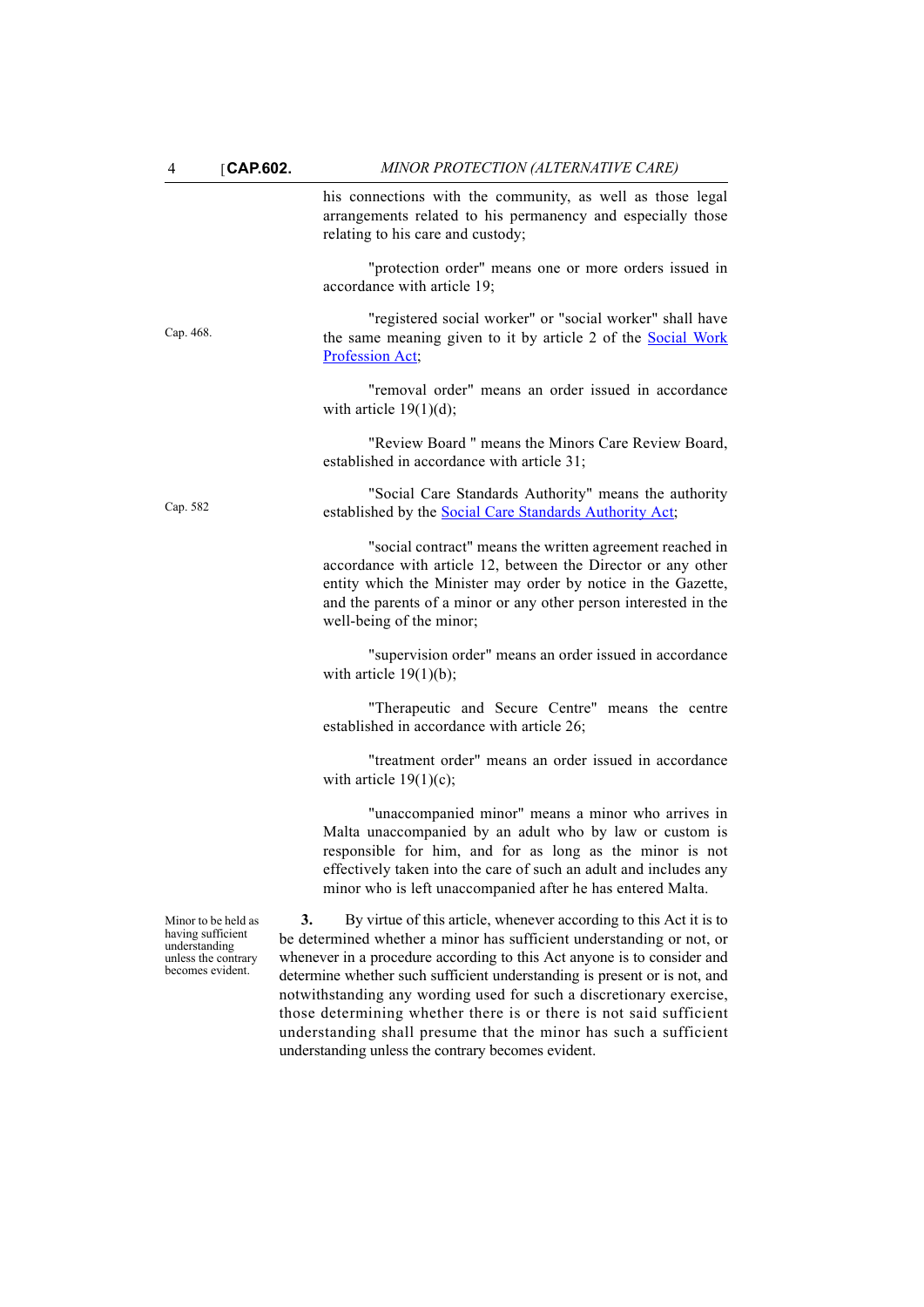his connections with the community, as well as those legal arrangements related to his permanency and especially those relating to his care and custody;

"protection order" means one or more orders issued in accordance with article 19;

Cap. 468.

"registered social worker" or "social worker" shall have the same meaning given to it by article 2 of the Social Work Profession Act;

"removal order" means an order issued in accordance with article 19(1)(d);

"Review Board " means the Minors Care Review Board, established in accordance with article 31;

Cap. 582

"Social Care Standards Authority" means the authority established by the Social Care Standards Authority Act;

"social contract" means the written agreement reached in accordance with article 12, between the Director or any other entity which the Minister may order by notice in the Gazette, and the parents of a minor or any other person interested in the well-being of the minor;

"supervision order" means an order issued in accordance with article 19(1)(b);

"Therapeutic and Secure Centre" means the centre established in accordance with article 26;

"treatment order" means an order issued in accordance with article 19(1)(c);

"unaccompanied minor" means a minor who arrives in Malta unaccompanied by an adult who by law or custom is responsible for him, and for as long as the minor is not effectively taken into the care of such an adult and includes any minor who is left unaccompanied after he has entered Malta.

Minor to be held as having sufficient understanding unless the contrary becomes evident.

**3.** By virtue of this article, whenever according to this Act it is to be determined whether a minor has sufficient understanding or not, or whenever in a procedure according to this Act anyone is to consider and determine whether such sufficient understanding is present or is not, and notwithstanding any wording used for such a discretionary exercise, those determining whether there is or there is not said sufficient understanding shall presume that the minor has such a sufficient understanding unless the contrary becomes evident.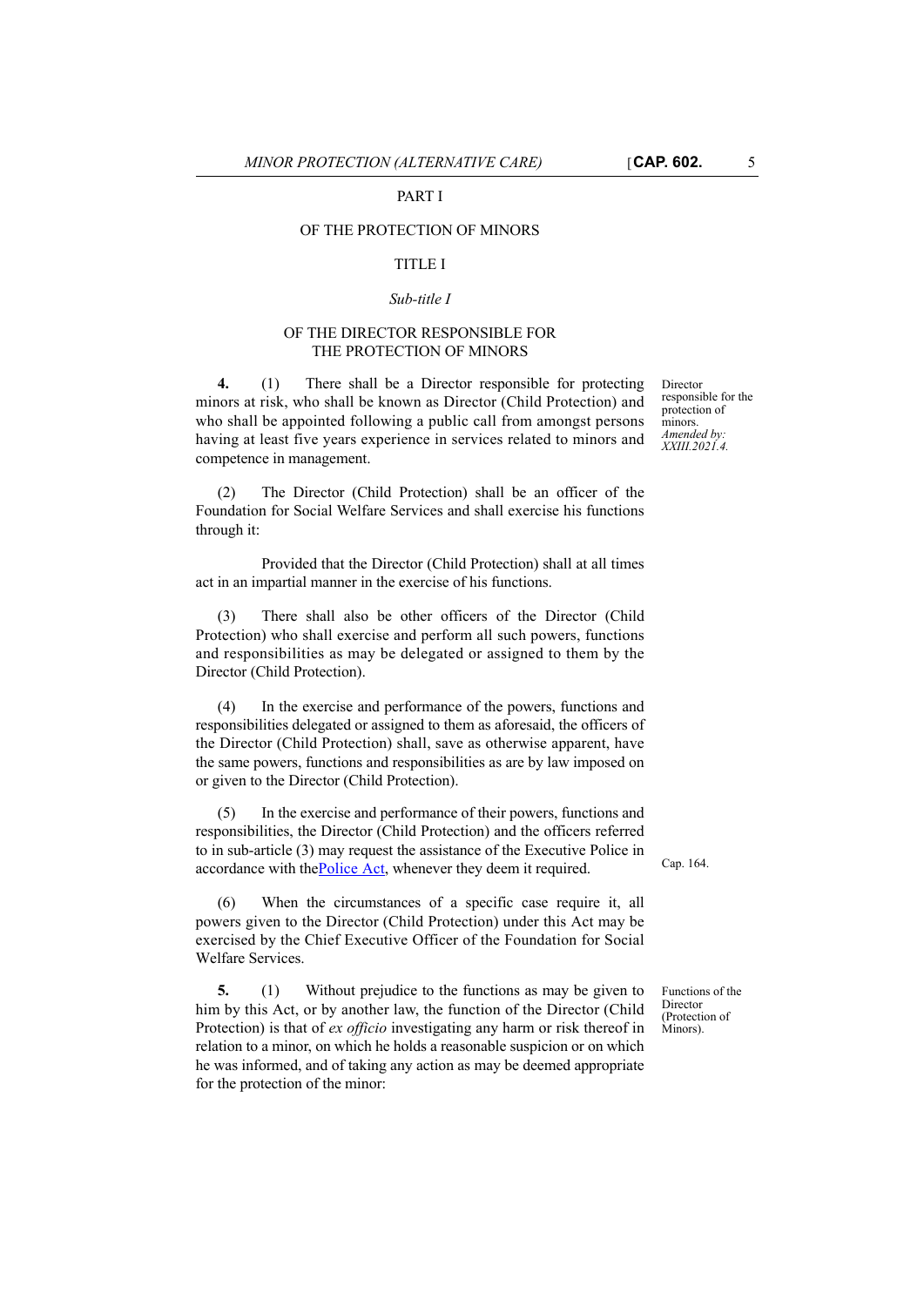PART I

OF THE PROTECTION OF MINORS

TITLE I

*Sub-title I*

OF THE DIRECTOR RESPONSIBLE FOR THE PROTECTION OF MINORS

Director responsible for the protection of minors.
*Amended by: XXIII.2021.4.*

**4.** (1) There shall be a Director responsible for protecting minors at risk, who shall be known as Director (Child Protection) and who shall be appointed following a public call from amongst persons having at least five years experience in services related to minors and competence in management.

(2) The Director (Child Protection) shall be an officer of the Foundation for Social Welfare Services and shall exercise his functions through it:

Provided that the Director (Child Protection) shall at all times act in an impartial manner in the exercise of his functions.

(3) There shall also be other officers of the Director (Child Protection) who shall exercise and perform all such powers, functions and responsibilities as may be delegated or assigned to them by the Director (Child Protection).

(4) In the exercise and performance of the powers, functions and responsibilities delegated or assigned to them as aforesaid, the officers of the Director (Child Protection) shall, save as otherwise apparent, have the same powers, functions and responsibilities as are by law imposed on or given to the Director (Child Protection).

(5) In the exercise and performance of their powers, functions and responsibilities, the Director (Child Protection) and the officers referred to in sub-article (3) may request the assistance of the Executive Police in accordance with thePolice Act, whenever they deem it required.

Cap. 164.

(6) When the circumstances of a specific case require it, all powers given to the Director (Child Protection) under this Act may be exercised by the Chief Executive Officer of the Foundation for Social Welfare Services.

Functions of the Director (Protection of Minors).

**5.** (1) Without prejudice to the functions as may be given to him by this Act, or by another law, the function of the Director (Child Protection) is that of *ex officio* investigating any harm or risk thereof in relation to a minor, on which he holds a reasonable suspicion or on which he was informed, and of taking any action as may be deemed appropriate for the protection of the minor: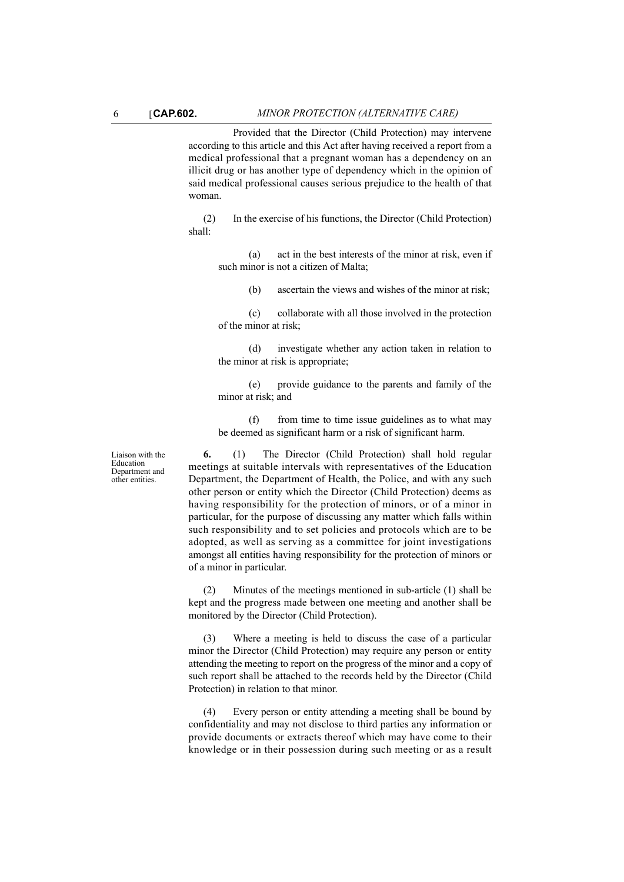Provided that the Director (Child Protection) may intervene according to this article and this Act after having received a report from a medical professional that a pregnant woman has a dependency on an illicit drug or has another type of dependency which in the opinion of said medical professional causes serious prejudice to the health of that woman.

(2) In the exercise of his functions, the Director (Child Protection) shall:

(a) act in the best interests of the minor at risk, even if such minor is not a citizen of Malta;

(b) ascertain the views and wishes of the minor at risk;

(c) collaborate with all those involved in the protection of the minor at risk;

(d) investigate whether any action taken in relation to the minor at risk is appropriate;

(e) provide guidance to the parents and family of the minor at risk; and

(f) from time to time issue guidelines as to what may be deemed as significant harm or a risk of significant harm.

*Liaison with the Education Department and other entities.*

**6.** (1) The Director (Child Protection) shall hold regular meetings at suitable intervals with representatives of the Education Department, the Department of Health, the Police, and with any such other person or entity which the Director (Child Protection) deems as having responsibility for the protection of minors, or of a minor in particular, for the purpose of discussing any matter which falls within such responsibility and to set policies and protocols which are to be adopted, as well as serving as a committee for joint investigations amongst all entities having responsibility for the protection of minors or of a minor in particular.

(2) Minutes of the meetings mentioned in sub-article (1) shall be kept and the progress made between one meeting and another shall be monitored by the Director (Child Protection).

(3) Where a meeting is held to discuss the case of a particular minor the Director (Child Protection) may require any person or entity attending the meeting to report on the progress of the minor and a copy of such report shall be attached to the records held by the Director (Child Protection) in relation to that minor.

(4) Every person or entity attending a meeting shall be bound by confidentiality and may not disclose to third parties any information or provide documents or extracts thereof which may have come to their knowledge or in their possession during such meeting or as a result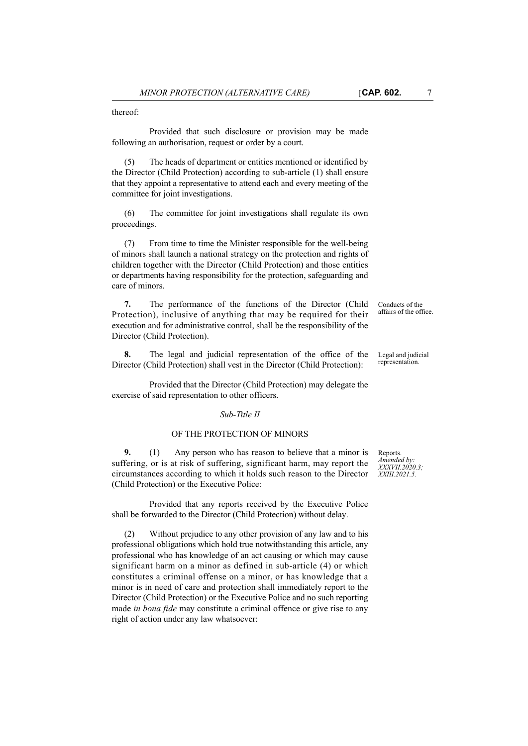thereof:

Provided that such disclosure or provision may be made following an authorisation, request or order by a court.

(5) The heads of department or entities mentioned or identified by the Director (Child Protection) according to sub-article (1) shall ensure that they appoint a representative to attend each and every meeting of the committee for joint investigations.

(6) The committee for joint investigations shall regulate its own proceedings.

(7) From time to time the Minister responsible for the well-being of minors shall launch a national strategy on the protection and rights of children together with the Director (Child Protection) and those entities or departments having responsibility for the protection, safeguarding and care of minors.

Conducts of the affairs of the office.

**7.** The performance of the functions of the Director (Child Protection), inclusive of anything that may be required for their execution and for administrative control, shall be the responsibility of the Director (Child Protection).

Legal and judicial representation.

**8.** The legal and judicial representation of the office of the Director (Child Protection) shall vest in the Director (Child Protection):

Provided that the Director (Child Protection) may delegate the exercise of said representation to other officers.

*Sub-Title II*

### OF THE PROTECTION OF MINORS

Reports.
*Amended by: XXXVII.2020.3; XXIII.2021.5.*

**9.** (1) Any person who has reason to believe that a minor is suffering, or is at risk of suffering, significant harm, may report the circumstances according to which it holds such reason to the Director (Child Protection) or the Executive Police:

Provided that any reports received by the Executive Police shall be forwarded to the Director (Child Protection) without delay.

(2) Without prejudice to any other provision of any law and to his professional obligations which hold true notwithstanding this article, any professional who has knowledge of an act causing or which may cause significant harm on a minor as defined in sub-article (4) or which constitutes a criminal offense on a minor, or has knowledge that a minor is in need of care and protection shall immediately report to the Director (Child Protection) or the Executive Police and no such reporting made *in bona fide* may constitute a criminal offence or give rise to any right of action under any law whatsoever: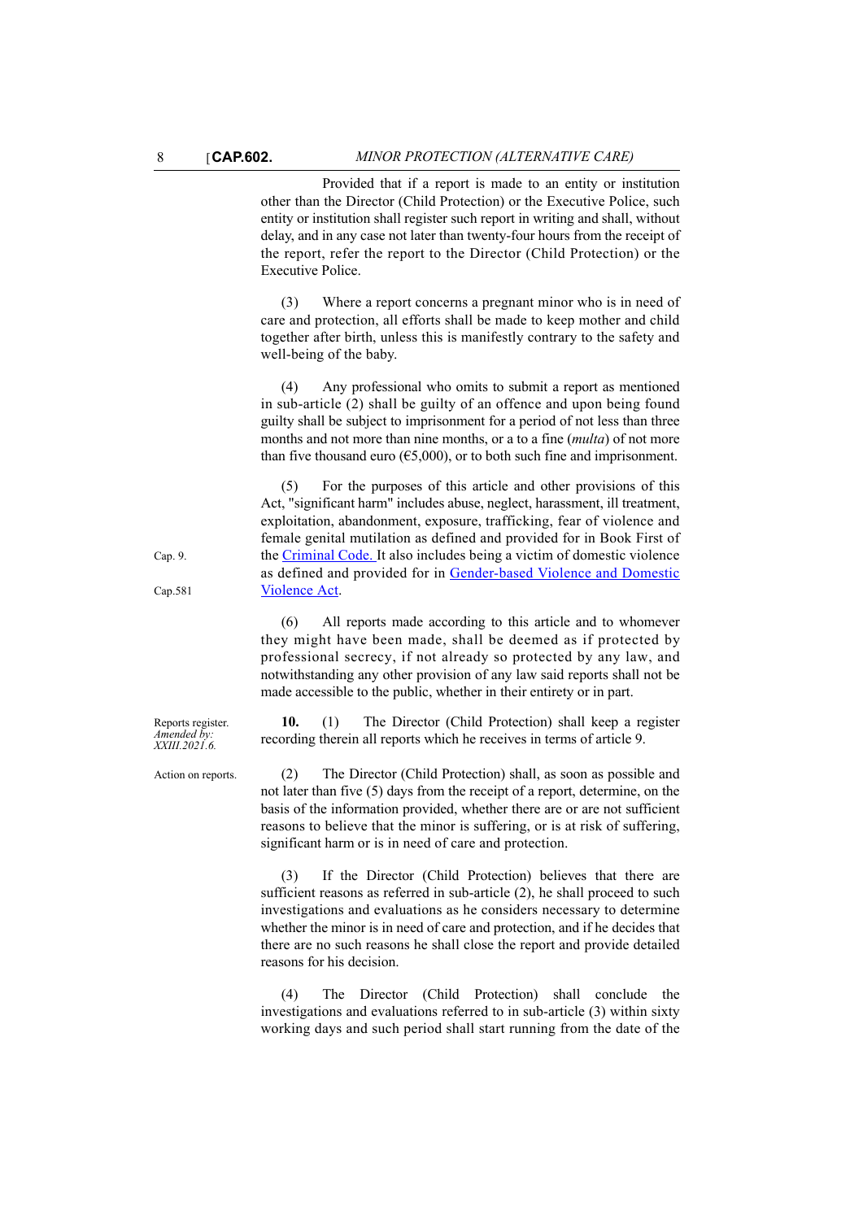Provided that if a report is made to an entity or institution other than the Director (Child Protection) or the Executive Police, such entity or institution shall register such report in writing and shall, without delay, and in any case not later than twenty-four hours from the receipt of the report, refer the report to the Director (Child Protection) or the Executive Police.

(3) Where a report concerns a pregnant minor who is in need of care and protection, all efforts shall be made to keep mother and child together after birth, unless this is manifestly contrary to the safety and well-being of the baby.

(4) Any professional who omits to submit a report as mentioned in sub-article (2) shall be guilty of an offence and upon being found guilty shall be subject to imprisonment for a period of not less than three months and not more than nine months, or a to a fine (*multa*) of not more than five thousand euro (€5,000), or to both such fine and imprisonment.

(5) For the purposes of this article and other provisions of this Act, "significant harm" includes abuse, neglect, harassment, ill treatment, exploitation, abandonment, exposure, trafficking, fear of violence and female genital mutilation as defined and provided for in Book First of the Criminal Code. It also includes being a victim of domestic violence as defined and provided for in Gender-based Violence and Domestic Violence Act.

Cap. 9.
Cap.581

(6) All reports made according to this article and to whomever they might have been made, shall be deemed as if protected by professional secrecy, if not already so protected by any law, and notwithstanding any other provision of any law said reports shall not be made accessible to the public, whether in their entirety or in part.

Reports register.
*Amended by: XXIII.2021.6.*

**10.** (1) The Director (Child Protection) shall keep a register recording therein all reports which he receives in terms of article 9.

Action on reports.

(2) The Director (Child Protection) shall, as soon as possible and not later than five (5) days from the receipt of a report, determine, on the basis of the information provided, whether there are or are not sufficient reasons to believe that the minor is suffering, or is at risk of suffering, significant harm or is in need of care and protection.

(3) If the Director (Child Protection) believes that there are sufficient reasons as referred in sub-article (2), he shall proceed to such investigations and evaluations as he considers necessary to determine whether the minor is in need of care and protection, and if he decides that there are no such reasons he shall close the report and provide detailed reasons for his decision.

(4) The Director (Child Protection) shall conclude the investigations and evaluations referred to in sub-article (3) within sixty working days and such period shall start running from the date of the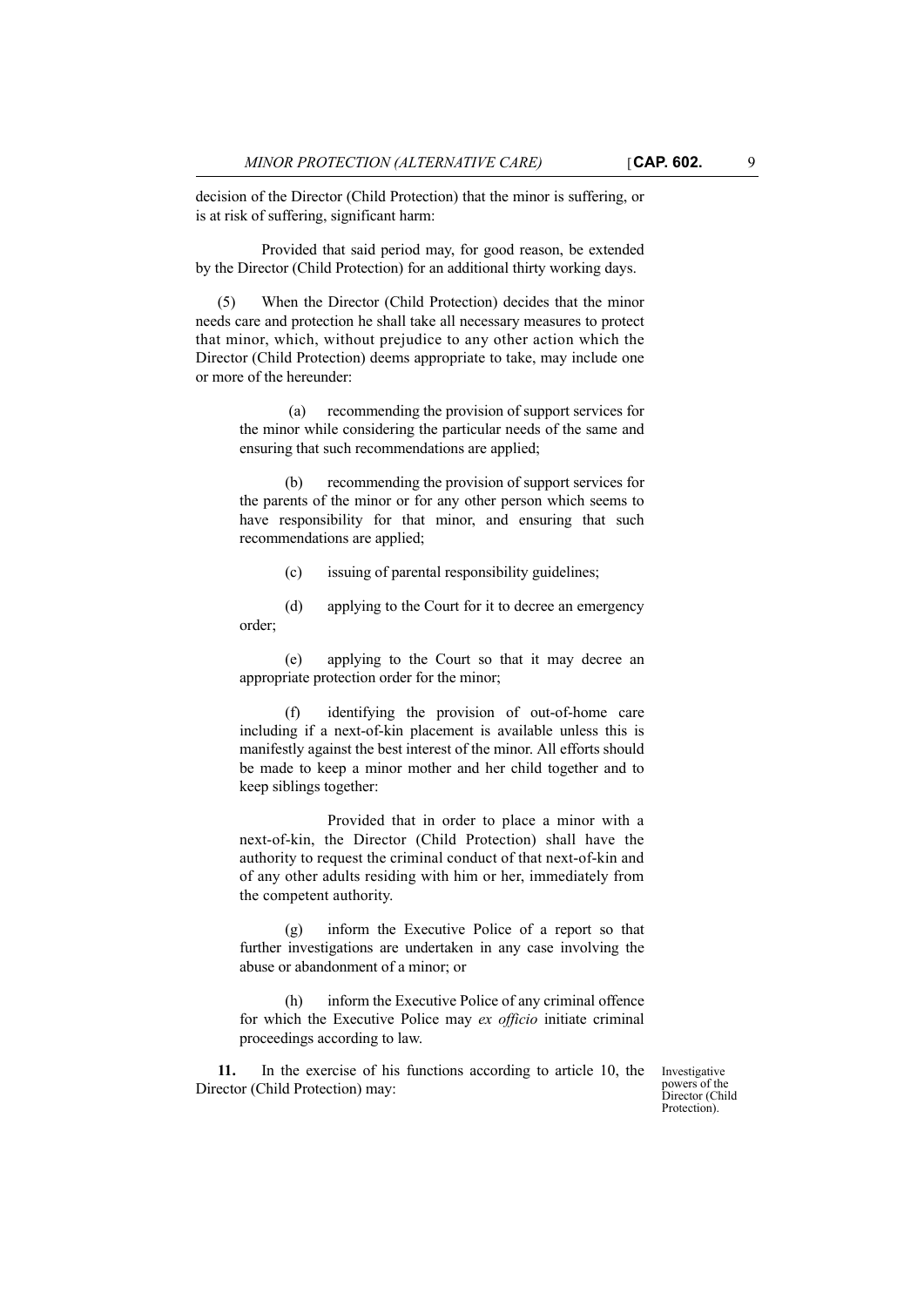decision of the Director (Child Protection) that the minor is suffering, or is at risk of suffering, significant harm:

Provided that said period may, for good reason, be extended by the Director (Child Protection) for an additional thirty working days.

(5) When the Director (Child Protection) decides that the minor needs care and protection he shall take all necessary measures to protect that minor, which, without prejudice to any other action which the Director (Child Protection) deems appropriate to take, may include one or more of the hereunder:

(a) recommending the provision of support services for the minor while considering the particular needs of the same and ensuring that such recommendations are applied;

(b) recommending the provision of support services for the parents of the minor or for any other person which seems to have responsibility for that minor, and ensuring that such recommendations are applied;

(c) issuing of parental responsibility guidelines;

(d) applying to the Court for it to decree an emergency order;

(e) applying to the Court so that it may decree an appropriate protection order for the minor;

(f) identifying the provision of out-of-home care including if a next-of-kin placement is available unless this is manifestly against the best interest of the minor. All efforts should be made to keep a minor mother and her child together and to keep siblings together:

Provided that in order to place a minor with a next-of-kin, the Director (Child Protection) shall have the authority to request the criminal conduct of that next-of-kin and of any other adults residing with him or her, immediately from the competent authority.

(g) inform the Executive Police of a report so that further investigations are undertaken in any case involving the abuse or abandonment of a minor; or

(h) inform the Executive Police of any criminal offence for which the Executive Police may *ex officio* initiate criminal proceedings according to law.

Investigative powers of the Director (Child Protection).

**11.** In the exercise of his functions according to article 10, the Director (Child Protection) may: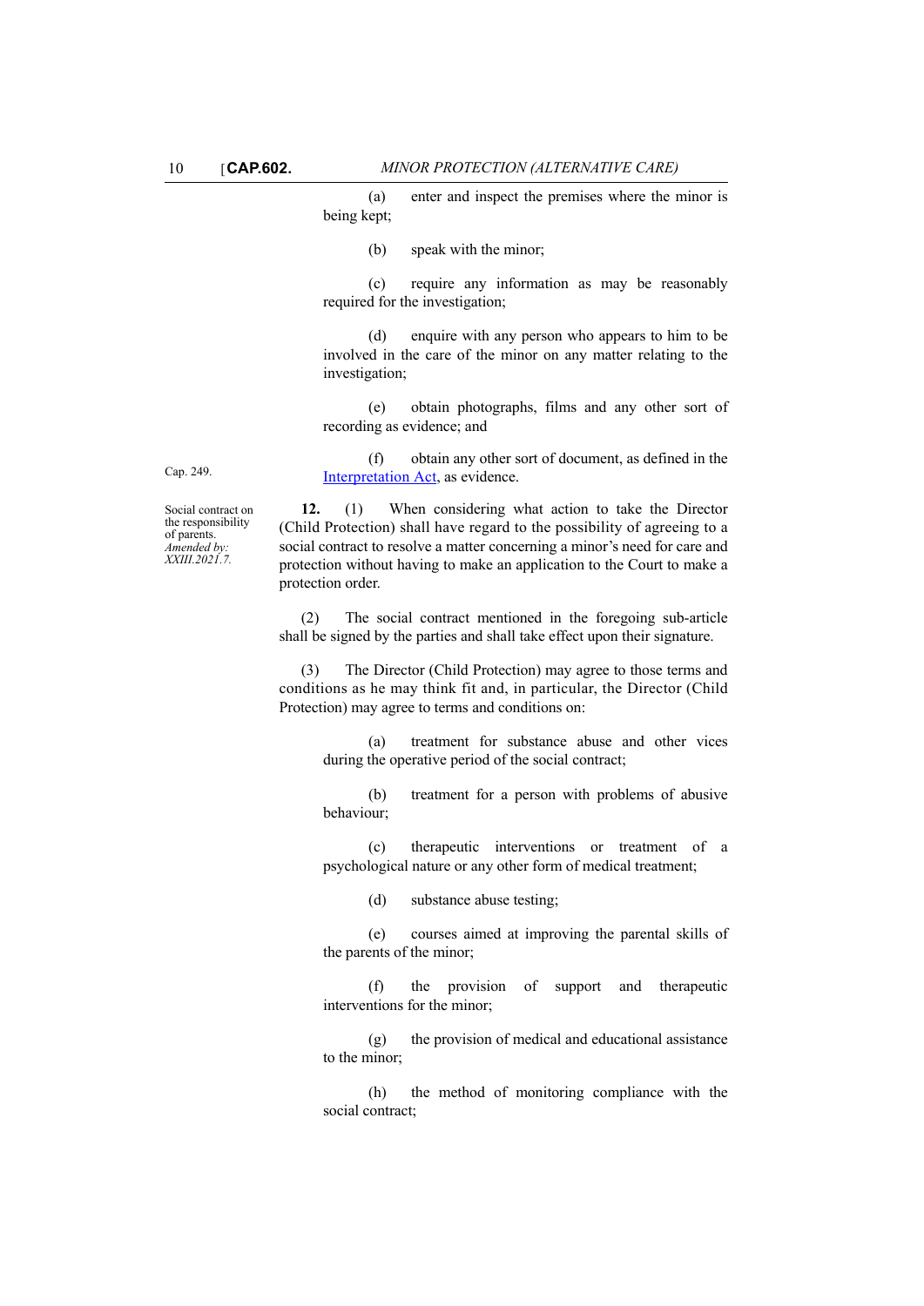(a) enter and inspect the premises where the minor is being kept;

(b) speak with the minor;

(c) require any information as may be reasonably required for the investigation;

(d) enquire with any person who appears to him to be involved in the care of the minor on any matter relating to the investigation;

(e) obtain photographs, films and any other sort of recording as evidence; and

Cap. 249.

(f) obtain any other sort of document, as defined in the Interpretation Act, as evidence.

Social contract on the responsibility of parents.
*Amended by: XXIII.2021.7.*

**12.** (1) When considering what action to take the Director (Child Protection) shall have regard to the possibility of agreeing to a social contract to resolve a matter concerning a minor's need for care and protection without having to make an application to the Court to make a protection order.

(2) The social contract mentioned in the foregoing sub-article shall be signed by the parties and shall take effect upon their signature.

(3) The Director (Child Protection) may agree to those terms and conditions as he may think fit and, in particular, the Director (Child Protection) may agree to terms and conditions on:

(a) treatment for substance abuse and other vices during the operative period of the social contract;

(b) treatment for a person with problems of abusive behaviour;

(c) therapeutic interventions or treatment of a psychological nature or any other form of medical treatment;

(d) substance abuse testing;

(e) courses aimed at improving the parental skills of the parents of the minor;

(f) the provision of support and therapeutic interventions for the minor;

(g) the provision of medical and educational assistance to the minor;

(h) the method of monitoring compliance with the social contract;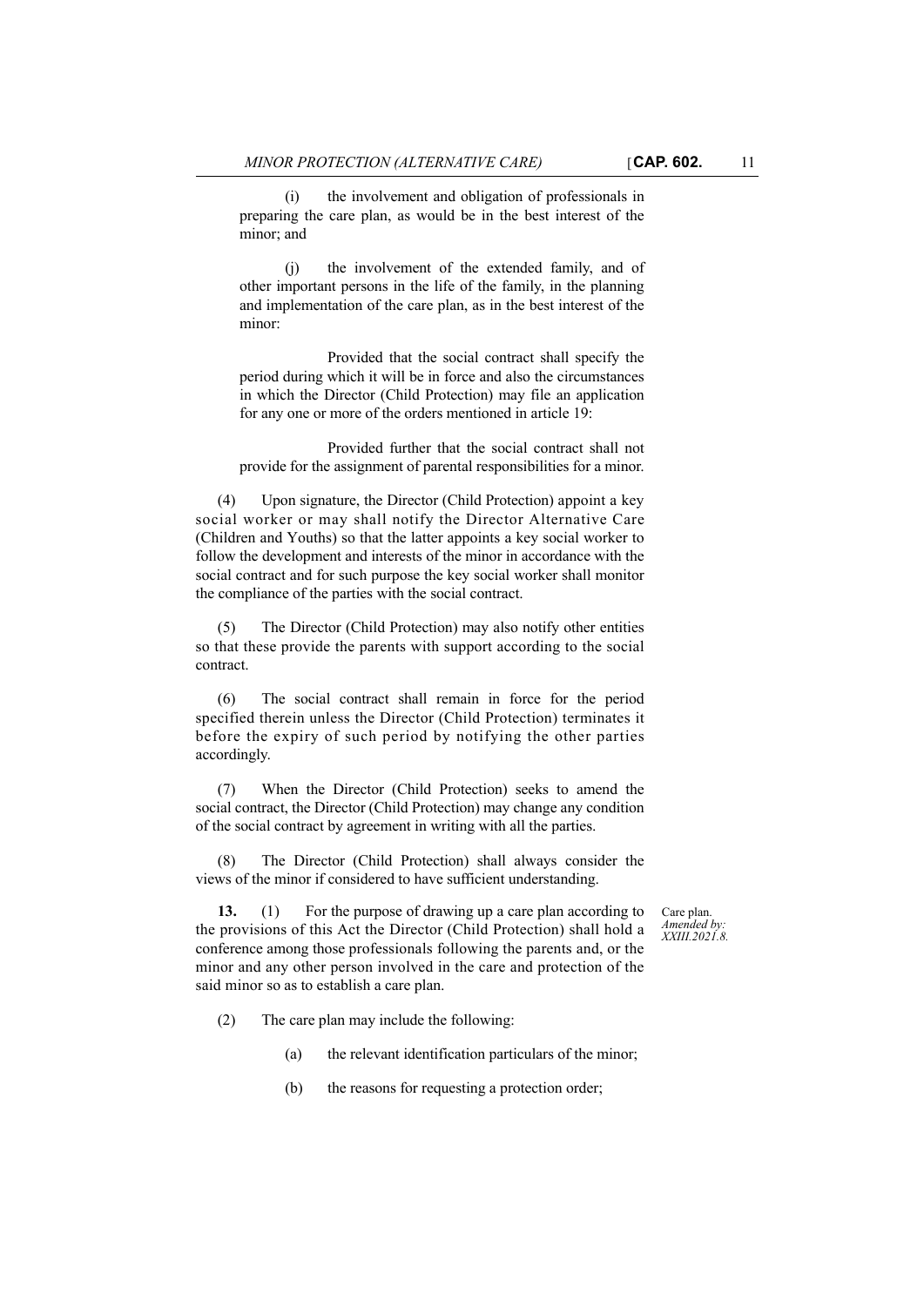(i) the involvement and obligation of professionals in preparing the care plan, as would be in the best interest of the minor; and

(j) the involvement of the extended family, and of other important persons in the life of the family, in the planning and implementation of the care plan, as in the best interest of the minor:

Provided that the social contract shall specify the period during which it will be in force and also the circumstances in which the Director (Child Protection) may file an application for any one or more of the orders mentioned in article 19:

Provided further that the social contract shall not provide for the assignment of parental responsibilities for a minor.

(4) Upon signature, the Director (Child Protection) appoint a key social worker or may shall notify the Director Alternative Care (Children and Youths) so that the latter appoints a key social worker to follow the development and interests of the minor in accordance with the social contract and for such purpose the key social worker shall monitor the compliance of the parties with the social contract.

(5) The Director (Child Protection) may also notify other entities so that these provide the parents with support according to the social contract.

(6) The social contract shall remain in force for the period specified therein unless the Director (Child Protection) terminates it before the expiry of such period by notifying the other parties accordingly.

(7) When the Director (Child Protection) seeks to amend the social contract, the Director (Child Protection) may change any condition of the social contract by agreement in writing with all the parties.

(8) The Director (Child Protection) shall always consider the views of the minor if considered to have sufficient understanding.

Care plan. *Amended by: XXIII.2021.8.*

**13.** (1) For the purpose of drawing up a care plan according to the provisions of this Act the Director (Child Protection) shall hold a conference among those professionals following the parents and, or the minor and any other person involved in the care and protection of the said minor so as to establish a care plan.

(2) The care plan may include the following:

(a) the relevant identification particulars of the minor;

(b) the reasons for requesting a protection order;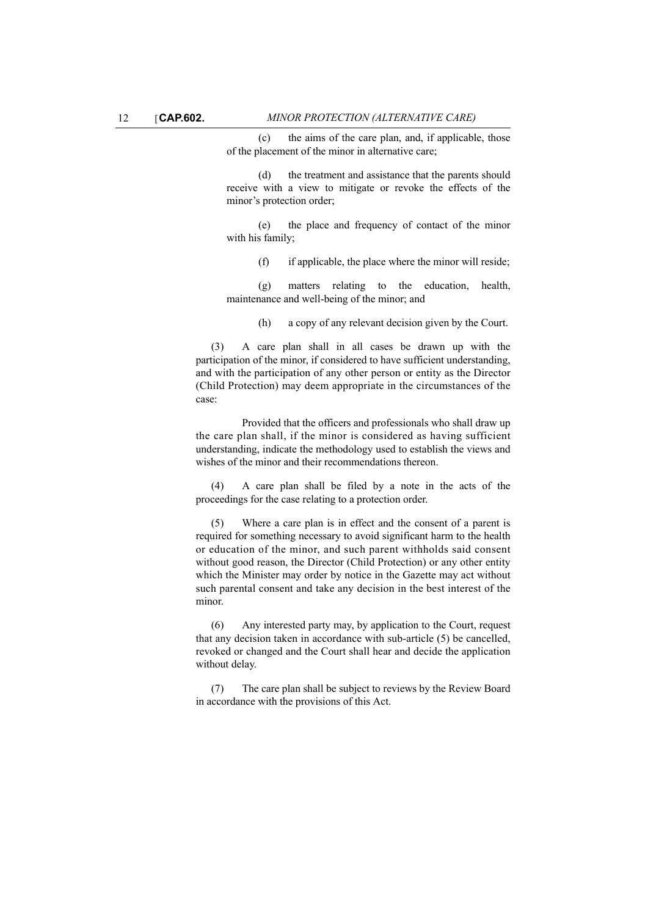(c) the aims of the care plan, and, if applicable, those of the placement of the minor in alternative care;

(d) the treatment and assistance that the parents should receive with a view to mitigate or revoke the effects of the minor's protection order;

(e) the place and frequency of contact of the minor with his family;

(f) if applicable, the place where the minor will reside;

(g) matters relating to the education, health, maintenance and well-being of the minor; and

(h) a copy of any relevant decision given by the Court.

(3) A care plan shall in all cases be drawn up with the participation of the minor, if considered to have sufficient understanding, and with the participation of any other person or entity as the Director (Child Protection) may deem appropriate in the circumstances of the case:

Provided that the officers and professionals who shall draw up the care plan shall, if the minor is considered as having sufficient understanding, indicate the methodology used to establish the views and wishes of the minor and their recommendations thereon.

(4) A care plan shall be filed by a note in the acts of the proceedings for the case relating to a protection order.

(5) Where a care plan is in effect and the consent of a parent is required for something necessary to avoid significant harm to the health or education of the minor, and such parent withholds said consent without good reason, the Director (Child Protection) or any other entity which the Minister may order by notice in the Gazette may act without such parental consent and take any decision in the best interest of the minor.

(6) Any interested party may, by application to the Court, request that any decision taken in accordance with sub-article (5) be cancelled, revoked or changed and the Court shall hear and decide the application without delay.

(7) The care plan shall be subject to reviews by the Review Board in accordance with the provisions of this Act.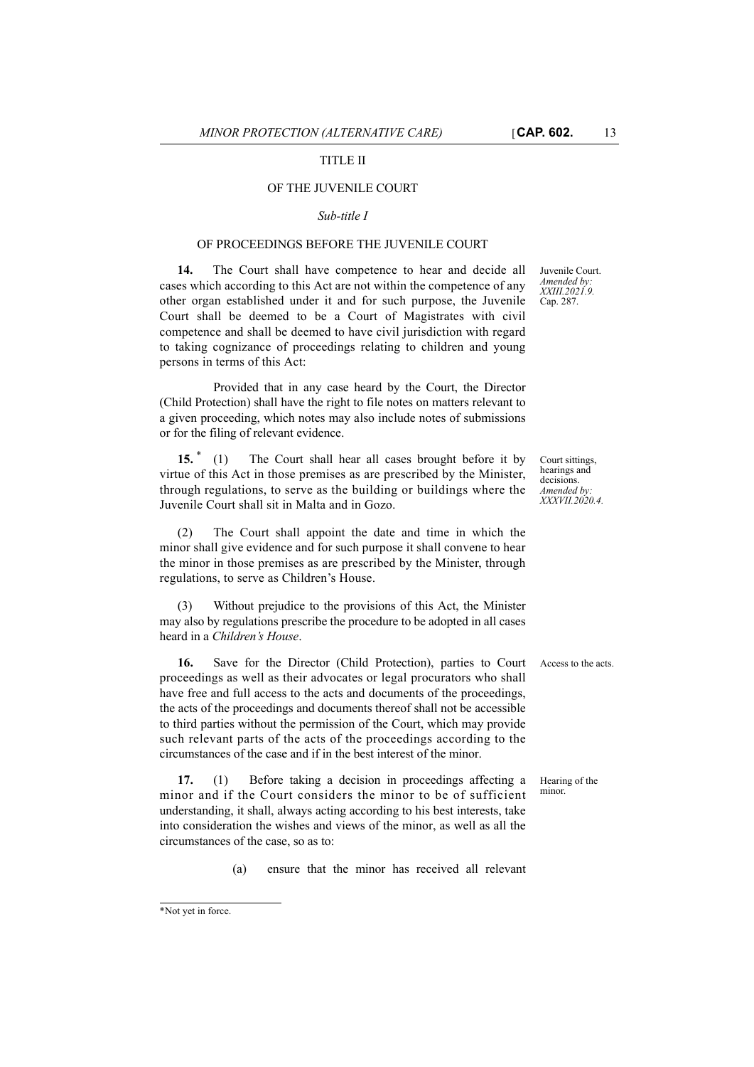TITLE II

OF THE JUVENILE COURT

*Sub-title I*

OF PROCEEDINGS BEFORE THE JUVENILE COURT

Juvenile Court. *Amended by: XXIII.2021.9.* Cap. 287.

**14.** The Court shall have competence to hear and decide all cases which according to this Act are not within the competence of any other organ established under it and for such purpose, the Juvenile Court shall be deemed to be a Court of Magistrates with civil competence and shall be deemed to have civil jurisdiction with regard to taking cognizance of proceedings relating to children and young persons in terms of this Act:

Provided that in any case heard by the Court, the Director (Child Protection) shall have the right to file notes on matters relevant to a given proceeding, which notes may also include notes of submissions or for the filing of relevant evidence.

Court sittings, hearings and decisions. *Amended by: XXXVII.2020.4.*

**15.** * (1) The Court shall hear all cases brought before it by virtue of this Act in those premises as are prescribed by the Minister, through regulations, to serve as the building or buildings where the Juvenile Court shall sit in Malta and in Gozo.

(2) The Court shall appoint the date and time in which the minor shall give evidence and for such purpose it shall convene to hear the minor in those premises as are prescribed by the Minister, through regulations, to serve as Children's House.

(3) Without prejudice to the provisions of this Act, the Minister may also by regulations prescribe the procedure to be adopted in all cases heard in a *Children's House*.

Access to the acts.

**16.** Save for the Director (Child Protection), parties to Court proceedings as well as their advocates or legal procurators who shall have free and full access to the acts and documents of the proceedings, the acts of the proceedings and documents thereof shall not be accessible to third parties without the permission of the Court, which may provide such relevant parts of the acts of the proceedings according to the circumstances of the case and if in the best interest of the minor.

Hearing of the minor.

**17.** (1) Before taking a decision in proceedings affecting a minor and if the Court considers the minor to be of sufficient understanding, it shall, always acting according to his best interests, take into consideration the wishes and views of the minor, as well as all the circumstances of the case, so as to:

(a) ensure that the minor has received all relevant

*Not yet in force.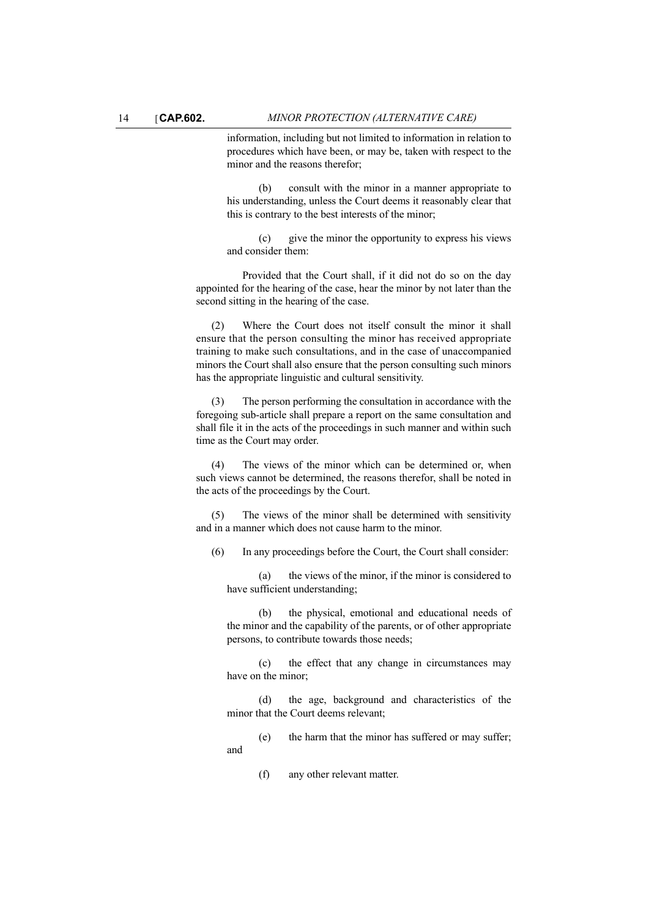information, including but not limited to information in relation to procedures which have been, or may be, taken with respect to the minor and the reasons therefor;

(b) consult with the minor in a manner appropriate to his understanding, unless the Court deems it reasonably clear that this is contrary to the best interests of the minor;

(c) give the minor the opportunity to express his views and consider them:

Provided that the Court shall, if it did not do so on the day appointed for the hearing of the case, hear the minor by not later than the second sitting in the hearing of the case.

(2) Where the Court does not itself consult the minor it shall ensure that the person consulting the minor has received appropriate training to make such consultations, and in the case of unaccompanied minors the Court shall also ensure that the person consulting such minors has the appropriate linguistic and cultural sensitivity.

(3) The person performing the consultation in accordance with the foregoing sub-article shall prepare a report on the same consultation and shall file it in the acts of the proceedings in such manner and within such time as the Court may order.

(4) The views of the minor which can be determined or, when such views cannot be determined, the reasons therefor, shall be noted in the acts of the proceedings by the Court.

(5) The views of the minor shall be determined with sensitivity and in a manner which does not cause harm to the minor.

(6) In any proceedings before the Court, the Court shall consider:

(a) the views of the minor, if the minor is considered to have sufficient understanding;

(b) the physical, emotional and educational needs of the minor and the capability of the parents, or of other appropriate persons, to contribute towards those needs;

(c) the effect that any change in circumstances may have on the minor;

(d) the age, background and characteristics of the minor that the Court deems relevant;

(e) the harm that the minor has suffered or may suffer; and

(f) any other relevant matter.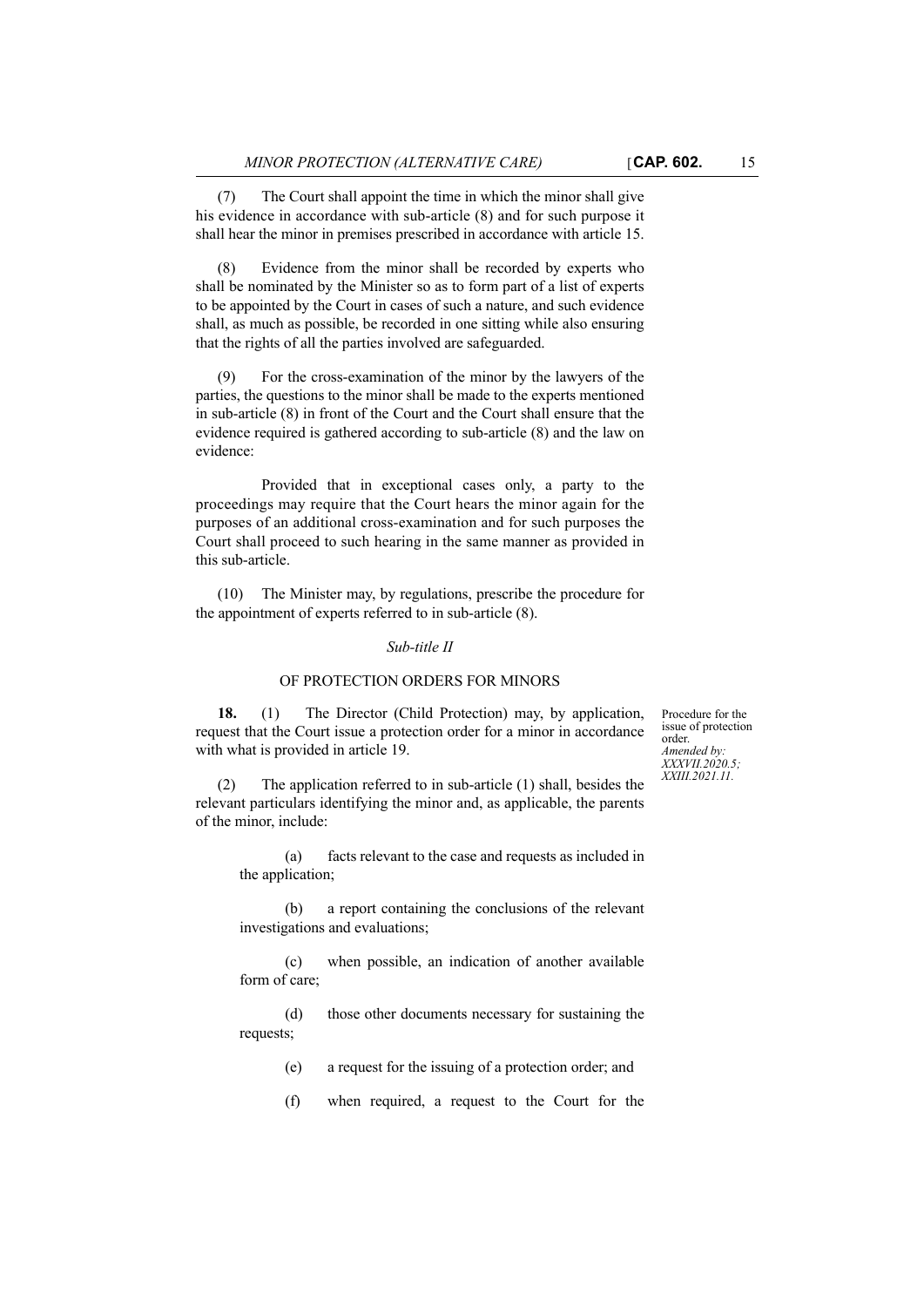(7) The Court shall appoint the time in which the minor shall give his evidence in accordance with sub-article (8) and for such purpose it shall hear the minor in premises prescribed in accordance with article 15.

(8) Evidence from the minor shall be recorded by experts who shall be nominated by the Minister so as to form part of a list of experts to be appointed by the Court in cases of such a nature, and such evidence shall, as much as possible, be recorded in one sitting while also ensuring that the rights of all the parties involved are safeguarded.

(9) For the cross-examination of the minor by the lawyers of the parties, the questions to the minor shall be made to the experts mentioned in sub-article (8) in front of the Court and the Court shall ensure that the evidence required is gathered according to sub-article (8) and the law on evidence:

Provided that in exceptional cases only, a party to the proceedings may require that the Court hears the minor again for the purposes of an additional cross-examination and for such purposes the Court shall proceed to such hearing in the same manner as provided in this sub-article.

(10) The Minister may, by regulations, prescribe the procedure for the appointment of experts referred to in sub-article (8).

*Sub-title II*

OF PROTECTION ORDERS FOR MINORS

Procedure for the issue of protection order.
*Amended by: XXXVII.2020.5; XXIII.2021.11.*

**18.** (1) The Director (Child Protection) may, by application, request that the Court issue a protection order for a minor in accordance with what is provided in article 19.

(2) The application referred to in sub-article (1) shall, besides the relevant particulars identifying the minor and, as applicable, the parents of the minor, include:

(a) facts relevant to the case and requests as included in the application;

(b) a report containing the conclusions of the relevant investigations and evaluations;

(c) when possible, an indication of another available form of care;

(d) those other documents necessary for sustaining the requests;

(e) a request for the issuing of a protection order; and

(f) when required, a request to the Court for the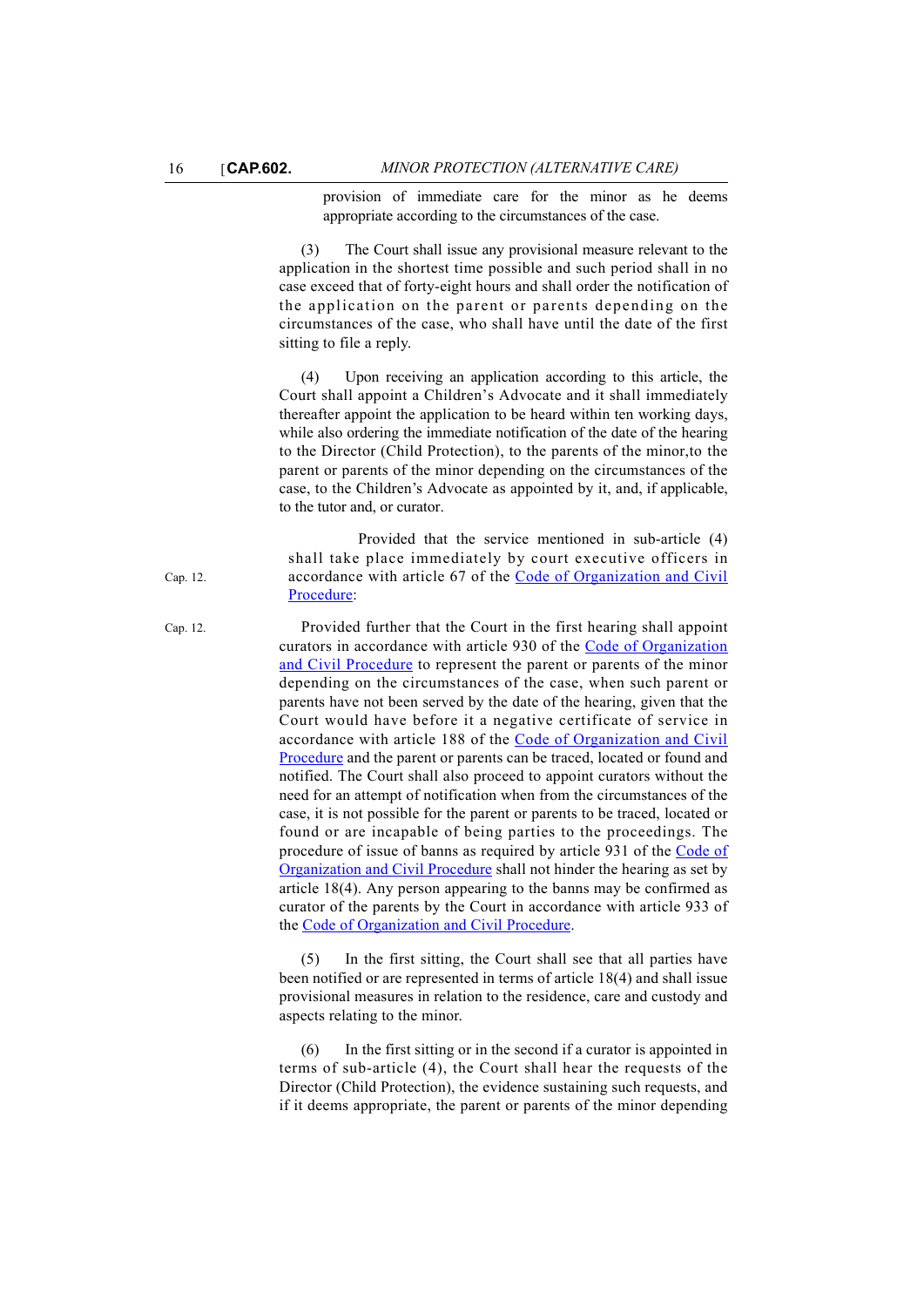provision of immediate care for the minor as he deems appropriate according to the circumstances of the case.

(3) The Court shall issue any provisional measure relevant to the application in the shortest time possible and such period shall in no case exceed that of forty-eight hours and shall order the notification of the application on the parent or parents depending on the circumstances of the case, who shall have until the date of the first sitting to file a reply.

(4) Upon receiving an application according to this article, the Court shall appoint a Children's Advocate and it shall immediately thereafter appoint the application to be heard within ten working days, while also ordering the immediate notification of the date of the hearing to the Director (Child Protection), to the parents of the minor,to the parent or parents of the minor depending on the circumstances of the case, to the Children's Advocate as appointed by it, and, if applicable, to the tutor and, or curator.

Cap. 12.

Provided that the service mentioned in sub-article (4) shall take place immediately by court executive officers in accordance with article 67 of the Code of Organization and Civil Procedure:

Cap. 12.

Provided further that the Court in the first hearing shall appoint curators in accordance with article 930 of the Code of Organization and Civil Procedure to represent the parent or parents of the minor depending on the circumstances of the case, when such parent or parents have not been served by the date of the hearing, given that the Court would have before it a negative certificate of service in accordance with article 188 of the Code of Organization and Civil Procedure and the parent or parents can be traced, located or found and notified. The Court shall also proceed to appoint curators without the need for an attempt of notification when from the circumstances of the case, it is not possible for the parent or parents to be traced, located or found or are incapable of being parties to the proceedings. The procedure of issue of banns as required by article 931 of the Code of Organization and Civil Procedure shall not hinder the hearing as set by article 18(4). Any person appearing to the banns may be confirmed as curator of the parents by the Court in accordance with article 933 of the Code of Organization and Civil Procedure.

(5) In the first sitting, the Court shall see that all parties have been notified or are represented in terms of article 18(4) and shall issue provisional measures in relation to the residence, care and custody and aspects relating to the minor.

(6) In the first sitting or in the second if a curator is appointed in terms of sub-article (4), the Court shall hear the requests of the Director (Child Protection), the evidence sustaining such requests, and if it deems appropriate, the parent or parents of the minor depending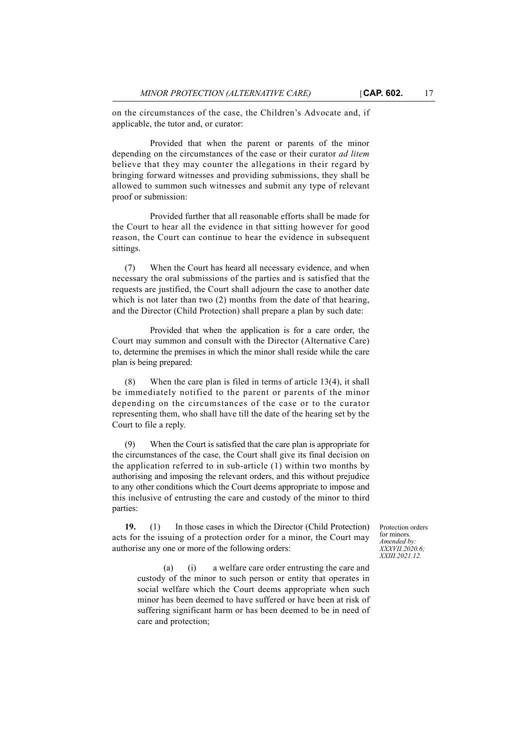on the circumstances of the case, the Children's Advocate and, if applicable, the tutor and, or curator:

Provided that when the parent or parents of the minor depending on the circumstances of the case or their curator *ad litem* believe that they may counter the allegations in their regard by bringing forward witnesses and providing submissions, they shall be allowed to summon such witnesses and submit any type of relevant proof or submission:

Provided further that all reasonable efforts shall be made for the Court to hear all the evidence in that sitting however for good reason, the Court can continue to hear the evidence in subsequent sittings.

(7) When the Court has heard all necessary evidence, and when necessary the oral submissions of the parties and is satisfied that the requests are justified, the Court shall adjourn the case to another date which is not later than two (2) months from the date of that hearing, and the Director (Child Protection) shall prepare a plan by such date:

Provided that when the application is for a care order, the Court may summon and consult with the Director (Alternative Care) to, determine the premises in which the minor shall reside while the care plan is being prepared:

(8) When the care plan is filed in terms of article 13(4), it shall be immediately notified to the parent or parents of the minor depending on the circumstances of the case or to the curator representing them, who shall have till the date of the hearing set by the Court to file a reply.

(9) When the Court is satisfied that the care plan is appropriate for the circumstances of the case, the Court shall give its final decision on the application referred to in sub-article (1) within two months by authorising and imposing the relevant orders, and this without prejudice to any other conditions which the Court deems appropriate to impose and this inclusive of entrusting the care and custody of the minor to third parties:

Protection orders for minors. *Amended by: XXXVII.2020.6; XXIII.2021.12.*

**19.** (1) In those cases in which the Director (Child Protection) acts for the issuing of a protection order for a minor, the Court may authorise any one or more of the following orders:

(a) (i) a welfare care order entrusting the care and custody of the minor to such person or entity that operates in social welfare which the Court deems appropriate when such minor has been deemed to have suffered or have been at risk of suffering significant harm or has been deemed to be in need of care and protection;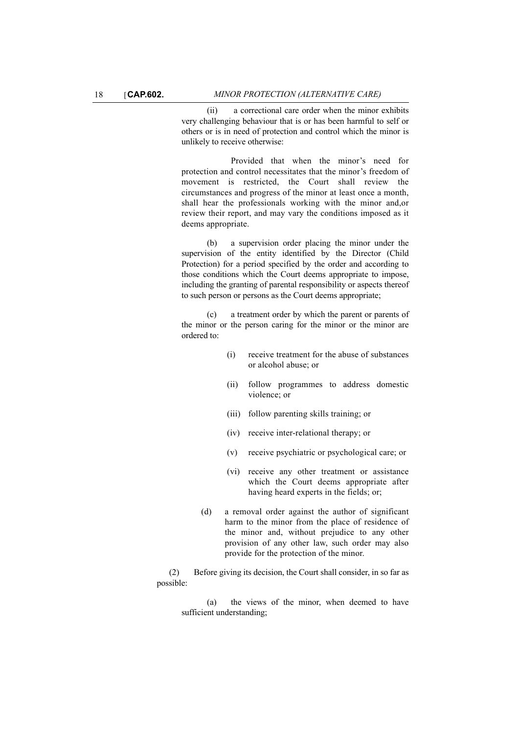(ii) a correctional care order when the minor exhibits very challenging behaviour that is or has been harmful to self or others or is in need of protection and control which the minor is unlikely to receive otherwise:

Provided that when the minor's need for protection and control necessitates that the minor's freedom of movement is restricted, the Court shall review the circumstances and progress of the minor at least once a month, shall hear the professionals working with the minor and,or review their report, and may vary the conditions imposed as it deems appropriate.

(b) a supervision order placing the minor under the supervision of the entity identified by the Director (Child Protection) for a period specified by the order and according to those conditions which the Court deems appropriate to impose, including the granting of parental responsibility or aspects thereof to such person or persons as the Court deems appropriate;

(c) a treatment order by which the parent or parents of the minor or the person caring for the minor or the minor are ordered to:

(i) receive treatment for the abuse of substances or alcohol abuse; or

(ii) follow programmes to address domestic violence; or

(iii) follow parenting skills training; or

(iv) receive inter-relational therapy; or

(v) receive psychiatric or psychological care; or

(vi) receive any other treatment or assistance which the Court deems appropriate after having heard experts in the fields; or;

(d) a removal order against the author of significant harm to the minor from the place of residence of the minor and, without prejudice to any other provision of any other law, such order may also provide for the protection of the minor.

(2) Before giving its decision, the Court shall consider, in so far as possible:

(a) the views of the minor, when deemed to have sufficient understanding;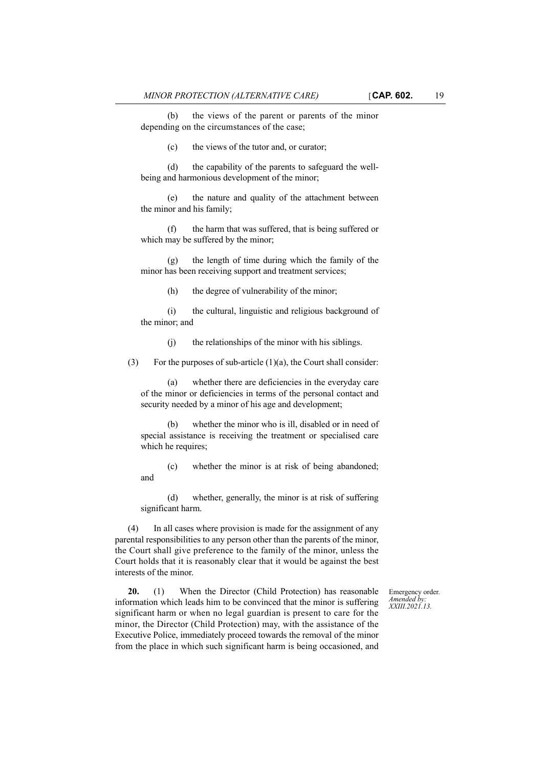(b) the views of the parent or parents of the minor depending on the circumstances of the case;

(c) the views of the tutor and, or curator;

(d) the capability of the parents to safeguard the well-being and harmonious development of the minor;

(e) the nature and quality of the attachment between the minor and his family;

(f) the harm that was suffered, that is being suffered or which may be suffered by the minor;

(g) the length of time during which the family of the minor has been receiving support and treatment services;

(h) the degree of vulnerability of the minor;

(i) the cultural, linguistic and religious background of the minor; and

(j) the relationships of the minor with his siblings.

(3) For the purposes of sub-article (1)(a), the Court shall consider:

(a) whether there are deficiencies in the everyday care of the minor or deficiencies in terms of the personal contact and security needed by a minor of his age and development;

(b) whether the minor who is ill, disabled or in need of special assistance is receiving the treatment or specialised care which he requires;

(c) whether the minor is at risk of being abandoned; and

(d) whether, generally, the minor is at risk of suffering significant harm.

(4) In all cases where provision is made for the assignment of any parental responsibilities to any person other than the parents of the minor, the Court shall give preference to the family of the minor, unless the Court holds that it is reasonably clear that it would be against the best interests of the minor.

Emergency order. *Amended by: XXIII.2021.13.*

**20.** (1) When the Director (Child Protection) has reasonable information which leads him to be convinced that the minor is suffering significant harm or when no legal guardian is present to care for the minor, the Director (Child Protection) may, with the assistance of the Executive Police, immediately proceed towards the removal of the minor from the place in which such significant harm is being occasioned, and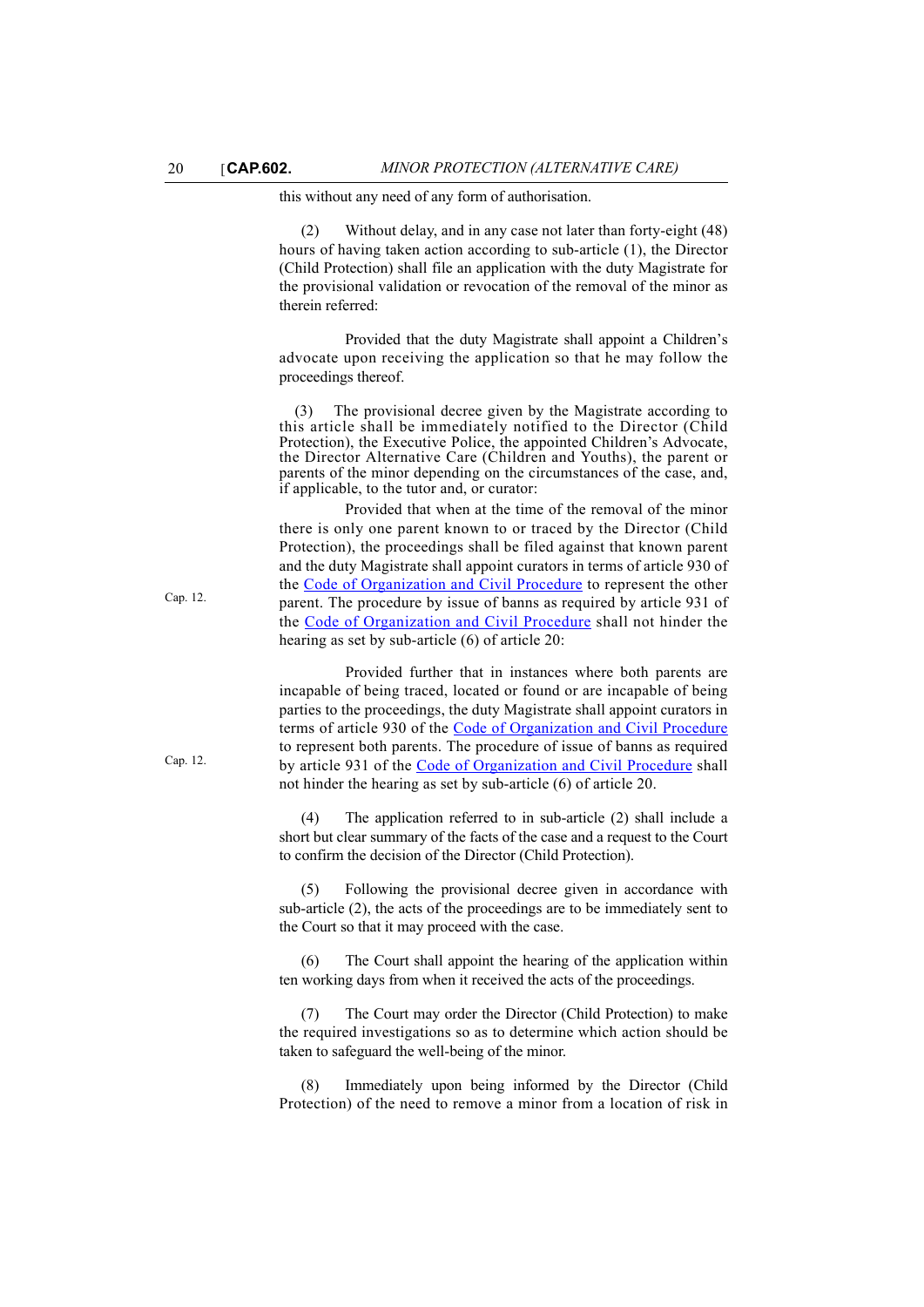this without any need of any form of authorisation.

(2) Without delay, and in any case not later than forty-eight (48) hours of having taken action according to sub-article (1), the Director (Child Protection) shall file an application with the duty Magistrate for the provisional validation or revocation of the removal of the minor as therein referred:

Provided that the duty Magistrate shall appoint a Children's advocate upon receiving the application so that he may follow the proceedings thereof.

(3) The provisional decree given by the Magistrate according to this article shall be immediately notified to the Director (Child Protection), the Executive Police, the appointed Children's Advocate, the Director Alternative Care (Children and Youths), the parent or parents of the minor depending on the circumstances of the case, and, if applicable, to the tutor and, or curator:

Provided that when at the time of the removal of the minor there is only one parent known to or traced by the Director (Child Protection), the proceedings shall be filed against that known parent and the duty Magistrate shall appoint curators in terms of article 930 of the Code of Organization and Civil Procedure to represent the other parent. The procedure by issue of banns as required by article 931 of the Code of Organization and Civil Procedure shall not hinder the hearing as set by sub-article (6) of article 20:

Cap. 12.

Provided further that in instances where both parents are incapable of being traced, located or found or are incapable of being parties to the proceedings, the duty Magistrate shall appoint curators in terms of article 930 of the Code of Organization and Civil Procedure to represent both parents. The procedure of issue of banns as required by article 931 of the Code of Organization and Civil Procedure shall not hinder the hearing as set by sub-article (6) of article 20.

Cap. 12.

(4) The application referred to in sub-article (2) shall include a short but clear summary of the facts of the case and a request to the Court to confirm the decision of the Director (Child Protection).

(5) Following the provisional decree given in accordance with sub-article (2), the acts of the proceedings are to be immediately sent to the Court so that it may proceed with the case.

(6) The Court shall appoint the hearing of the application within ten working days from when it received the acts of the proceedings.

(7) The Court may order the Director (Child Protection) to make the required investigations so as to determine which action should be taken to safeguard the well-being of the minor.

(8) Immediately upon being informed by the Director (Child Protection) of the need to remove a minor from a location of risk in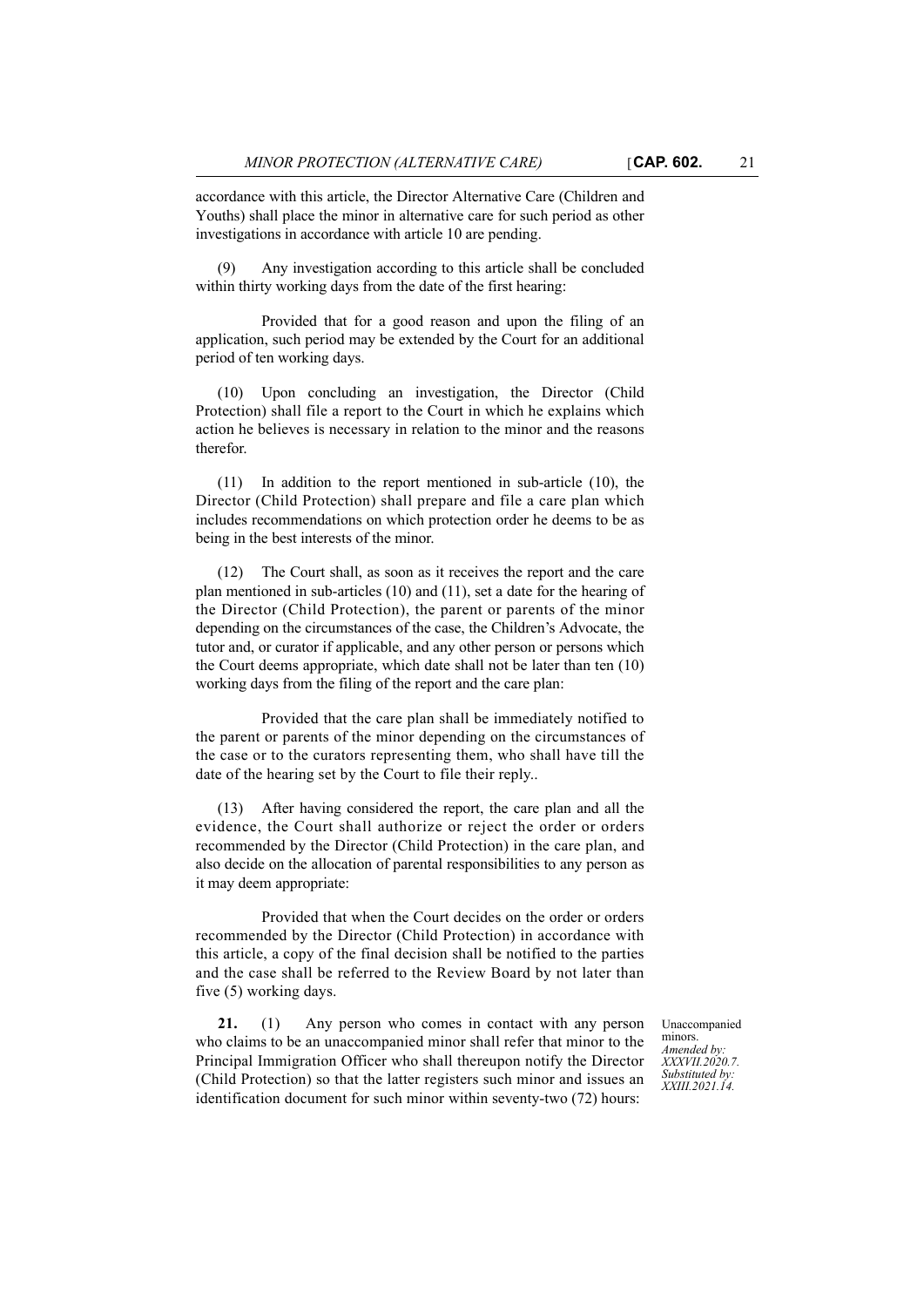accordance with this article, the Director Alternative Care (Children and Youths) shall place the minor in alternative care for such period as other investigations in accordance with article 10 are pending.

(9) Any investigation according to this article shall be concluded within thirty working days from the date of the first hearing:

Provided that for a good reason and upon the filing of an application, such period may be extended by the Court for an additional period of ten working days.

(10) Upon concluding an investigation, the Director (Child Protection) shall file a report to the Court in which he explains which action he believes is necessary in relation to the minor and the reasons therefor.

(11) In addition to the report mentioned in sub-article (10), the Director (Child Protection) shall prepare and file a care plan which includes recommendations on which protection order he deems to be as being in the best interests of the minor.

(12) The Court shall, as soon as it receives the report and the care plan mentioned in sub-articles (10) and (11), set a date for the hearing of the Director (Child Protection), the parent or parents of the minor depending on the circumstances of the case, the Children's Advocate, the tutor and, or curator if applicable, and any other person or persons which the Court deems appropriate, which date shall not be later than ten (10) working days from the filing of the report and the care plan:

Provided that the care plan shall be immediately notified to the parent or parents of the minor depending on the circumstances of the case or to the curators representing them, who shall have till the date of the hearing set by the Court to file their reply..

(13) After having considered the report, the care plan and all the evidence, the Court shall authorize or reject the order or orders recommended by the Director (Child Protection) in the care plan, and also decide on the allocation of parental responsibilities to any person as it may deem appropriate:

Provided that when the Court decides on the order or orders recommended by the Director (Child Protection) in accordance with this article, a copy of the final decision shall be notified to the parties and the case shall be referred to the Review Board by not later than five (5) working days.

Unaccompanied minors.
*Amended by: XXXVII.2020.7.*
*Substituted by: XXIII.2021.14.*

**21.** (1) Any person who comes in contact with any person who claims to be an unaccompanied minor shall refer that minor to the Principal Immigration Officer who shall thereupon notify the Director (Child Protection) so that the latter registers such minor and issues an identification document for such minor within seventy-two (72) hours: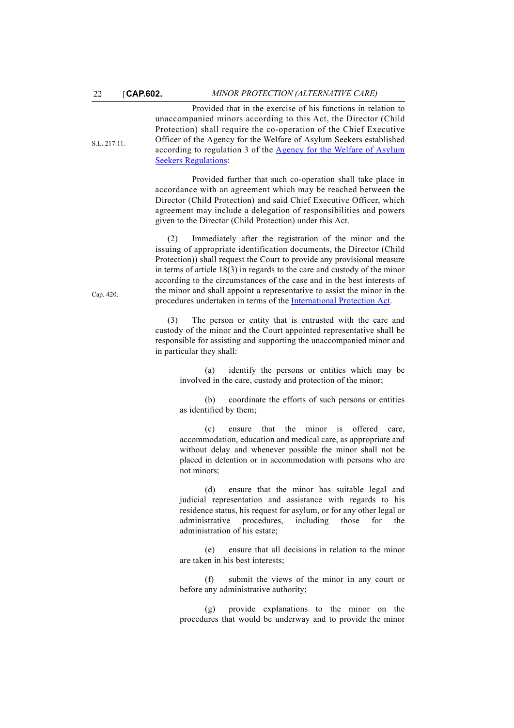Provided that in the exercise of his functions in relation to unaccompanied minors according to this Act, the Director (Child Protection) shall require the co-operation of the Chief Executive Officer of the Agency for the Welfare of Asylum Seekers established according to regulation 3 of the Agency for the Welfare of Asylum Seekers Regulations:

S.L. 217.11.

Provided further that such co-operation shall take place in accordance with an agreement which may be reached between the Director (Child Protection) and said Chief Executive Officer, which agreement may include a delegation of responsibilities and powers given to the Director (Child Protection) under this Act.

(2) Immediately after the registration of the minor and the issuing of appropriate identification documents, the Director (Child Protection)) shall request the Court to provide any provisional measure in terms of article 18(3) in regards to the care and custody of the minor according to the circumstances of the case and in the best interests of the minor and shall appoint a representative to assist the minor in the procedures undertaken in terms of the International Protection Act.

Cap. 420.

(3) The person or entity that is entrusted with the care and custody of the minor and the Court appointed representative shall be responsible for assisting and supporting the unaccompanied minor and in particular they shall:

(a) identify the persons or entities which may be involved in the care, custody and protection of the minor;

(b) coordinate the efforts of such persons or entities as identified by them;

(c) ensure that the minor is offered care, accommodation, education and medical care, as appropriate and without delay and whenever possible the minor shall not be placed in detention or in accommodation with persons who are not minors;

(d) ensure that the minor has suitable legal and judicial representation and assistance with regards to his residence status, his request for asylum, or for any other legal or administrative procedures, including those for the administration of his estate;

(e) ensure that all decisions in relation to the minor are taken in his best interests;

(f) submit the views of the minor in any court or before any administrative authority;

(g) provide explanations to the minor on the procedures that would be underway and to provide the minor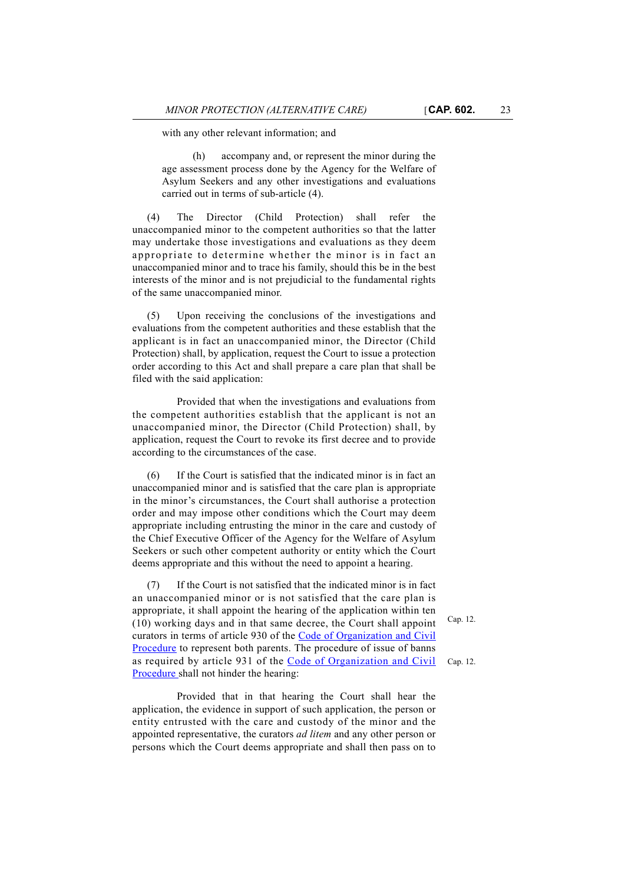with any other relevant information; and

(h) accompany and, or represent the minor during the age assessment process done by the Agency for the Welfare of Asylum Seekers and any other investigations and evaluations carried out in terms of sub-article (4).

(4) The Director (Child Protection) shall refer the unaccompanied minor to the competent authorities so that the latter may undertake those investigations and evaluations as they deem appropriate to determine whether the minor is in fact an unaccompanied minor and to trace his family, should this be in the best interests of the minor and is not prejudicial to the fundamental rights of the same unaccompanied minor.

(5) Upon receiving the conclusions of the investigations and evaluations from the competent authorities and these establish that the applicant is in fact an unaccompanied minor, the Director (Child Protection) shall, by application, request the Court to issue a protection order according to this Act and shall prepare a care plan that shall be filed with the said application:

Provided that when the investigations and evaluations from the competent authorities establish that the applicant is not an unaccompanied minor, the Director (Child Protection) shall, by application, request the Court to revoke its first decree and to provide according to the circumstances of the case.

(6) If the Court is satisfied that the indicated minor is in fact an unaccompanied minor and is satisfied that the care plan is appropriate in the minor's circumstances, the Court shall authorise a protection order and may impose other conditions which the Court may deem appropriate including entrusting the minor in the care and custody of the Chief Executive Officer of the Agency for the Welfare of Asylum Seekers or such other competent authority or entity which the Court deems appropriate and this without the need to appoint a hearing.

(7) If the Court is not satisfied that the indicated minor is in fact an unaccompanied minor or is not satisfied that the care plan is appropriate, it shall appoint the hearing of the application within ten (10) working days and in that same decree, the Court shall appoint curators in terms of article 930 of the Code of Organization and Civil Procedure to represent both parents. The procedure of issue of banns as required by article 931 of the Code of Organization and Civil Procedure shall not hinder the hearing:

Cap. 12.

Cap. 12.

Provided that in that hearing the Court shall hear the application, the evidence in support of such application, the person or entity entrusted with the care and custody of the minor and the appointed representative, the curators *ad litem* and any other person or persons which the Court deems appropriate and shall then pass on to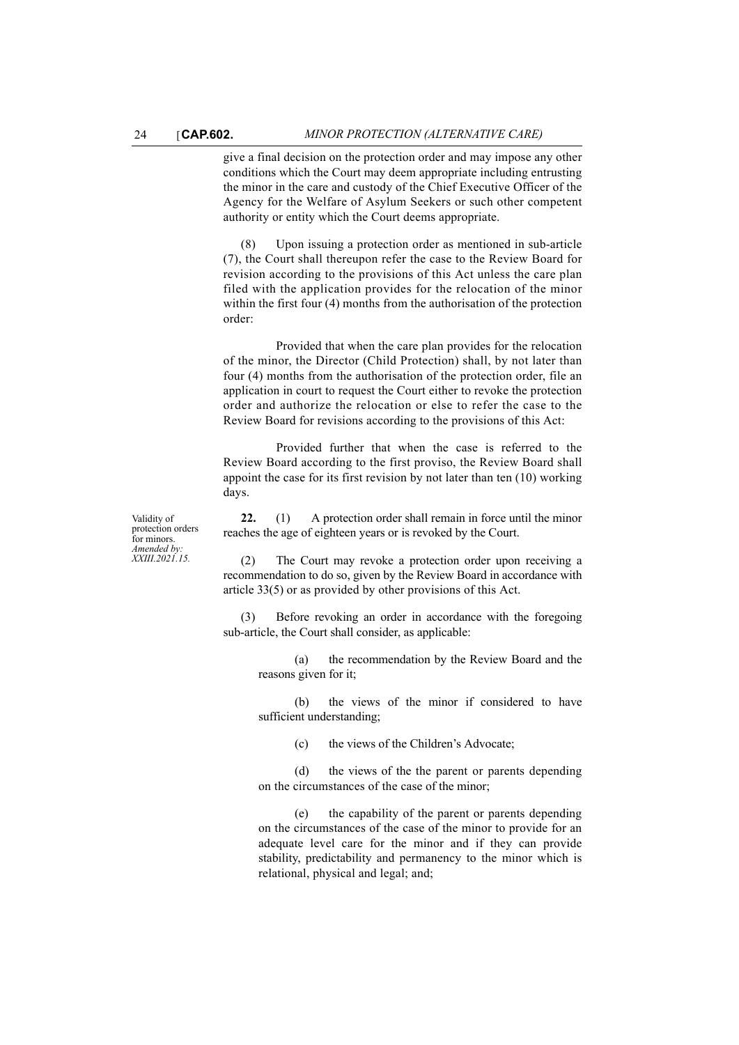give a final decision on the protection order and may impose any other conditions which the Court may deem appropriate including entrusting the minor in the care and custody of the Chief Executive Officer of the Agency for the Welfare of Asylum Seekers or such other competent authority or entity which the Court deems appropriate.

(8) Upon issuing a protection order as mentioned in sub-article (7), the Court shall thereupon refer the case to the Review Board for revision according to the provisions of this Act unless the care plan filed with the application provides for the relocation of the minor within the first four (4) months from the authorisation of the protection order:

Provided that when the care plan provides for the relocation of the minor, the Director (Child Protection) shall, by not later than four (4) months from the authorisation of the protection order, file an application in court to request the Court either to revoke the protection order and authorize the relocation or else to refer the case to the Review Board for revisions according to the provisions of this Act:

Provided further that when the case is referred to the Review Board according to the first proviso, the Review Board shall appoint the case for its first revision by not later than ten (10) working days.

Validity of protection orders for minors. *Amended by: XXIII.2021.15.*

**22.** (1) A protection order shall remain in force until the minor reaches the age of eighteen years or is revoked by the Court.

(2) The Court may revoke a protection order upon receiving a recommendation to do so, given by the Review Board in accordance with article 33(5) or as provided by other provisions of this Act.

(3) Before revoking an order in accordance with the foregoing sub-article, the Court shall consider, as applicable:

(a) the recommendation by the Review Board and the reasons given for it;

(b) the views of the minor if considered to have sufficient understanding;

(c) the views of the Children's Advocate;

(d) the views of the the parent or parents depending on the circumstances of the case of the minor;

(e) the capability of the parent or parents depending on the circumstances of the case of the minor to provide for an adequate level care for the minor and if they can provide stability, predictability and permanency to the minor which is relational, physical and legal; and;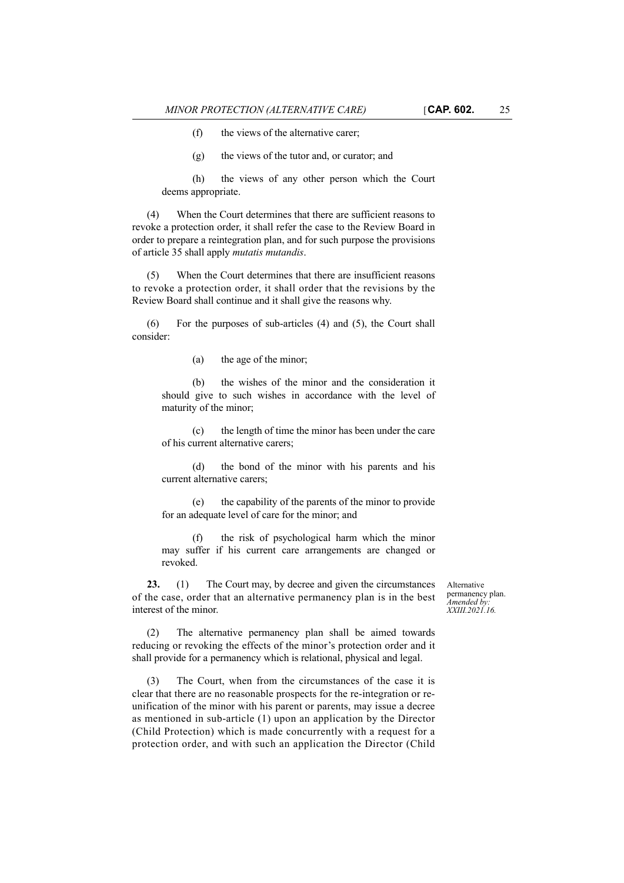(f) the views of the alternative carer;

(g) the views of the tutor and, or curator; and

(h) the views of any other person which the Court deems appropriate.

(4) When the Court determines that there are sufficient reasons to revoke a protection order, it shall refer the case to the Review Board in order to prepare a reintegration plan, and for such purpose the provisions of article 35 shall apply *mutatis mutandis*.

(5) When the Court determines that there are insufficient reasons to revoke a protection order, it shall order that the revisions by the Review Board shall continue and it shall give the reasons why.

(6) For the purposes of sub-articles (4) and (5), the Court shall consider:

(a) the age of the minor;

(b) the wishes of the minor and the consideration it should give to such wishes in accordance with the level of maturity of the minor;

(c) the length of time the minor has been under the care of his current alternative carers;

(d) the bond of the minor with his parents and his current alternative carers;

(e) the capability of the parents of the minor to provide for an adequate level of care for the minor; and

(f) the risk of psychological harm which the minor may suffer if his current care arrangements are changed or revoked.

Alternative permanency plan. *Amended by: XXIII.2021.16.*

**23.** (1) The Court may, by decree and given the circumstances of the case, order that an alternative permanency plan is in the best interest of the minor.

(2) The alternative permanency plan shall be aimed towards reducing or revoking the effects of the minor's protection order and it shall provide for a permanency which is relational, physical and legal.

(3) The Court, when from the circumstances of the case it is clear that there are no reasonable prospects for the re-integration or re-unification of the minor with his parent or parents, may issue a decree as mentioned in sub-article (1) upon an application by the Director (Child Protection) which is made concurrently with a request for a protection order, and with such an application the Director (Child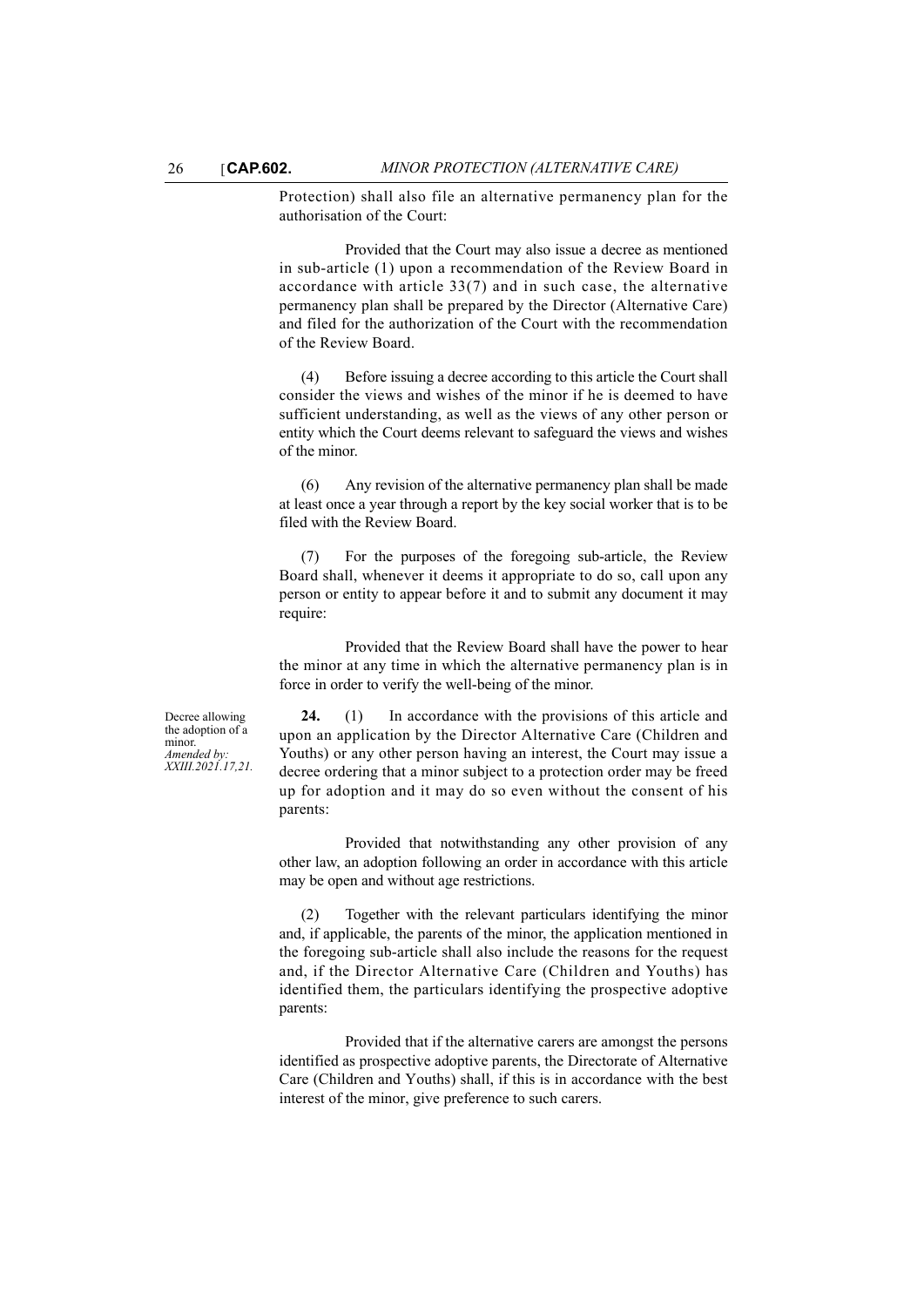Protection) shall also file an alternative permanency plan for the authorisation of the Court:

Provided that the Court may also issue a decree as mentioned in sub-article (1) upon a recommendation of the Review Board in accordance with article 33(7) and in such case, the alternative permanency plan shall be prepared by the Director (Alternative Care) and filed for the authorization of the Court with the recommendation of the Review Board.

(4) Before issuing a decree according to this article the Court shall consider the views and wishes of the minor if he is deemed to have sufficient understanding, as well as the views of any other person or entity which the Court deems relevant to safeguard the views and wishes of the minor.

(6) Any revision of the alternative permanency plan shall be made at least once a year through a report by the key social worker that is to be filed with the Review Board.

(7) For the purposes of the foregoing sub-article, the Review Board shall, whenever it deems it appropriate to do so, call upon any person or entity to appear before it and to submit any document it may require:

Provided that the Review Board shall have the power to hear the minor at any time in which the alternative permanency plan is in force in order to verify the well-being of the minor.

Decree allowing the adoption of a minor.
*Amended by: XXIII.2021.17,21.*

**24.** (1) In accordance with the provisions of this article and upon an application by the Director Alternative Care (Children and Youths) or any other person having an interest, the Court may issue a decree ordering that a minor subject to a protection order may be freed up for adoption and it may do so even without the consent of his parents:

Provided that notwithstanding any other provision of any other law, an adoption following an order in accordance with this article may be open and without age restrictions.

(2) Together with the relevant particulars identifying the minor and, if applicable, the parents of the minor, the application mentioned in the foregoing sub-article shall also include the reasons for the request and, if the Director Alternative Care (Children and Youths) has identified them, the particulars identifying the prospective adoptive parents:

Provided that if the alternative carers are amongst the persons identified as prospective adoptive parents, the Directorate of Alternative Care (Children and Youths) shall, if this is in accordance with the best interest of the minor, give preference to such carers.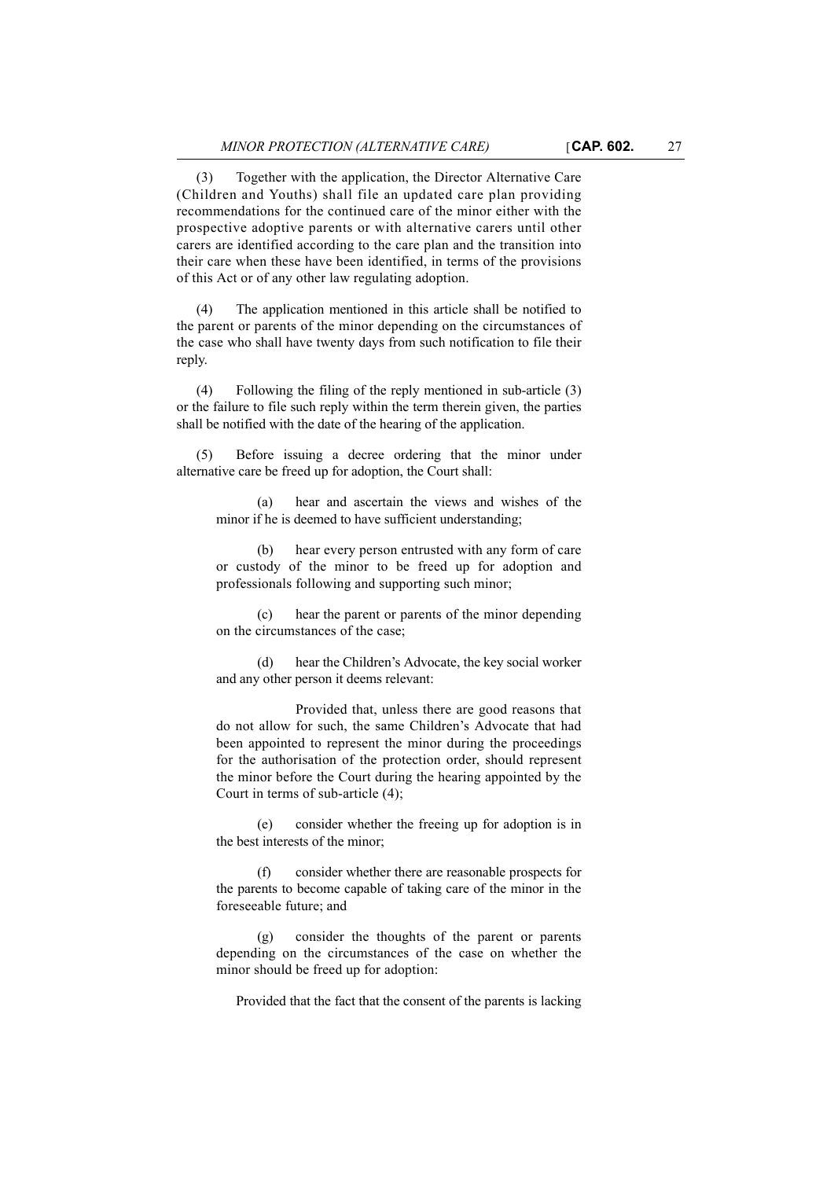(3) Together with the application, the Director Alternative Care (Children and Youths) shall file an updated care plan providing recommendations for the continued care of the minor either with the prospective adoptive parents or with alternative carers until other carers are identified according to the care plan and the transition into their care when these have been identified, in terms of the provisions of this Act or of any other law regulating adoption.

(4) The application mentioned in this article shall be notified to the parent or parents of the minor depending on the circumstances of the case who shall have twenty days from such notification to file their reply.

(4) Following the filing of the reply mentioned in sub-article (3) or the failure to file such reply within the term therein given, the parties shall be notified with the date of the hearing of the application.

(5) Before issuing a decree ordering that the minor under alternative care be freed up for adoption, the Court shall:

(a) hear and ascertain the views and wishes of the minor if he is deemed to have sufficient understanding;

(b) hear every person entrusted with any form of care or custody of the minor to be freed up for adoption and professionals following and supporting such minor;

(c) hear the parent or parents of the minor depending on the circumstances of the case;

(d) hear the Children's Advocate, the key social worker and any other person it deems relevant:

Provided that, unless there are good reasons that do not allow for such, the same Children's Advocate that had been appointed to represent the minor during the proceedings for the authorisation of the protection order, should represent the minor before the Court during the hearing appointed by the Court in terms of sub-article (4);

(e) consider whether the freeing up for adoption is in the best interests of the minor;

(f) consider whether there are reasonable prospects for the parents to become capable of taking care of the minor in the foreseeable future; and

(g) consider the thoughts of the parent or parents depending on the circumstances of the case on whether the minor should be freed up for adoption:

Provided that the fact that the consent of the parents is lacking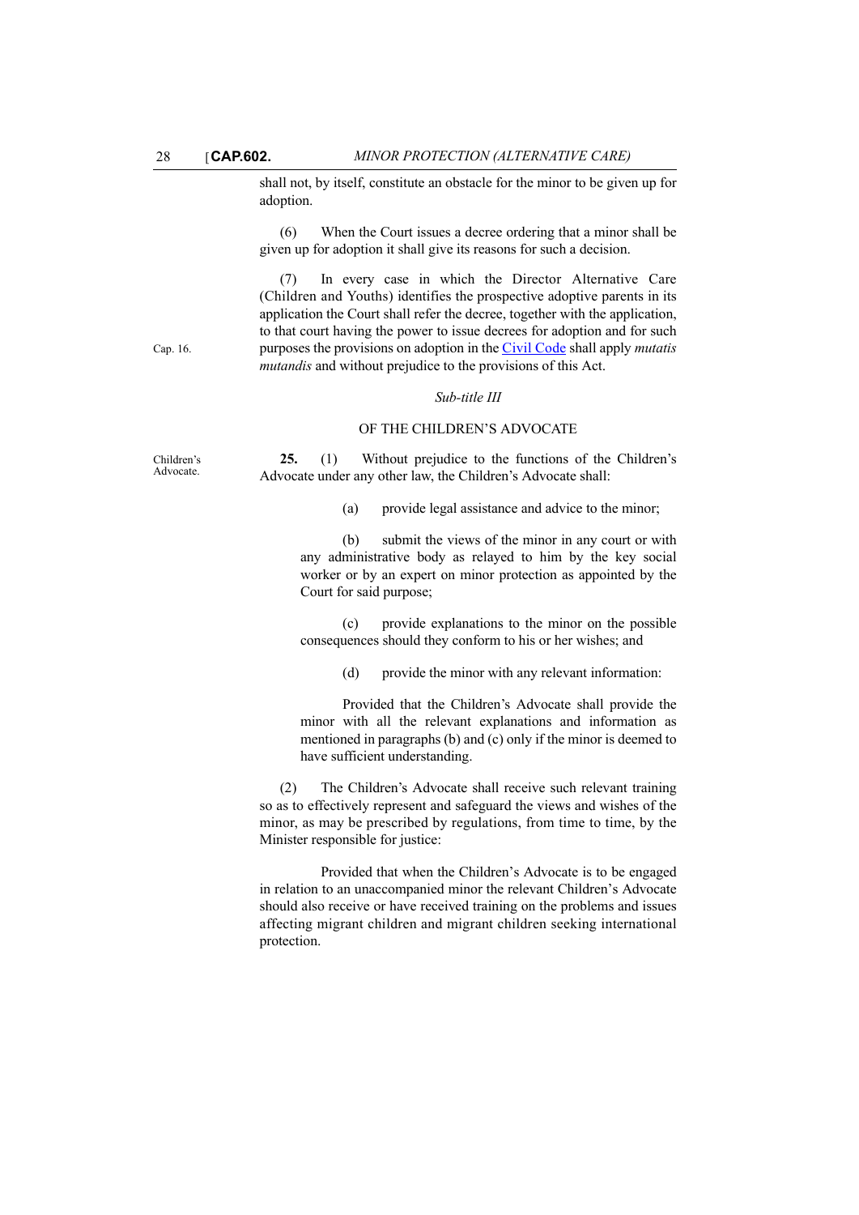shall not, by itself, constitute an obstacle for the minor to be given up for adoption.

(6) When the Court issues a decree ordering that a minor shall be given up for adoption it shall give its reasons for such a decision.

(7) In every case in which the Director Alternative Care (Children and Youths) identifies the prospective adoptive parents in its application the Court shall refer the decree, together with the application, to that court having the power to issue decrees for adoption and for such purposes the provisions on adoption in the Civil Code shall apply *mutatis mutandis* and without prejudice to the provisions of this Act.

Cap. 16.

*Sub-title III*

OF THE CHILDREN'S ADVOCATE

Children's Advocate.

**25.** (1) Without prejudice to the functions of the Children's Advocate under any other law, the Children's Advocate shall:

(a) provide legal assistance and advice to the minor;

(b) submit the views of the minor in any court or with any administrative body as relayed to him by the key social worker or by an expert on minor protection as appointed by the Court for said purpose;

(c) provide explanations to the minor on the possible consequences should they conform to his or her wishes; and

(d) provide the minor with any relevant information:

Provided that the Children's Advocate shall provide the minor with all the relevant explanations and information as mentioned in paragraphs (b) and (c) only if the minor is deemed to have sufficient understanding.

(2) The Children's Advocate shall receive such relevant training so as to effectively represent and safeguard the views and wishes of the minor, as may be prescribed by regulations, from time to time, by the Minister responsible for justice:

Provided that when the Children's Advocate is to be engaged in relation to an unaccompanied minor the relevant Children's Advocate should also receive or have received training on the problems and issues affecting migrant children and migrant children seeking international protection.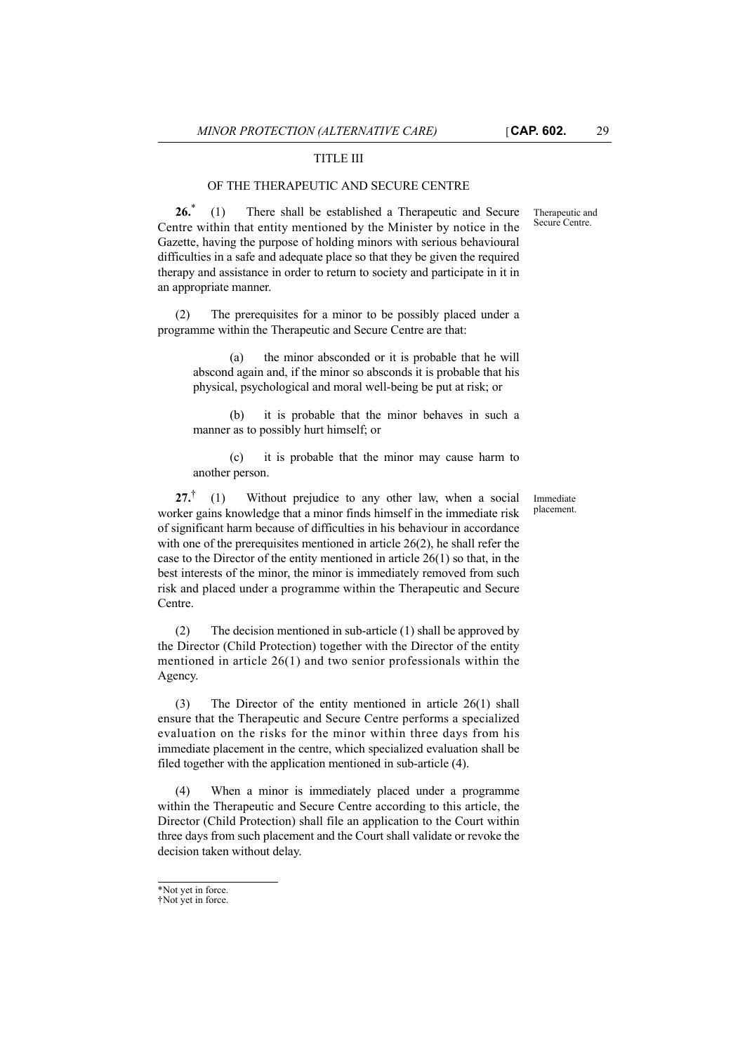## TITLE III

## OF THE THERAPEUTIC AND SECURE CENTRE

Therapeutic and Secure Centre.

**26.**[*] (1) There shall be established a Therapeutic and Secure Centre within that entity mentioned by the Minister by notice in the Gazette, having the purpose of holding minors with serious behavioural difficulties in a safe and adequate place so that they be given the required therapy and assistance in order to return to society and participate in it in an appropriate manner.

(2) The prerequisites for a minor to be possibly placed under a programme within the Therapeutic and Secure Centre are that:

(a) the minor absconded or it is probable that he will abscond again and, if the minor so absconds it is probable that his physical, psychological and moral well-being be put at risk; or

(b) it is probable that the minor behaves in such a manner as to possibly hurt himself; or

(c) it is probable that the minor may cause harm to another person.

Immediate placement.

**27.**[†] (1) Without prejudice to any other law, when a social worker gains knowledge that a minor finds himself in the immediate risk of significant harm because of difficulties in his behaviour in accordance with one of the prerequisites mentioned in article 26(2), he shall refer the case to the Director of the entity mentioned in article 26(1) so that, in the best interests of the minor, the minor is immediately removed from such risk and placed under a programme within the Therapeutic and Secure Centre.

(2) The decision mentioned in sub-article (1) shall be approved by the Director (Child Protection) together with the Director of the entity mentioned in article 26(1) and two senior professionals within the Agency.

(3) The Director of the entity mentioned in article 26(1) shall ensure that the Therapeutic and Secure Centre performs a specialized evaluation on the risks for the minor within three days from his immediate placement in the centre, which specialized evaluation shall be filed together with the application mentioned in sub-article (4).

(4) When a minor is immediately placed under a programme within the Therapeutic and Secure Centre according to this article, the Director (Child Protection) shall file an application to the Court within three days from such placement and the Court shall validate or revoke the decision taken without delay.

---

*Not yet in force.
†Not yet in force.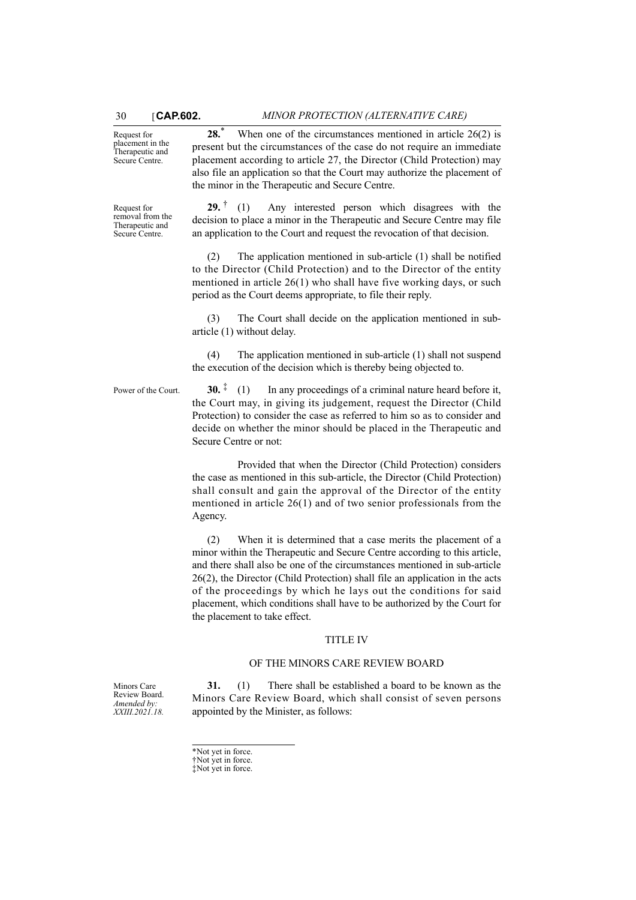Request for placement in the Therapeutic and Secure Centre.

**28.**[*] When one of the circumstances mentioned in article 26(2) is present but the circumstances of the case do not require an immediate placement according to article 27, the Director (Child Protection) may also file an application so that the Court may authorize the placement of the minor in the Therapeutic and Secure Centre.

Request for removal from the Therapeutic and Secure Centre.

**29.**[†] (1) Any interested person which disagrees with the decision to place a minor in the Therapeutic and Secure Centre may file an application to the Court and request the revocation of that decision.

(2) The application mentioned in sub-article (1) shall be notified to the Director (Child Protection) and to the Director of the entity mentioned in article 26(1) who shall have five working days, or such period as the Court deems appropriate, to file their reply.

(3) The Court shall decide on the application mentioned in sub-article (1) without delay.

(4) The application mentioned in sub-article (1) shall not suspend the execution of the decision which is thereby being objected to.

Power of the Court.

**30.**[‡] (1) In any proceedings of a criminal nature heard before it, the Court may, in giving its judgement, request the Director (Child Protection) to consider the case as referred to him so as to consider and decide on whether the minor should be placed in the Therapeutic and Secure Centre or not:

Provided that when the Director (Child Protection) considers the case as mentioned in this sub-article, the Director (Child Protection) shall consult and gain the approval of the Director of the entity mentioned in article 26(1) and of two senior professionals from the Agency.

(2) When it is determined that a case merits the placement of a minor within the Therapeutic and Secure Centre according to this article, and there shall also be one of the circumstances mentioned in sub-article 26(2), the Director (Child Protection) shall file an application in the acts of the proceedings by which he lays out the conditions for said placement, which conditions shall have to be authorized by the Court for the placement to take effect.

## TITLE IV

## OF THE MINORS CARE REVIEW BOARD

Minors Care Review Board. *Amended by: XXIII.2021.18.*

**31.** (1) There shall be established a board to be known as the Minors Care Review Board, which shall consist of seven persons appointed by the Minister, as follows:

---

*Not yet in force.
†Not yet in force.
‡Not yet in force.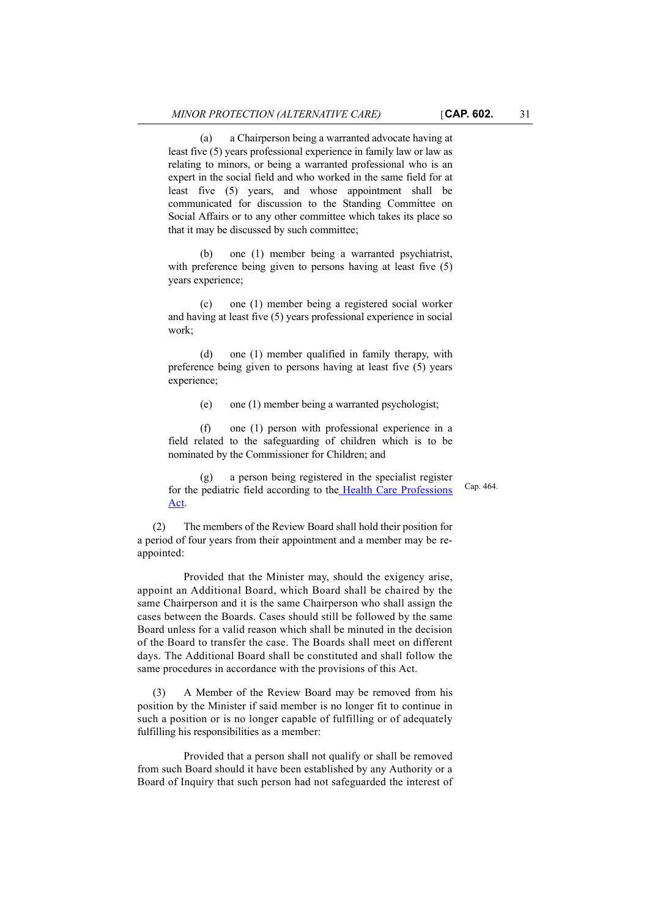(a) a Chairperson being a warranted advocate having at least five (5) years professional experience in family law or law as relating to minors, or being a warranted professional who is an expert in the social field and who worked in the same field for at least five (5) years, and whose appointment shall be communicated for discussion to the Standing Committee on Social Affairs or to any other committee which takes its place so that it may be discussed by such committee;

(b) one (1) member being a warranted psychiatrist, with preference being given to persons having at least five (5) years experience;

(c) one (1) member being a registered social worker and having at least five (5) years professional experience in social work;

(d) one (1) member qualified in family therapy, with preference being given to persons having at least five (5) years experience;

(e) one (1) member being a warranted psychologist;

(f) one (1) person with professional experience in a field related to the safeguarding of children which is to be nominated by the Commissioner for Children; and

(g) a person being registered in the specialist register for the pediatric field according to the Health Care Professions Act.

Cap. 464.

(2) The members of the Review Board shall hold their position for a period of four years from their appointment and a member may be re-appointed:

Provided that the Minister may, should the exigency arise, appoint an Additional Board, which Board shall be chaired by the same Chairperson and it is the same Chairperson who shall assign the cases between the Boards. Cases should still be followed by the same Board unless for a valid reason which shall be minuted in the decision of the Board to transfer the case. The Boards shall meet on different days. The Additional Board shall be constituted and shall follow the same procedures in accordance with the provisions of this Act.

(3) A Member of the Review Board may be removed from his position by the Minister if said member is no longer fit to continue in such a position or is no longer capable of fulfilling or of adequately fulfilling his responsibilities as a member:

Provided that a person shall not qualify or shall be removed from such Board should it have been established by any Authority or a Board of Inquiry that such person had not safeguarded the interest of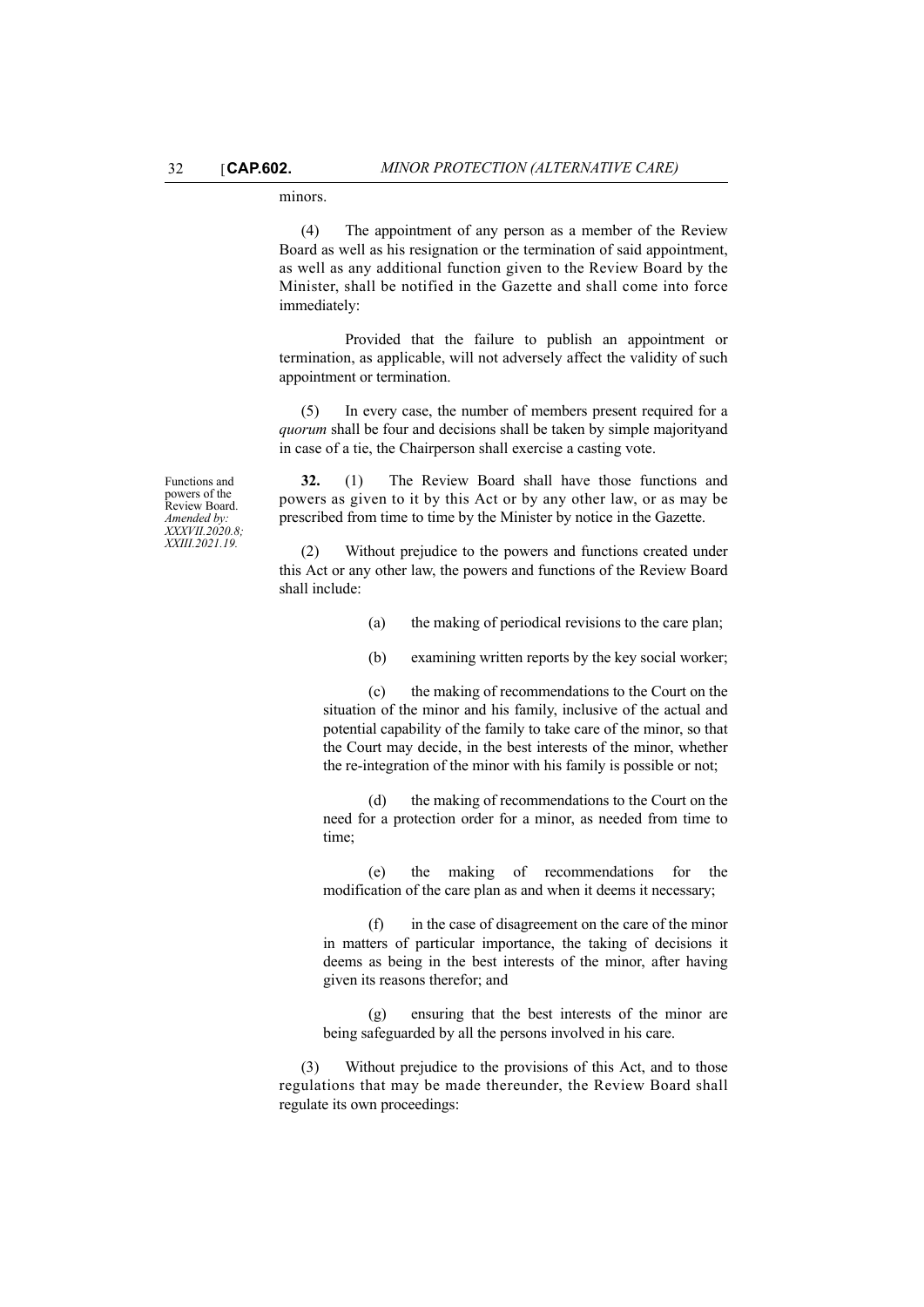minors.

(4) The appointment of any person as a member of the Review Board as well as his resignation or the termination of said appointment, as well as any additional function given to the Review Board by the Minister, shall be notified in the Gazette and shall come into force immediately:

Provided that the failure to publish an appointment or termination, as applicable, will not adversely affect the validity of such appointment or termination.

(5) In every case, the number of members present required for a *quorum* shall be four and decisions shall be taken by simple majorityand in case of a tie, the Chairperson shall exercise a casting vote.

Functions and powers of the Review Board. *Amended by: XXXVII.2020.8; XXIII.2021.19.*

**32.** (1) The Review Board shall have those functions and powers as given to it by this Act or by any other law, or as may be prescribed from time to time by the Minister by notice in the Gazette.

(2) Without prejudice to the powers and functions created under this Act or any other law, the powers and functions of the Review Board shall include:

(a) the making of periodical revisions to the care plan;

(b) examining written reports by the key social worker;

(c) the making of recommendations to the Court on the situation of the minor and his family, inclusive of the actual and potential capability of the family to take care of the minor, so that the Court may decide, in the best interests of the minor, whether the re-integration of the minor with his family is possible or not;

(d) the making of recommendations to the Court on the need for a protection order for a minor, as needed from time to time;

(e) the making of recommendations for the modification of the care plan as and when it deems it necessary;

(f) in the case of disagreement on the care of the minor in matters of particular importance, the taking of decisions it deems as being in the best interests of the minor, after having given its reasons therefor; and

(g) ensuring that the best interests of the minor are being safeguarded by all the persons involved in his care.

(3) Without prejudice to the provisions of this Act, and to those regulations that may be made thereunder, the Review Board shall regulate its own proceedings: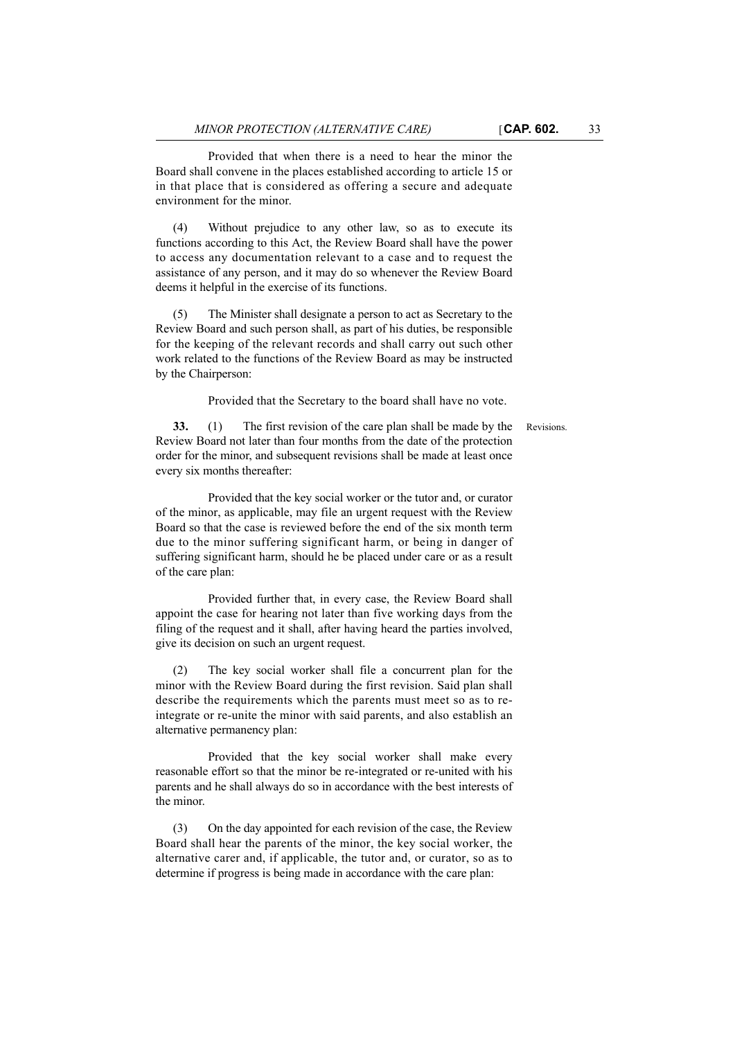Provided that when there is a need to hear the minor the Board shall convene in the places established according to article 15 or in that place that is considered as offering a secure and adequate environment for the minor.

(4) Without prejudice to any other law, so as to execute its functions according to this Act, the Review Board shall have the power to access any documentation relevant to a case and to request the assistance of any person, and it may do so whenever the Review Board deems it helpful in the exercise of its functions.

(5) The Minister shall designate a person to act as Secretary to the Review Board and such person shall, as part of his duties, be responsible for the keeping of the relevant records and shall carry out such other work related to the functions of the Review Board as may be instructed by the Chairperson:

Provided that the Secretary to the board shall have no vote.

Revisions.

**33.** (1) The first revision of the care plan shall be made by the Review Board not later than four months from the date of the protection order for the minor, and subsequent revisions shall be made at least once every six months thereafter:

Provided that the key social worker or the tutor and, or curator of the minor, as applicable, may file an urgent request with the Review Board so that the case is reviewed before the end of the six month term due to the minor suffering significant harm, or being in danger of suffering significant harm, should he be placed under care or as a result of the care plan:

Provided further that, in every case, the Review Board shall appoint the case for hearing not later than five working days from the filing of the request and it shall, after having heard the parties involved, give its decision on such an urgent request.

(2) The key social worker shall file a concurrent plan for the minor with the Review Board during the first revision. Said plan shall describe the requirements which the parents must meet so as to re-integrate or re-unite the minor with said parents, and also establish an alternative permanency plan:

Provided that the key social worker shall make every reasonable effort so that the minor be re-integrated or re-united with his parents and he shall always do so in accordance with the best interests of the minor.

(3) On the day appointed for each revision of the case, the Review Board shall hear the parents of the minor, the key social worker, the alternative carer and, if applicable, the tutor and, or curator, so as to determine if progress is being made in accordance with the care plan: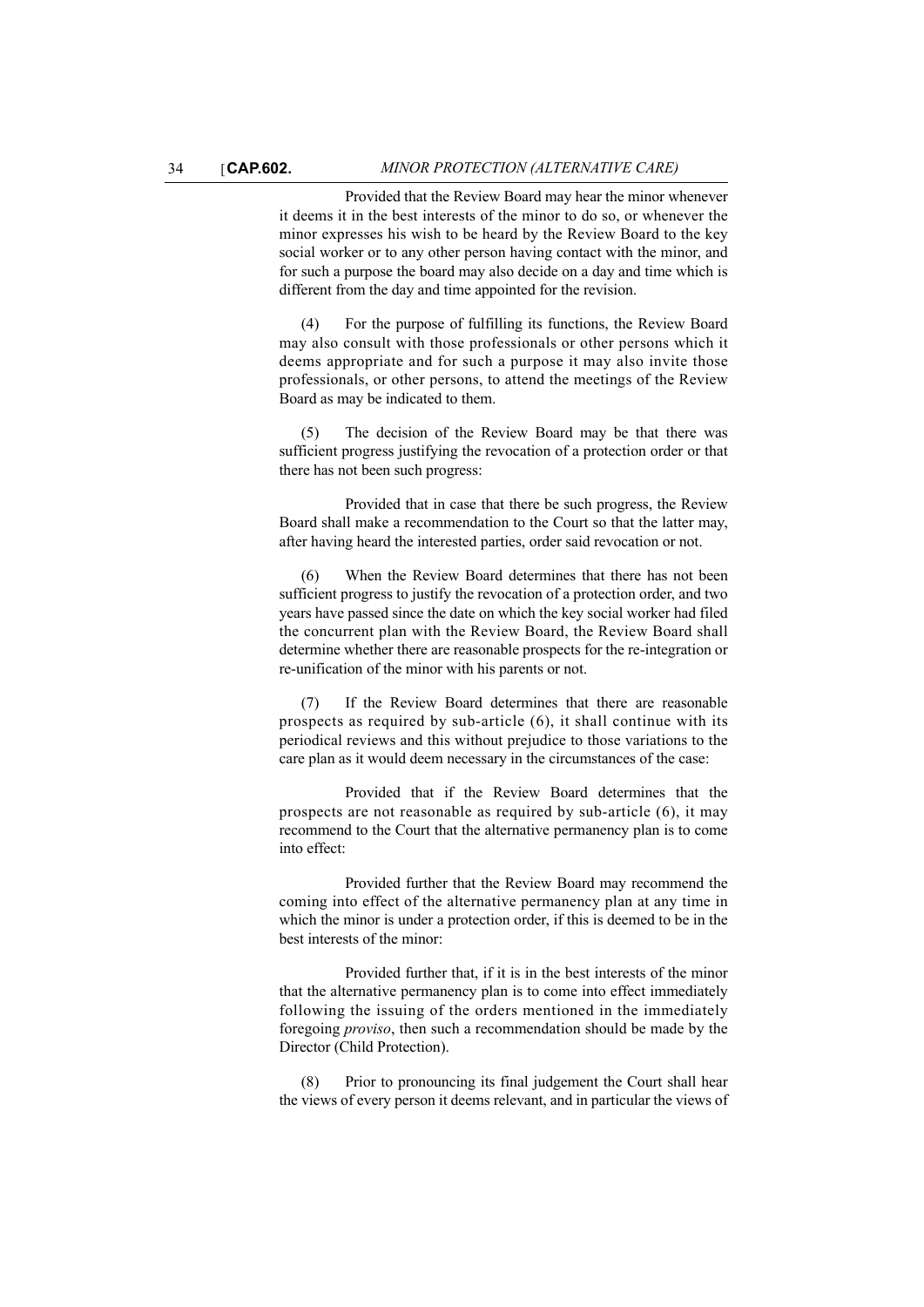Provided that the Review Board may hear the minor whenever it deems it in the best interests of the minor to do so, or whenever the minor expresses his wish to be heard by the Review Board to the key social worker or to any other person having contact with the minor, and for such a purpose the board may also decide on a day and time which is different from the day and time appointed for the revision.

(4) For the purpose of fulfilling its functions, the Review Board may also consult with those professionals or other persons which it deems appropriate and for such a purpose it may also invite those professionals, or other persons, to attend the meetings of the Review Board as may be indicated to them.

(5) The decision of the Review Board may be that there was sufficient progress justifying the revocation of a protection order or that there has not been such progress:

Provided that in case that there be such progress, the Review Board shall make a recommendation to the Court so that the latter may, after having heard the interested parties, order said revocation or not.

(6) When the Review Board determines that there has not been sufficient progress to justify the revocation of a protection order, and two years have passed since the date on which the key social worker had filed the concurrent plan with the Review Board, the Review Board shall determine whether there are reasonable prospects for the re-integration or re-unification of the minor with his parents or not.

(7) If the Review Board determines that there are reasonable prospects as required by sub-article (6), it shall continue with its periodical reviews and this without prejudice to those variations to the care plan as it would deem necessary in the circumstances of the case:

Provided that if the Review Board determines that the prospects are not reasonable as required by sub-article (6), it may recommend to the Court that the alternative permanency plan is to come into effect:

Provided further that the Review Board may recommend the coming into effect of the alternative permanency plan at any time in which the minor is under a protection order, if this is deemed to be in the best interests of the minor:

Provided further that, if it is in the best interests of the minor that the alternative permanency plan is to come into effect immediately following the issuing of the orders mentioned in the immediately foregoing *proviso*, then such a recommendation should be made by the Director (Child Protection).

(8) Prior to pronouncing its final judgement the Court shall hear the views of every person it deems relevant, and in particular the views of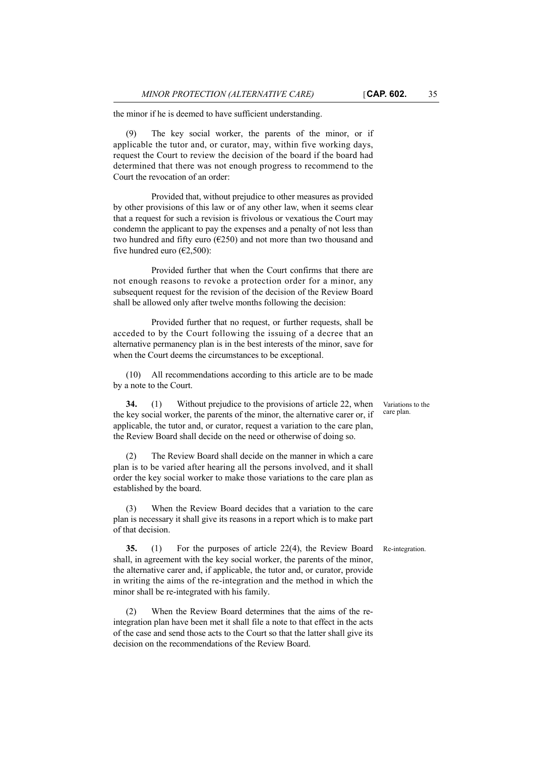the minor if he is deemed to have sufficient understanding.

(9) The key social worker, the parents of the minor, or if applicable the tutor and, or curator, may, within five working days, request the Court to review the decision of the board if the board had determined that there was not enough progress to recommend to the Court the revocation of an order:

Provided that, without prejudice to other measures as provided by other provisions of this law or of any other law, when it seems clear that a request for such a revision is frivolous or vexatious the Court may condemn the applicant to pay the expenses and a penalty of not less than two hundred and fifty euro (€250) and not more than two thousand and five hundred euro (€2,500):

Provided further that when the Court confirms that there are not enough reasons to revoke a protection order for a minor, any subsequent request for the revision of the decision of the Review Board shall be allowed only after twelve months following the decision:

Provided further that no request, or further requests, shall be acceded to by the Court following the issuing of a decree that an alternative permanency plan is in the best interests of the minor, save for when the Court deems the circumstances to be exceptional.

(10) All recommendations according to this article are to be made by a note to the Court.

Variations to the care plan.

**34.** (1) Without prejudice to the provisions of article 22, when the key social worker, the parents of the minor, the alternative carer or, if applicable, the tutor and, or curator, request a variation to the care plan, the Review Board shall decide on the need or otherwise of doing so.

(2) The Review Board shall decide on the manner in which a care plan is to be varied after hearing all the persons involved, and it shall order the key social worker to make those variations to the care plan as established by the board.

(3) When the Review Board decides that a variation to the care plan is necessary it shall give its reasons in a report which is to make part of that decision.

Re-integration.

**35.** (1) For the purposes of article 22(4), the Review Board shall, in agreement with the key social worker, the parents of the minor, the alternative carer and, if applicable, the tutor and, or curator, provide in writing the aims of the re-integration and the method in which the minor shall be re-integrated with his family.

(2) When the Review Board determines that the aims of the re-integration plan have been met it shall file a note to that effect in the acts of the case and send those acts to the Court so that the latter shall give its decision on the recommendations of the Review Board.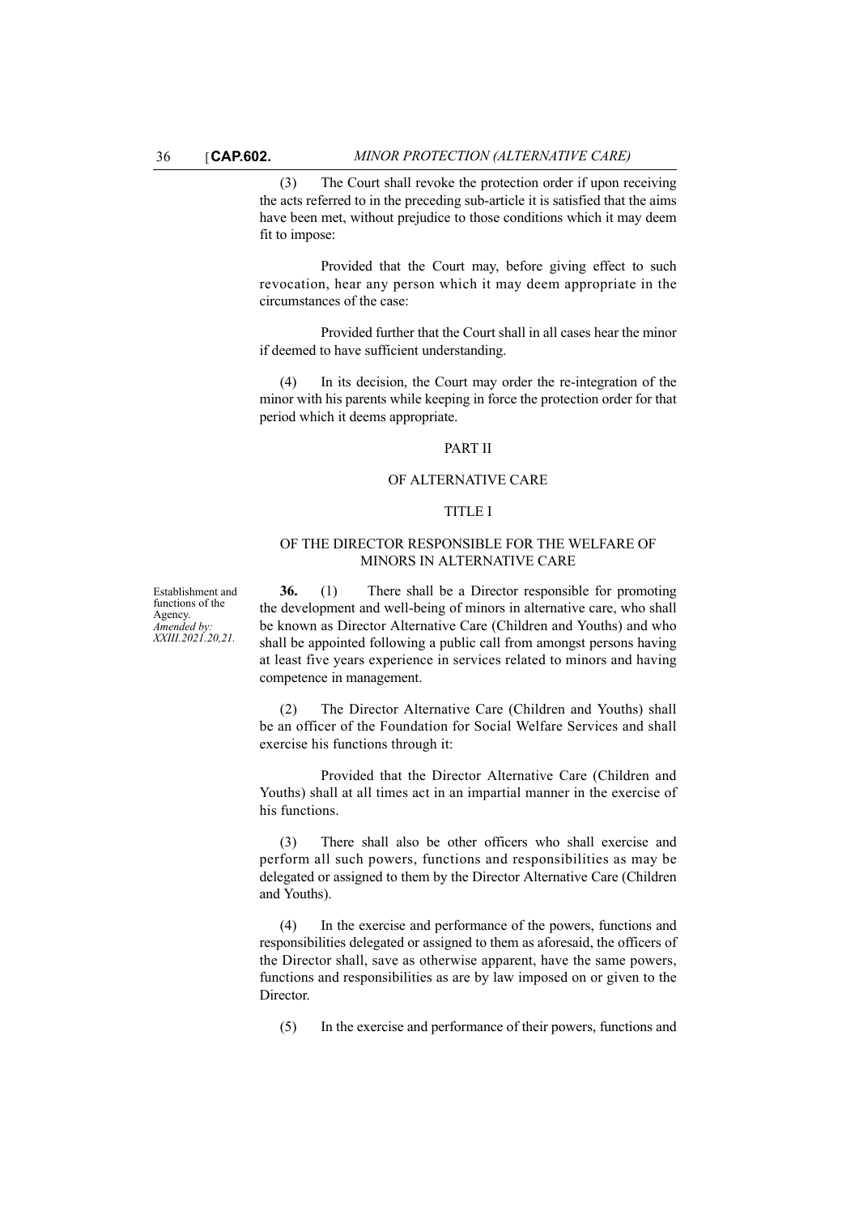(3) The Court shall revoke the protection order if upon receiving the acts referred to in the preceding sub-article it is satisfied that the aims have been met, without prejudice to those conditions which it may deem fit to impose:

Provided that the Court may, before giving effect to such revocation, hear any person which it may deem appropriate in the circumstances of the case:

Provided further that the Court shall in all cases hear the minor if deemed to have sufficient understanding.

(4) In its decision, the Court may order the re-integration of the minor with his parents while keeping in force the protection order for that period which it deems appropriate.

## PART II

## OF ALTERNATIVE CARE

### TITLE I

### OF THE DIRECTOR RESPONSIBLE FOR THE WELFARE OF MINORS IN ALTERNATIVE CARE

Establishment and functions of the Agency.
*Amended by: XXIII.2021.20,21.*

**36.** (1) There shall be a Director responsible for promoting the development and well-being of minors in alternative care, who shall be known as Director Alternative Care (Children and Youths) and who shall be appointed following a public call from amongst persons having at least five years experience in services related to minors and having competence in management.

(2) The Director Alternative Care (Children and Youths) shall be an officer of the Foundation for Social Welfare Services and shall exercise his functions through it:

Provided that the Director Alternative Care (Children and Youths) shall at all times act in an impartial manner in the exercise of his functions.

(3) There shall also be other officers who shall exercise and perform all such powers, functions and responsibilities as may be delegated or assigned to them by the Director Alternative Care (Children and Youths).

(4) In the exercise and performance of the powers, functions and responsibilities delegated or assigned to them as aforesaid, the officers of the Director shall, save as otherwise apparent, have the same powers, functions and responsibilities as are by law imposed on or given to the Director.

(5) In the exercise and performance of their powers, functions and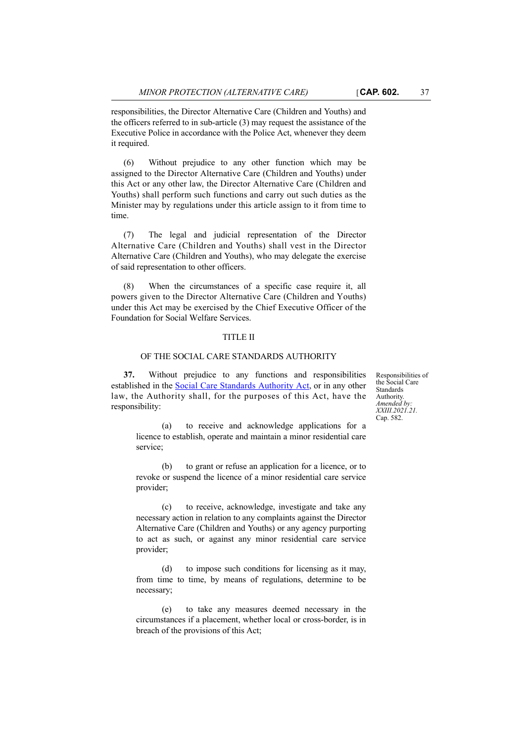responsibilities, the Director Alternative Care (Children and Youths) and the officers referred to in sub-article (3) may request the assistance of the Executive Police in accordance with the Police Act, whenever they deem it required.

(6) Without prejudice to any other function which may be assigned to the Director Alternative Care (Children and Youths) under this Act or any other law, the Director Alternative Care (Children and Youths) shall perform such functions and carry out such duties as the Minister may by regulations under this article assign to it from time to time.

(7) The legal and judicial representation of the Director Alternative Care (Children and Youths) shall vest in the Director Alternative Care (Children and Youths), who may delegate the exercise of said representation to other officers.

(8) When the circumstances of a specific case require it, all powers given to the Director Alternative Care (Children and Youths) under this Act may be exercised by the Chief Executive Officer of the Foundation for Social Welfare Services.

## TITLE II

## OF THE SOCIAL CARE STANDARDS AUTHORITY

*Responsibilities of the Social Care Standards Authority. Amended by: XXIII.2021.21. Cap. 582.*

**37.** Without prejudice to any functions and responsibilities established in the Social Care Standards Authority Act, or in any other law, the Authority shall, for the purposes of this Act, have the responsibility:

(a) to receive and acknowledge applications for a licence to establish, operate and maintain a minor residential care service;

(b) to grant or refuse an application for a licence, or to revoke or suspend the licence of a minor residential care service provider;

(c) to receive, acknowledge, investigate and take any necessary action in relation to any complaints against the Director Alternative Care (Children and Youths) or any agency purporting to act as such, or against any minor residential care service provider;

(d) to impose such conditions for licensing as it may, from time to time, by means of regulations, determine to be necessary;

(e) to take any measures deemed necessary in the circumstances if a placement, whether local or cross-border, is in breach of the provisions of this Act;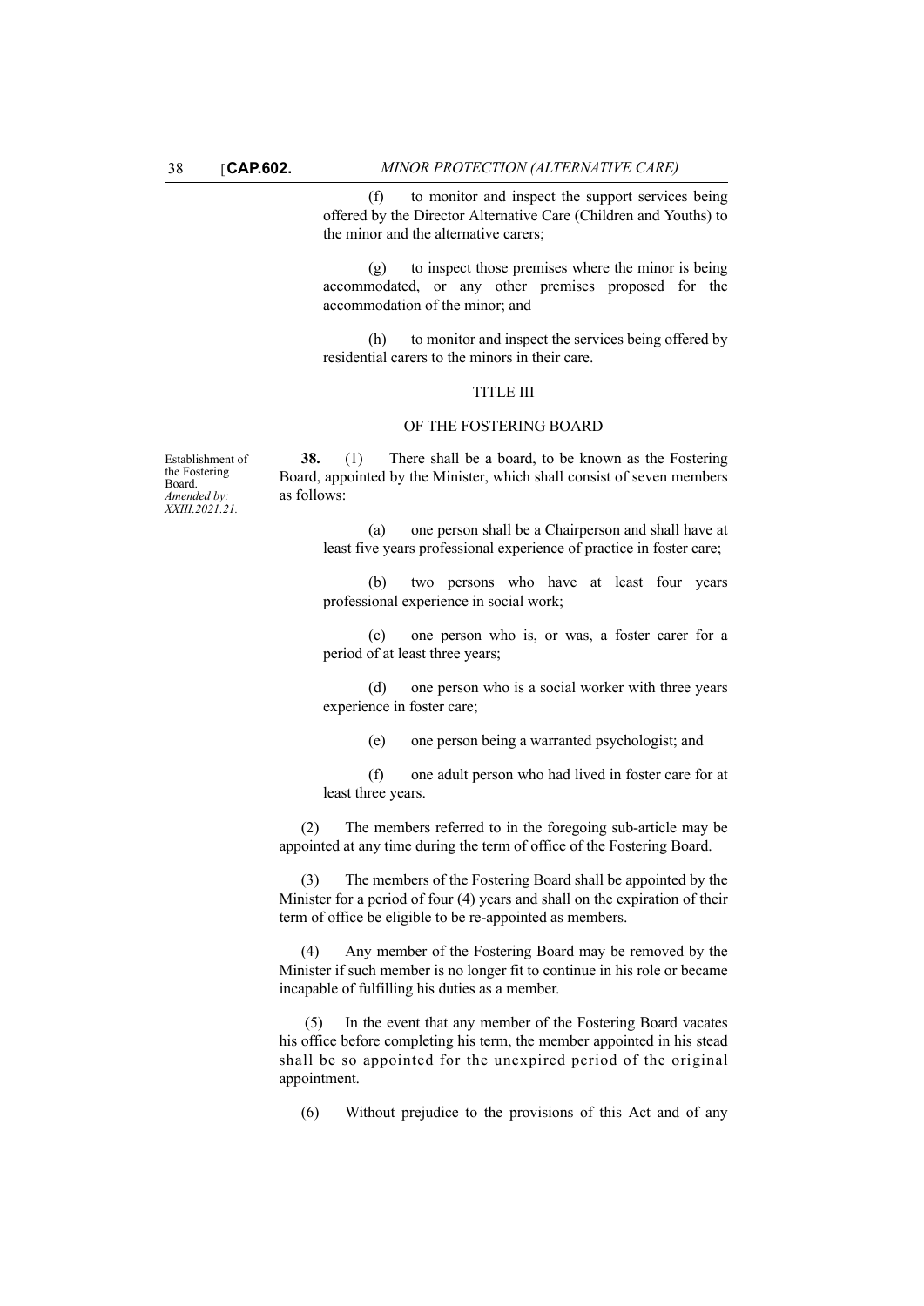(f) to monitor and inspect the support services being offered by the Director Alternative Care (Children and Youths) to the minor and the alternative carers;

(g) to inspect those premises where the minor is being accommodated, or any other premises proposed for the accommodation of the minor; and

(h) to monitor and inspect the services being offered by residential carers to the minors in their care.

## TITLE III

## OF THE FOSTERING BOARD

Establishment of the Fostering Board. *Amended by: XXIII.2021.21.*

**38.** (1) There shall be a board, to be known as the Fostering Board, appointed by the Minister, which shall consist of seven members as follows:

(a) one person shall be a Chairperson and shall have at least five years professional experience of practice in foster care;

(b) two persons who have at least four years professional experience in social work;

(c) one person who is, or was, a foster carer for a period of at least three years;

(d) one person who is a social worker with three years experience in foster care;

(e) one person being a warranted psychologist; and

(f) one adult person who had lived in foster care for at least three years.

(2) The members referred to in the foregoing sub-article may be appointed at any time during the term of office of the Fostering Board.

(3) The members of the Fostering Board shall be appointed by the Minister for a period of four (4) years and shall on the expiration of their term of office be eligible to be re-appointed as members.

(4) Any member of the Fostering Board may be removed by the Minister if such member is no longer fit to continue in his role or became incapable of fulfilling his duties as a member.

(5) In the event that any member of the Fostering Board vacates his office before completing his term, the member appointed in his stead shall be so appointed for the unexpired period of the original appointment.

(6) Without prejudice to the provisions of this Act and of any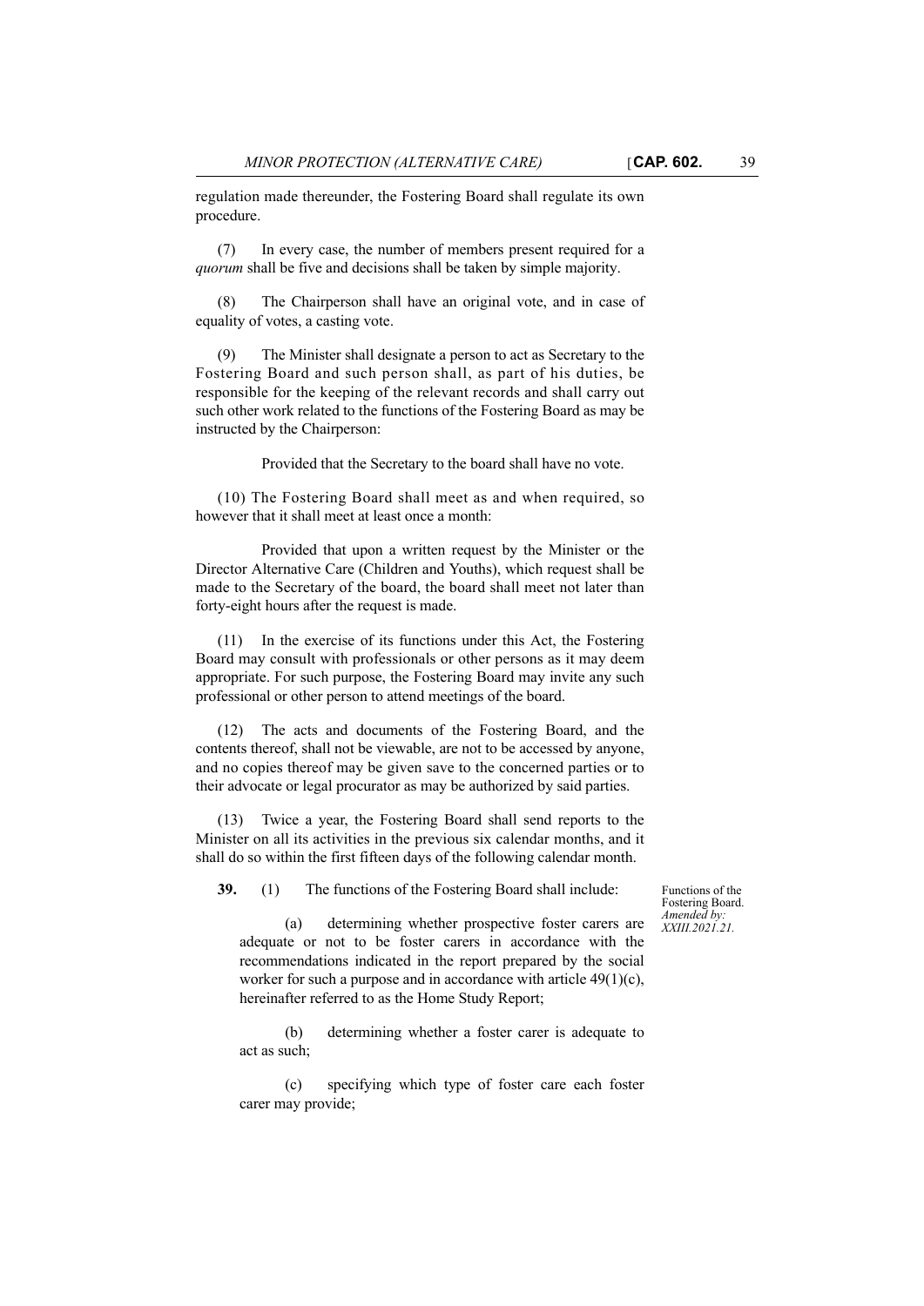regulation made thereunder, the Fostering Board shall regulate its own procedure.

(7) In every case, the number of members present required for a *quorum* shall be five and decisions shall be taken by simple majority.

(8) The Chairperson shall have an original vote, and in case of equality of votes, a casting vote.

(9) The Minister shall designate a person to act as Secretary to the Fostering Board and such person shall, as part of his duties, be responsible for the keeping of the relevant records and shall carry out such other work related to the functions of the Fostering Board as may be instructed by the Chairperson:

Provided that the Secretary to the board shall have no vote.

(10) The Fostering Board shall meet as and when required, so however that it shall meet at least once a month:

Provided that upon a written request by the Minister or the Director Alternative Care (Children and Youths), which request shall be made to the Secretary of the board, the board shall meet not later than forty-eight hours after the request is made.

(11) In the exercise of its functions under this Act, the Fostering Board may consult with professionals or other persons as it may deem appropriate. For such purpose, the Fostering Board may invite any such professional or other person to attend meetings of the board.

(12) The acts and documents of the Fostering Board, and the contents thereof, shall not be viewable, are not to be accessed by anyone, and no copies thereof may be given save to the concerned parties or to their advocate or legal procurator as may be authorized by said parties.

(13) Twice a year, the Fostering Board shall send reports to the Minister on all its activities in the previous six calendar months, and it shall do so within the first fifteen days of the following calendar month.

Functions of the Fostering Board. *Amended by: XXIII.2021.21.*

**39.** (1) The functions of the Fostering Board shall include:

(a) determining whether prospective foster carers are adequate or not to be foster carers in accordance with the recommendations indicated in the report prepared by the social worker for such a purpose and in accordance with article 49(1)(c), hereinafter referred to as the Home Study Report;

(b) determining whether a foster carer is adequate to act as such;

(c) specifying which type of foster care each foster carer may provide;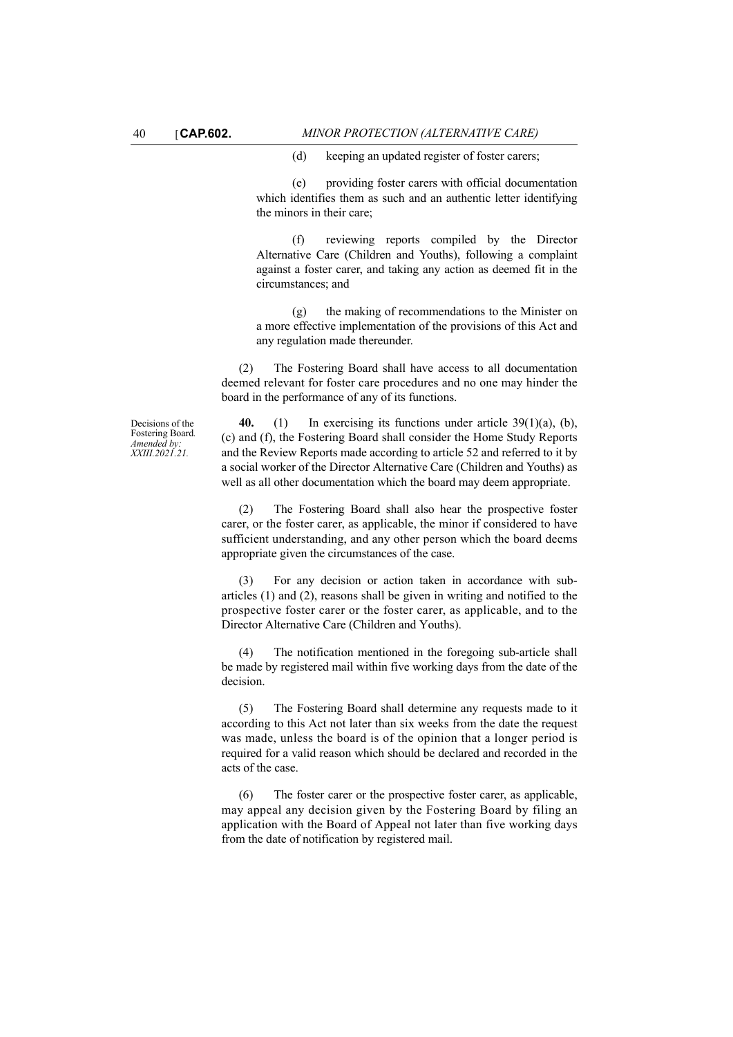(d) keeping an updated register of foster carers;

(e) providing foster carers with official documentation which identifies them as such and an authentic letter identifying the minors in their care;

(f) reviewing reports compiled by the Director Alternative Care (Children and Youths), following a complaint against a foster carer, and taking any action as deemed fit in the circumstances; and

(g) the making of recommendations to the Minister on a more effective implementation of the provisions of this Act and any regulation made thereunder.

(2) The Fostering Board shall have access to all documentation deemed relevant for foster care procedures and no one may hinder the board in the performance of any of its functions.

Decisions of the Fostering Board. *Amended by: XXIII.2021.21.*

**40.** (1) In exercising its functions under article 39(1)(a), (b), (c) and (f), the Fostering Board shall consider the Home Study Reports and the Review Reports made according to article 52 and referred to it by a social worker of the Director Alternative Care (Children and Youths) as well as all other documentation which the board may deem appropriate.

(2) The Fostering Board shall also hear the prospective foster carer, or the foster carer, as applicable, the minor if considered to have sufficient understanding, and any other person which the board deems appropriate given the circumstances of the case.

(3) For any decision or action taken in accordance with sub-articles (1) and (2), reasons shall be given in writing and notified to the prospective foster carer or the foster carer, as applicable, and to the Director Alternative Care (Children and Youths).

(4) The notification mentioned in the foregoing sub-article shall be made by registered mail within five working days from the date of the decision.

(5) The Fostering Board shall determine any requests made to it according to this Act not later than six weeks from the date the request was made, unless the board is of the opinion that a longer period is required for a valid reason which should be declared and recorded in the acts of the case.

(6) The foster carer or the prospective foster carer, as applicable, may appeal any decision given by the Fostering Board by filing an application with the Board of Appeal not later than five working days from the date of notification by registered mail.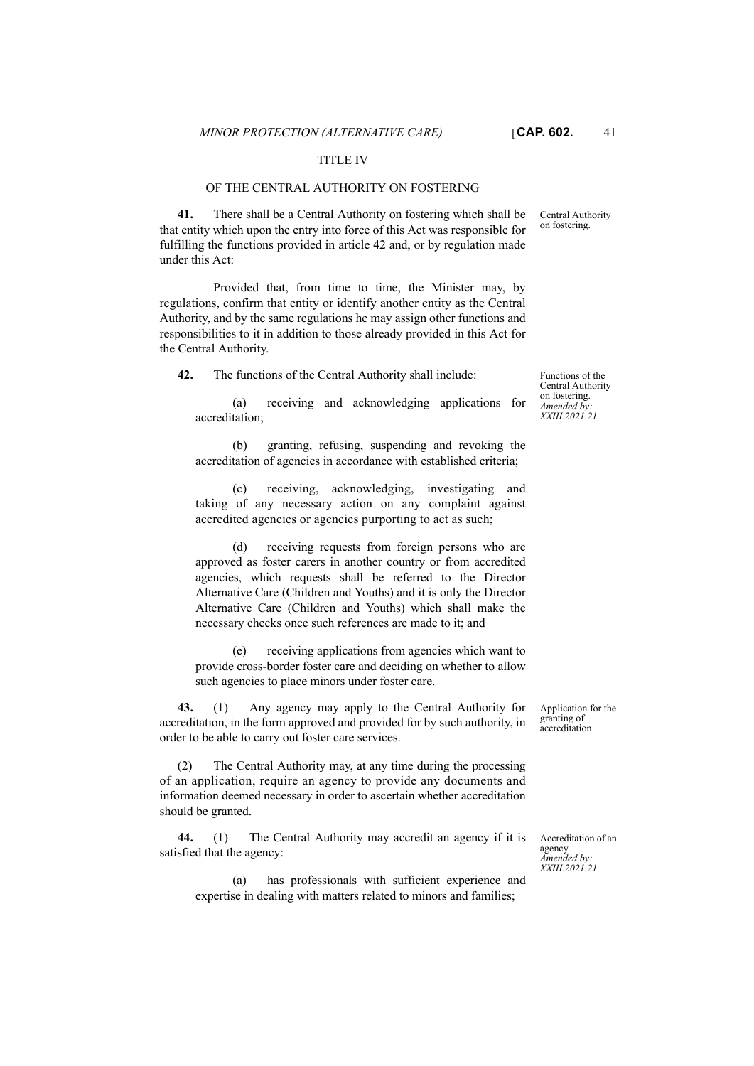## TITLE IV

## OF THE CENTRAL AUTHORITY ON FOSTERING

*Central Authority on fostering.*

**41.** There shall be a Central Authority on fostering which shall be that entity which upon the entry into force of this Act was responsible for fulfilling the functions provided in article 42 and, or by regulation made under this Act:

Provided that, from time to time, the Minister may, by regulations, confirm that entity or identify another entity as the Central Authority, and by the same regulations he may assign other functions and responsibilities to it in addition to those already provided in this Act for the Central Authority.

*Functions of the Central Authority on fostering. Amended by: XXIII.2021.21.*

**42.** The functions of the Central Authority shall include:

(a) receiving and acknowledging applications for accreditation;

(b) granting, refusing, suspending and revoking the accreditation of agencies in accordance with established criteria;

(c) receiving, acknowledging, investigating and taking of any necessary action on any complaint against accredited agencies or agencies purporting to act as such;

(d) receiving requests from foreign persons who are approved as foster carers in another country or from accredited agencies, which requests shall be referred to the Director Alternative Care (Children and Youths) and it is only the Director Alternative Care (Children and Youths) which shall make the necessary checks once such references are made to it; and

(e) receiving applications from agencies which want to provide cross-border foster care and deciding on whether to allow such agencies to place minors under foster care.

*Application for the granting of accreditation.*

**43.** (1) Any agency may apply to the Central Authority for accreditation, in the form approved and provided for by such authority, in order to be able to carry out foster care services.

(2) The Central Authority may, at any time during the processing of an application, require an agency to provide any documents and information deemed necessary in order to ascertain whether accreditation should be granted.

*Accreditation of an agency. Amended by: XXIII.2021.21.*

**44.** (1) The Central Authority may accredit an agency if it is satisfied that the agency:

(a) has professionals with sufficient experience and expertise in dealing with matters related to minors and families;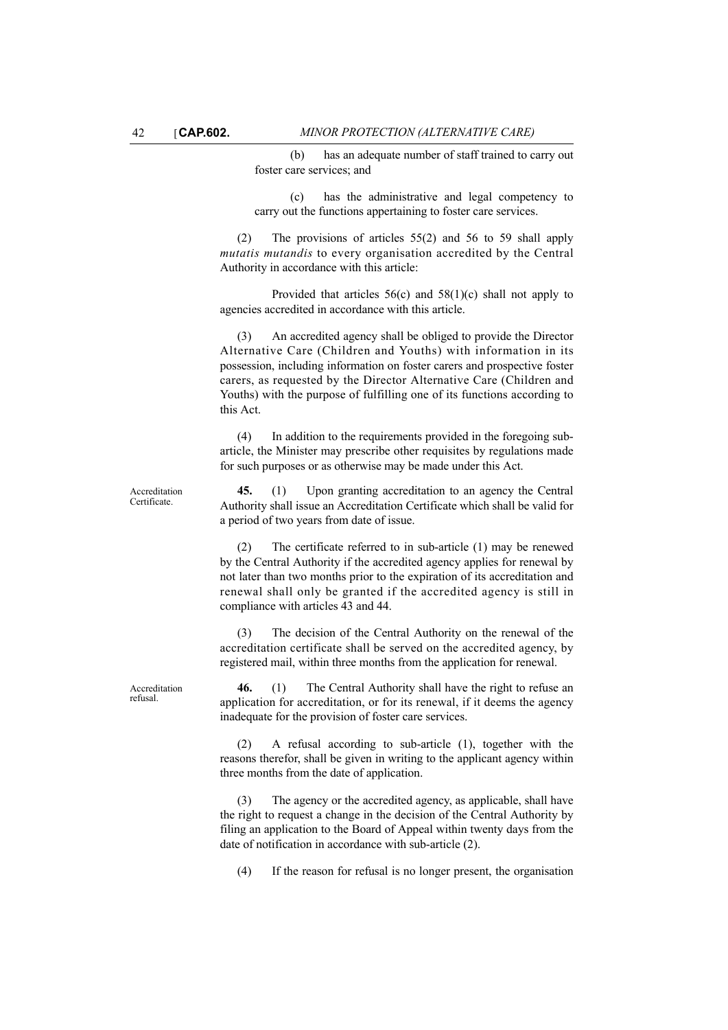(b) has an adequate number of staff trained to carry out foster care services; and

(c) has the administrative and legal competency to carry out the functions appertaining to foster care services.

(2) The provisions of articles 55(2) and 56 to 59 shall apply *mutatis mutandis* to every organisation accredited by the Central Authority in accordance with this article:

Provided that articles 56(c) and 58(1)(c) shall not apply to agencies accredited in accordance with this article.

(3) An accredited agency shall be obliged to provide the Director Alternative Care (Children and Youths) with information in its possession, including information on foster carers and prospective foster carers, as requested by the Director Alternative Care (Children and Youths) with the purpose of fulfilling one of its functions according to this Act.

(4) In addition to the requirements provided in the foregoing sub-article, the Minister may prescribe other requisites by regulations made for such purposes or as otherwise may be made under this Act.

Accreditation Certificate.

**45.** (1) Upon granting accreditation to an agency the Central Authority shall issue an Accreditation Certificate which shall be valid for a period of two years from date of issue.

(2) The certificate referred to in sub-article (1) may be renewed by the Central Authority if the accredited agency applies for renewal by not later than two months prior to the expiration of its accreditation and renewal shall only be granted if the accredited agency is still in compliance with articles 43 and 44.

(3) The decision of the Central Authority on the renewal of the accreditation certificate shall be served on the accredited agency, by registered mail, within three months from the application for renewal.

Accreditation refusal.

**46.** (1) The Central Authority shall have the right to refuse an application for accreditation, or for its renewal, if it deems the agency inadequate for the provision of foster care services.

(2) A refusal according to sub-article (1), together with the reasons therefor, shall be given in writing to the applicant agency within three months from the date of application.

(3) The agency or the accredited agency, as applicable, shall have the right to request a change in the decision of the Central Authority by filing an application to the Board of Appeal within twenty days from the date of notification in accordance with sub-article (2).

(4) If the reason for refusal is no longer present, the organisation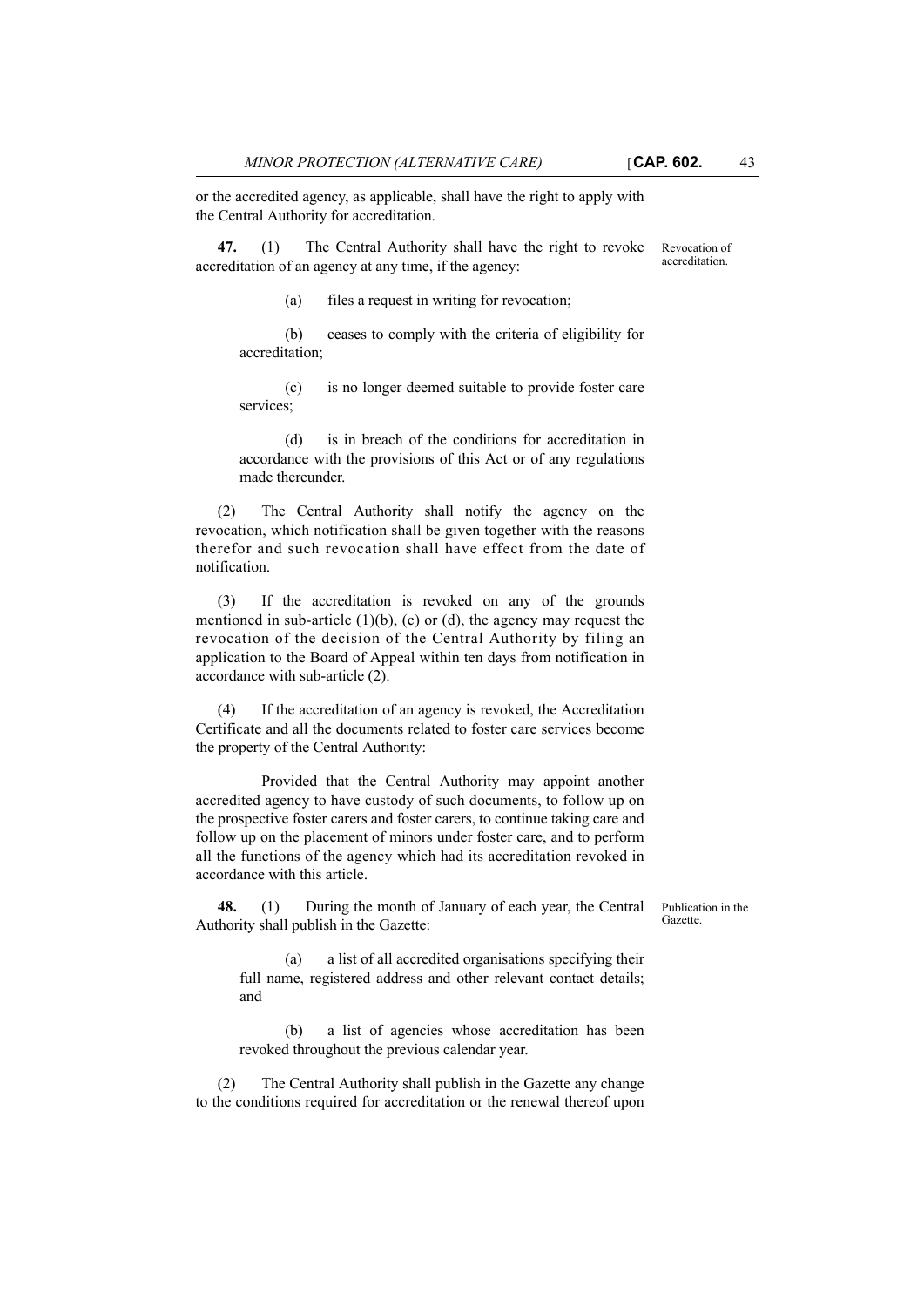or the accredited agency, as applicable, shall have the right to apply with the Central Authority for accreditation.

Revocation of accreditation.

**47.** (1) The Central Authority shall have the right to revoke accreditation of an agency at any time, if the agency:

(a) files a request in writing for revocation;

(b) ceases to comply with the criteria of eligibility for accreditation;

(c) is no longer deemed suitable to provide foster care services;

(d) is in breach of the conditions for accreditation in accordance with the provisions of this Act or of any regulations made thereunder.

(2) The Central Authority shall notify the agency on the revocation, which notification shall be given together with the reasons therefor and such revocation shall have effect from the date of notification.

(3) If the accreditation is revoked on any of the grounds mentioned in sub-article (1)(b), (c) or (d), the agency may request the revocation of the decision of the Central Authority by filing an application to the Board of Appeal within ten days from notification in accordance with sub-article (2).

(4) If the accreditation of an agency is revoked, the Accreditation Certificate and all the documents related to foster care services become the property of the Central Authority:

Provided that the Central Authority may appoint another accredited agency to have custody of such documents, to follow up on the prospective foster carers and foster carers, to continue taking care and follow up on the placement of minors under foster care, and to perform all the functions of the agency which had its accreditation revoked in accordance with this article.

Publication in the Gazette.

**48.** (1) During the month of January of each year, the Central Authority shall publish in the Gazette:

(a) a list of all accredited organisations specifying their full name, registered address and other relevant contact details; and

(b) a list of agencies whose accreditation has been revoked throughout the previous calendar year.

(2) The Central Authority shall publish in the Gazette any change to the conditions required for accreditation or the renewal thereof upon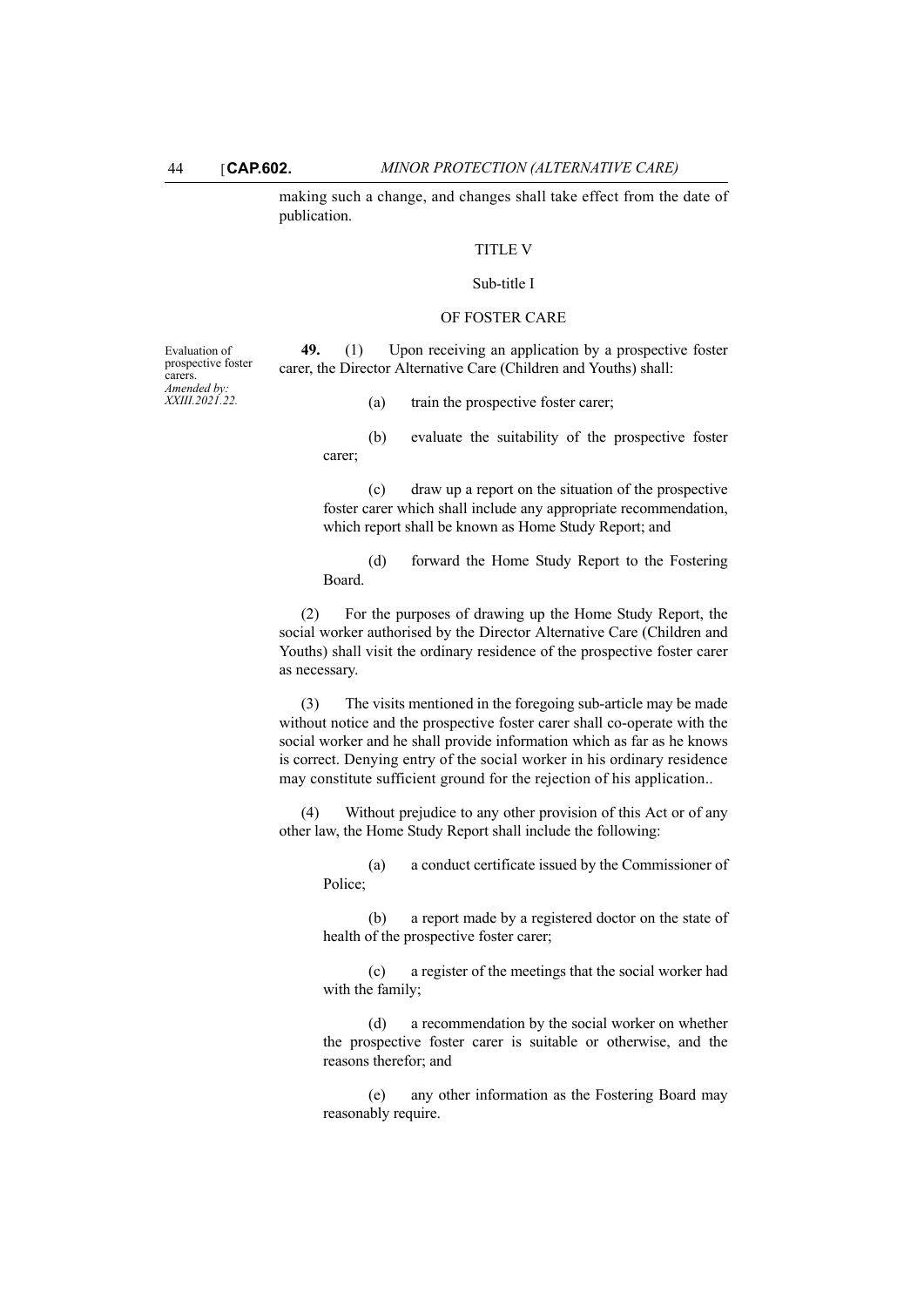making such a change, and changes shall take effect from the date of publication.

## TITLE V

### Sub-title I

### OF FOSTER CARE

Evaluation of prospective foster carers.
*Amended by: XXIII.2021.22.*

**49.** (1) Upon receiving an application by a prospective foster carer, the Director Alternative Care (Children and Youths) shall:

(a) train the prospective foster carer;

(b) evaluate the suitability of the prospective foster carer;

(c) draw up a report on the situation of the prospective foster carer which shall include any appropriate recommendation, which report shall be known as Home Study Report; and

(d) forward the Home Study Report to the Fostering Board.

(2) For the purposes of drawing up the Home Study Report, the social worker authorised by the Director Alternative Care (Children and Youths) shall visit the ordinary residence of the prospective foster carer as necessary.

(3) The visits mentioned in the foregoing sub-article may be made without notice and the prospective foster carer shall co-operate with the social worker and he shall provide information which as far as he knows is correct. Denying entry of the social worker in his ordinary residence may constitute sufficient ground for the rejection of his application..

(4) Without prejudice to any other provision of this Act or of any other law, the Home Study Report shall include the following:

(a) a conduct certificate issued by the Commissioner of Police;

(b) a report made by a registered doctor on the state of health of the prospective foster carer;

(c) a register of the meetings that the social worker had with the family;

(d) a recommendation by the social worker on whether the prospective foster carer is suitable or otherwise, and the reasons therefor; and

(e) any other information as the Fostering Board may reasonably require.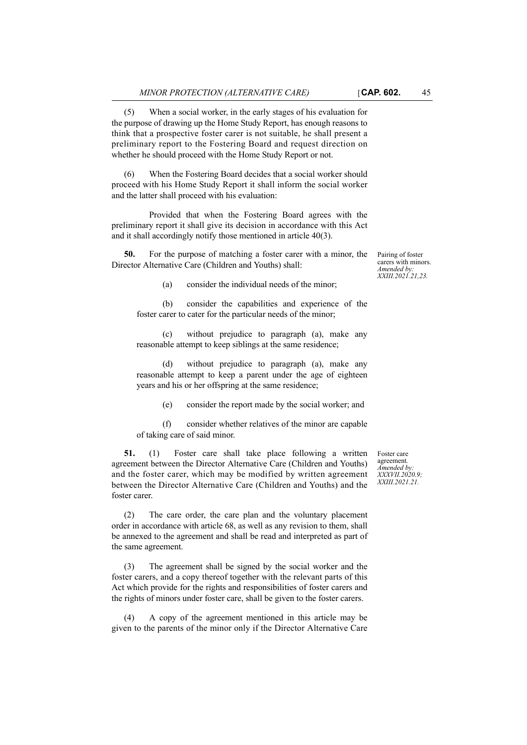(5) When a social worker, in the early stages of his evaluation for the purpose of drawing up the Home Study Report, has enough reasons to think that a prospective foster carer is not suitable, he shall present a preliminary report to the Fostering Board and request direction on whether he should proceed with the Home Study Report or not.

(6) When the Fostering Board decides that a social worker should proceed with his Home Study Report it shall inform the social worker and the latter shall proceed with his evaluation:

Provided that when the Fostering Board agrees with the preliminary report it shall give its decision in accordance with this Act and it shall accordingly notify those mentioned in article 40(3).

Pairing of foster carers with minors.
*Amended by: XXIII.2021.21,23.*

**50.** For the purpose of matching a foster carer with a minor, the Director Alternative Care (Children and Youths) shall:

(a) consider the individual needs of the minor;

(b) consider the capabilities and experience of the foster carer to cater for the particular needs of the minor;

(c) without prejudice to paragraph (a), make any reasonable attempt to keep siblings at the same residence;

(d) without prejudice to paragraph (a), make any reasonable attempt to keep a parent under the age of eighteen years and his or her offspring at the same residence;

(e) consider the report made by the social worker; and

(f) consider whether relatives of the minor are capable of taking care of said minor.

Foster care agreement.
*Amended by: XXXVII.2020.9; XXIII.2021.21.*

**51.** (1) Foster care shall take place following a written agreement between the Director Alternative Care (Children and Youths) and the foster carer, which may be modified by written agreement between the Director Alternative Care (Children and Youths) and the foster carer.

(2) The care order, the care plan and the voluntary placement order in accordance with article 68, as well as any revision to them, shall be annexed to the agreement and shall be read and interpreted as part of the same agreement.

(3) The agreement shall be signed by the social worker and the foster carers, and a copy thereof together with the relevant parts of this Act which provide for the rights and responsibilities of foster carers and the rights of minors under foster care, shall be given to the foster carers.

(4) A copy of the agreement mentioned in this article may be given to the parents of the minor only if the Director Alternative Care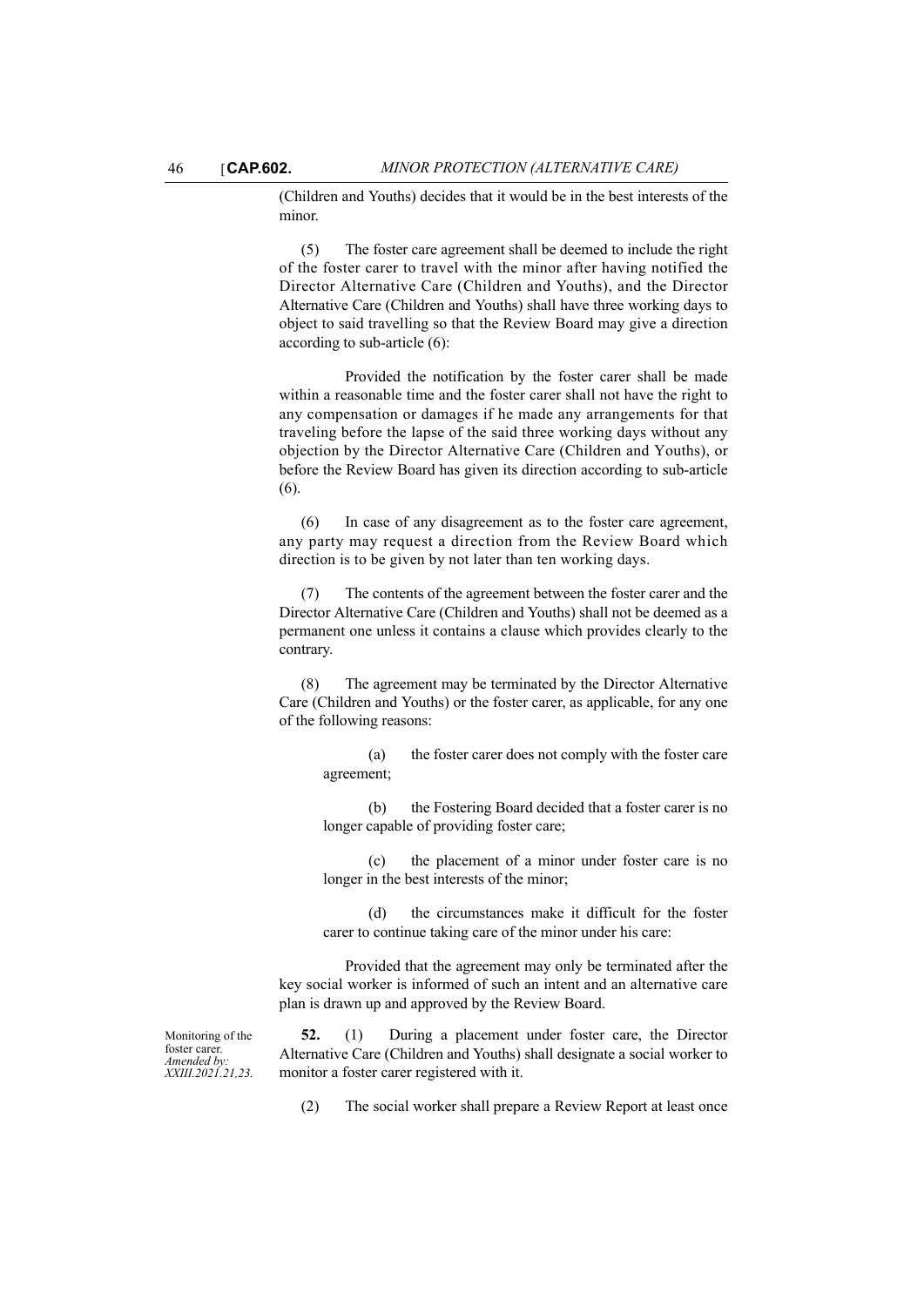(Children and Youths) decides that it would be in the best interests of the minor.

(5) The foster care agreement shall be deemed to include the right of the foster carer to travel with the minor after having notified the Director Alternative Care (Children and Youths), and the Director Alternative Care (Children and Youths) shall have three working days to object to said travelling so that the Review Board may give a direction according to sub-article (6):

Provided the notification by the foster carer shall be made within a reasonable time and the foster carer shall not have the right to any compensation or damages if he made any arrangements for that traveling before the lapse of the said three working days without any objection by the Director Alternative Care (Children and Youths), or before the Review Board has given its direction according to sub-article (6).

(6) In case of any disagreement as to the foster care agreement, any party may request a direction from the Review Board which direction is to be given by not later than ten working days.

(7) The contents of the agreement between the foster carer and the Director Alternative Care (Children and Youths) shall not be deemed as a permanent one unless it contains a clause which provides clearly to the contrary.

(8) The agreement may be terminated by the Director Alternative Care (Children and Youths) or the foster carer, as applicable, for any one of the following reasons:

(a) the foster carer does not comply with the foster care agreement;

(b) the Fostering Board decided that a foster carer is no longer capable of providing foster care;

(c) the placement of a minor under foster care is no longer in the best interests of the minor;

(d) the circumstances make it difficult for the foster carer to continue taking care of the minor under his care:

Provided that the agreement may only be terminated after the key social worker is informed of such an intent and an alternative care plan is drawn up and approved by the Review Board.

Monitoring of the foster carer.
*Amended by: XXIII.2021.21,23.*

**52.** (1) During a placement under foster care, the Director Alternative Care (Children and Youths) shall designate a social worker to monitor a foster carer registered with it.

(2) The social worker shall prepare a Review Report at least once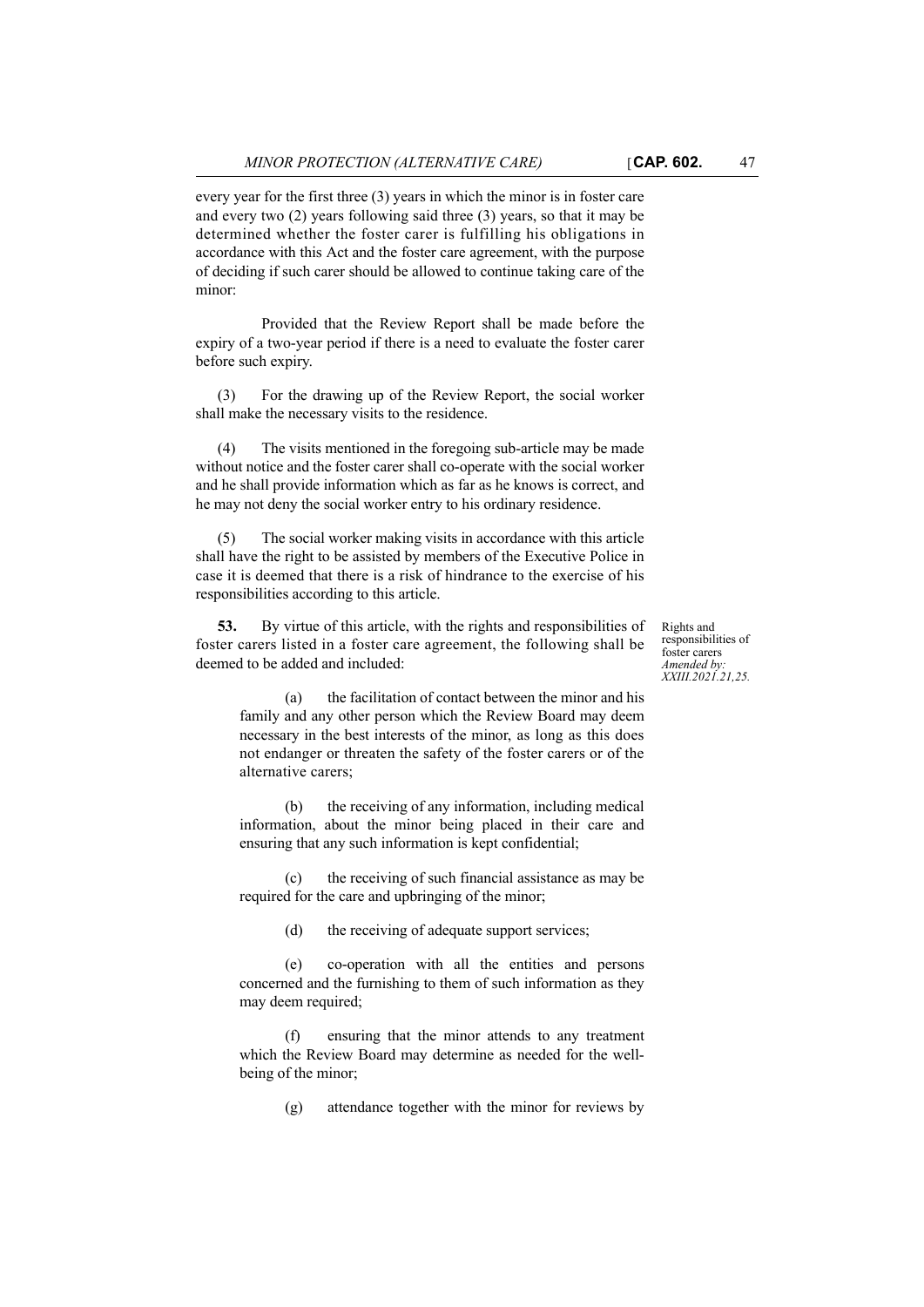every year for the first three (3) years in which the minor is in foster care and every two (2) years following said three (3) years, so that it may be determined whether the foster carer is fulfilling his obligations in accordance with this Act and the foster care agreement, with the purpose of deciding if such carer should be allowed to continue taking care of the minor:

Provided that the Review Report shall be made before the expiry of a two-year period if there is a need to evaluate the foster carer before such expiry.

(3) For the drawing up of the Review Report, the social worker shall make the necessary visits to the residence.

(4) The visits mentioned in the foregoing sub-article may be made without notice and the foster carer shall co-operate with the social worker and he shall provide information which as far as he knows is correct, and he may not deny the social worker entry to his ordinary residence.

(5) The social worker making visits in accordance with this article shall have the right to be assisted by members of the Executive Police in case it is deemed that there is a risk of hindrance to the exercise of his responsibilities according to this article.

Rights and responsibilities of foster carers
*Amended by: XXIII.2021.21,25.*

**53.** By virtue of this article, with the rights and responsibilities of foster carers listed in a foster care agreement, the following shall be deemed to be added and included:

(a) the facilitation of contact between the minor and his family and any other person which the Review Board may deem necessary in the best interests of the minor, as long as this does not endanger or threaten the safety of the foster carers or of the alternative carers;

(b) the receiving of any information, including medical information, about the minor being placed in their care and ensuring that any such information is kept confidential;

(c) the receiving of such financial assistance as may be required for the care and upbringing of the minor;

(d) the receiving of adequate support services;

(e) co-operation with all the entities and persons concerned and the furnishing to them of such information as they may deem required;

(f) ensuring that the minor attends to any treatment which the Review Board may determine as needed for the well-being of the minor;

(g) attendance together with the minor for reviews by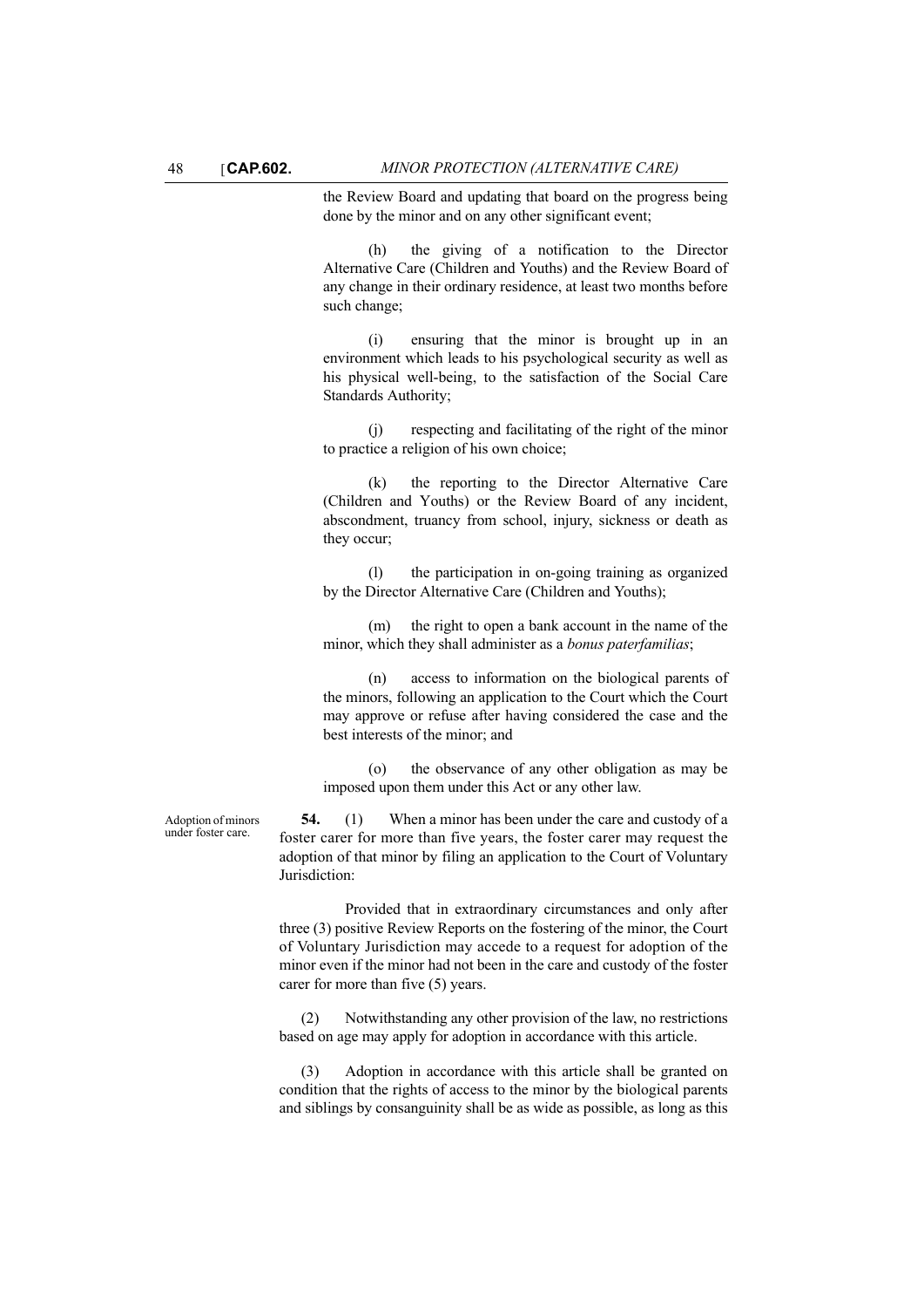the Review Board and updating that board on the progress being done by the minor and on any other significant event;

(h) the giving of a notification to the Director Alternative Care (Children and Youths) and the Review Board of any change in their ordinary residence, at least two months before such change;

(i) ensuring that the minor is brought up in an environment which leads to his psychological security as well as his physical well-being, to the satisfaction of the Social Care Standards Authority;

(j) respecting and facilitating of the right of the minor to practice a religion of his own choice;

(k) the reporting to the Director Alternative Care (Children and Youths) or the Review Board of any incident, abscondment, truancy from school, injury, sickness or death as they occur;

(l) the participation in on-going training as organized by the Director Alternative Care (Children and Youths);

(m) the right to open a bank account in the name of the minor, which they shall administer as a *bonus paterfamilias*;

(n) access to information on the biological parents of the minors, following an application to the Court which the Court may approve or refuse after having considered the case and the best interests of the minor; and

(o) the observance of any other obligation as may be imposed upon them under this Act or any other law.

Adoption of minors under foster care.

**54.** (1) When a minor has been under the care and custody of a foster carer for more than five years, the foster carer may request the adoption of that minor by filing an application to the Court of Voluntary Jurisdiction:

Provided that in extraordinary circumstances and only after three (3) positive Review Reports on the fostering of the minor, the Court of Voluntary Jurisdiction may accede to a request for adoption of the minor even if the minor had not been in the care and custody of the foster carer for more than five (5) years.

(2) Notwithstanding any other provision of the law, no restrictions based on age may apply for adoption in accordance with this article.

(3) Adoption in accordance with this article shall be granted on condition that the rights of access to the minor by the biological parents and siblings by consanguinity shall be as wide as possible, as long as this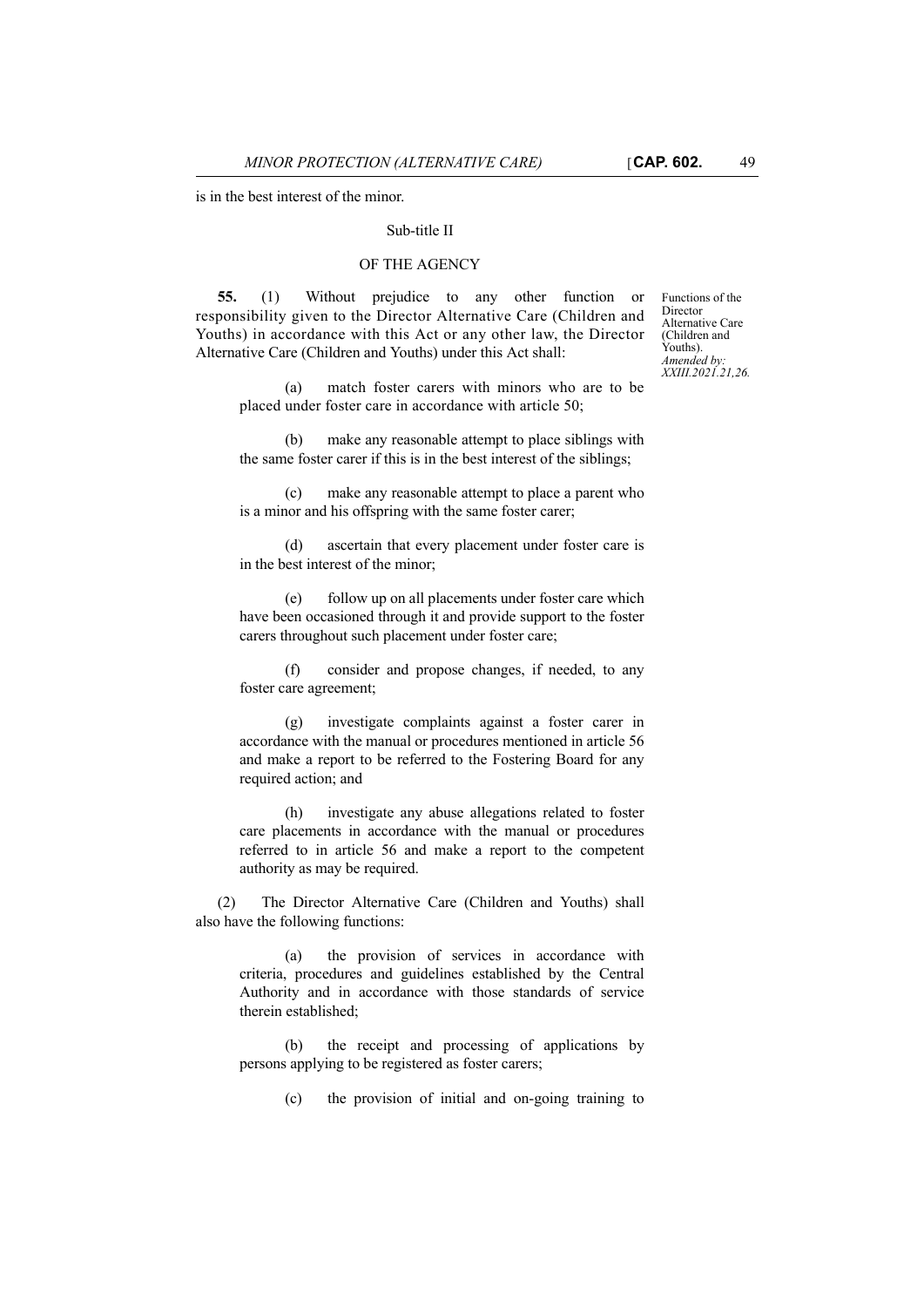is in the best interest of the minor.

Sub-title II

OF THE AGENCY

Functions of the Director Alternative Care (Children and Youths).
*Amended by: XXIII.2021.21,26.*

**55.** (1) Without prejudice to any other function or responsibility given to the Director Alternative Care (Children and Youths) in accordance with this Act or any other law, the Director Alternative Care (Children and Youths) under this Act shall:

(a) match foster carers with minors who are to be placed under foster care in accordance with article 50;

(b) make any reasonable attempt to place siblings with the same foster carer if this is in the best interest of the siblings;

(c) make any reasonable attempt to place a parent who is a minor and his offspring with the same foster carer;

(d) ascertain that every placement under foster care is in the best interest of the minor;

(e) follow up on all placements under foster care which have been occasioned through it and provide support to the foster carers throughout such placement under foster care;

(f) consider and propose changes, if needed, to any foster care agreement;

(g) investigate complaints against a foster carer in accordance with the manual or procedures mentioned in article 56 and make a report to be referred to the Fostering Board for any required action; and

(h) investigate any abuse allegations related to foster care placements in accordance with the manual or procedures referred to in article 56 and make a report to the competent authority as may be required.

(2) The Director Alternative Care (Children and Youths) shall also have the following functions:

(a) the provision of services in accordance with criteria, procedures and guidelines established by the Central Authority and in accordance with those standards of service therein established;

(b) the receipt and processing of applications by persons applying to be registered as foster carers;

(c) the provision of initial and on-going training to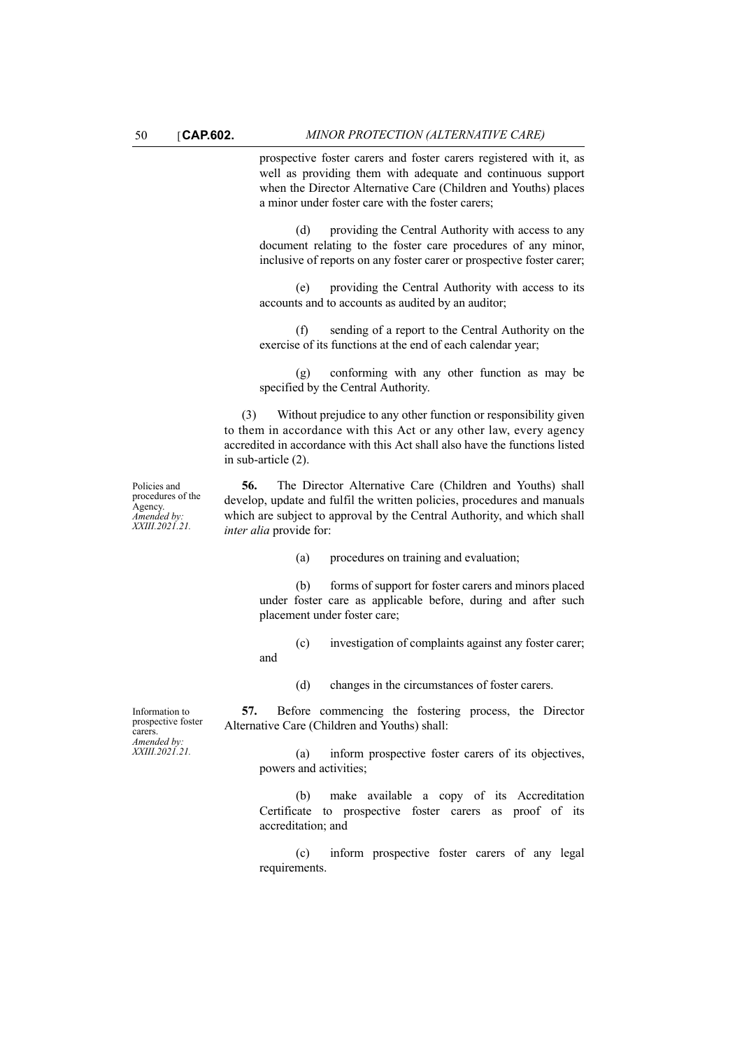prospective foster carers and foster carers registered with it, as well as providing them with adequate and continuous support when the Director Alternative Care (Children and Youths) places a minor under foster care with the foster carers;

(d) providing the Central Authority with access to any document relating to the foster care procedures of any minor, inclusive of reports on any foster carer or prospective foster carer;

(e) providing the Central Authority with access to its accounts and to accounts as audited by an auditor;

(f) sending of a report to the Central Authority on the exercise of its functions at the end of each calendar year;

(g) conforming with any other function as may be specified by the Central Authority.

(3) Without prejudice to any other function or responsibility given to them in accordance with this Act or any other law, every agency accredited in accordance with this Act shall also have the functions listed in sub-article (2).

Policies and procedures of the Agency.
*Amended by: XXIII.2021.21.*

**56.** The Director Alternative Care (Children and Youths) shall develop, update and fulfil the written policies, procedures and manuals which are subject to approval by the Central Authority, and which shall *inter alia* provide for:

(a) procedures on training and evaluation;

(b) forms of support for foster carers and minors placed under foster care as applicable before, during and after such placement under foster care;

(c) investigation of complaints against any foster carer; and

(d) changes in the circumstances of foster carers.

Information to prospective foster carers.
*Amended by: XXIII.2021.21.*

**57.** Before commencing the fostering process, the Director Alternative Care (Children and Youths) shall:

(a) inform prospective foster carers of its objectives, powers and activities;

(b) make available a copy of its Accreditation Certificate to prospective foster carers as proof of its accreditation; and

(c) inform prospective foster carers of any legal requirements.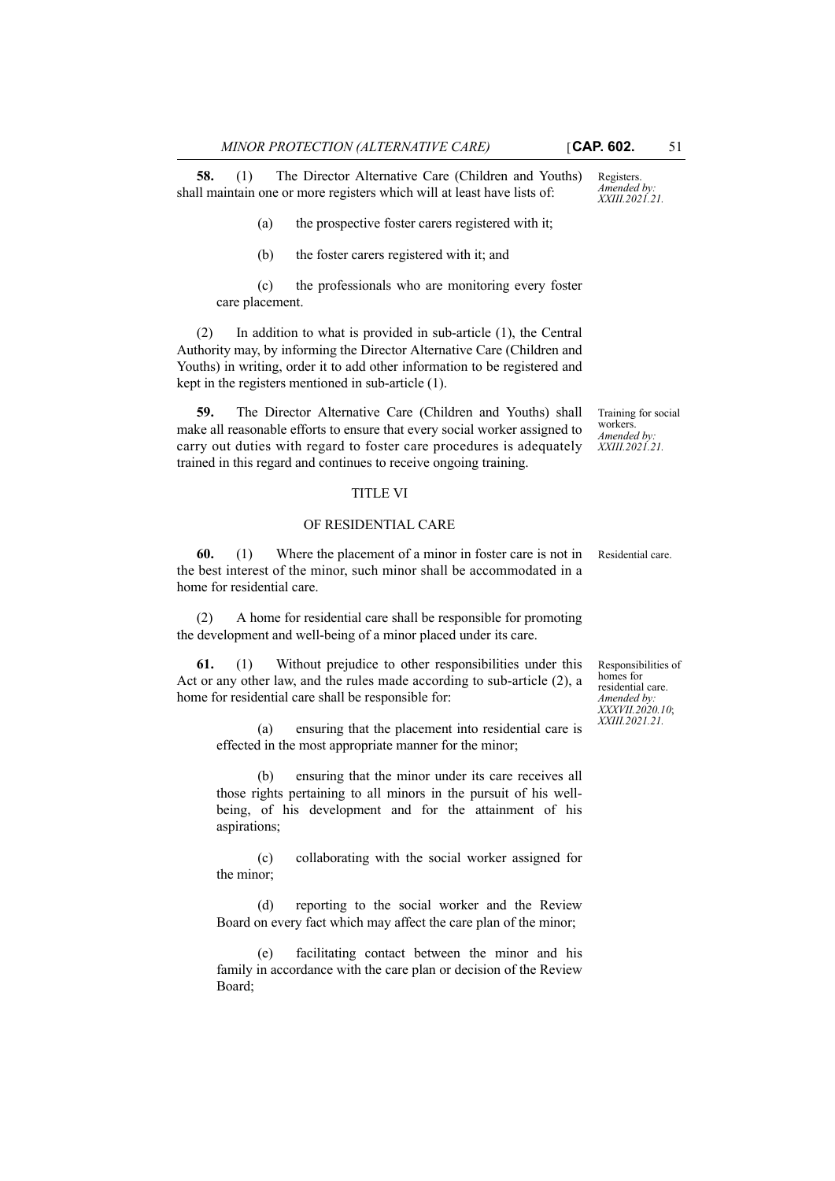**58.** (1) The Director Alternative Care (Children and Youths) shall maintain one or more registers which will at least have lists of:

Registers.
*Amended by: XXIII.2021.21.*

(a) the prospective foster carers registered with it;

(b) the foster carers registered with it; and

(c) the professionals who are monitoring every foster care placement.

(2) In addition to what is provided in sub-article (1), the Central Authority may, by informing the Director Alternative Care (Children and Youths) in writing, order it to add other information to be registered and kept in the registers mentioned in sub-article (1).

**59.** The Director Alternative Care (Children and Youths) shall make all reasonable efforts to ensure that every social worker assigned to carry out duties with regard to foster care procedures is adequately trained in this regard and continues to receive ongoing training.

Training for social workers.
*Amended by: XXIII.2021.21.*

## TITLE VI

## OF RESIDENTIAL CARE

**60.** (1) Where the placement of a minor in foster care is not in the best interest of the minor, such minor shall be accommodated in a home for residential care.

Residential care.

(2) A home for residential care shall be responsible for promoting the development and well-being of a minor placed under its care.

**61.** (1) Without prejudice to other responsibilities under this Act or any other law, and the rules made according to sub-article (2), a home for residential care shall be responsible for:

Responsibilities of homes for residential care.
*Amended by: XXXVII.2020.10; XXIII.2021.21.*

(a) ensuring that the placement into residential care is effected in the most appropriate manner for the minor;

(b) ensuring that the minor under its care receives all those rights pertaining to all minors in the pursuit of his well-being, of his development and for the attainment of his aspirations;

(c) collaborating with the social worker assigned for the minor;

(d) reporting to the social worker and the Review Board on every fact which may affect the care plan of the minor;

(e) facilitating contact between the minor and his family in accordance with the care plan or decision of the Review Board;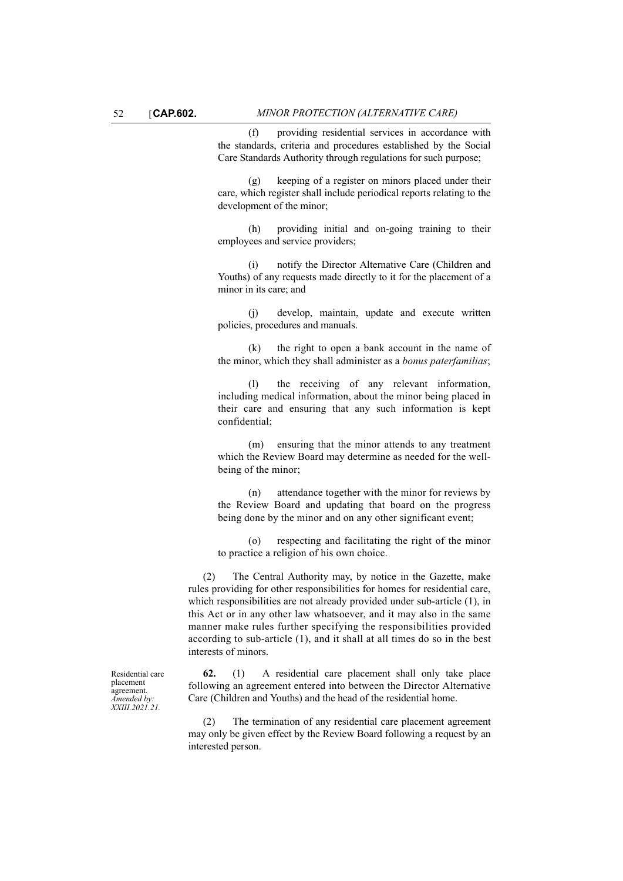(f) providing residential services in accordance with the standards, criteria and procedures established by the Social Care Standards Authority through regulations for such purpose;

(g) keeping of a register on minors placed under their care, which register shall include periodical reports relating to the development of the minor;

(h) providing initial and on-going training to their employees and service providers;

(i) notify the Director Alternative Care (Children and Youths) of any requests made directly to it for the placement of a minor in its care; and

(j) develop, maintain, update and execute written policies, procedures and manuals.

(k) the right to open a bank account in the name of the minor, which they shall administer as a *bonus paterfamilias*;

(l) the receiving of any relevant information, including medical information, about the minor being placed in their care and ensuring that any such information is kept confidential;

(m) ensuring that the minor attends to any treatment which the Review Board may determine as needed for the well-being of the minor;

(n) attendance together with the minor for reviews by the Review Board and updating that board on the progress being done by the minor and on any other significant event;

(o) respecting and facilitating the right of the minor to practice a religion of his own choice.

(2) The Central Authority may, by notice in the Gazette, make rules providing for other responsibilities for homes for residential care, which responsibilities are not already provided under sub-article (1), in this Act or in any other law whatsoever, and it may also in the same manner make rules further specifying the responsibilities provided according to sub-article (1), and it shall at all times do so in the best interests of minors.

Residential care placement agreement.
*Amended by: XXIII.2021.21.*

**62.** (1) A residential care placement shall only take place following an agreement entered into between the Director Alternative Care (Children and Youths) and the head of the residential home.

(2) The termination of any residential care placement agreement may only be given effect by the Review Board following a request by an interested person.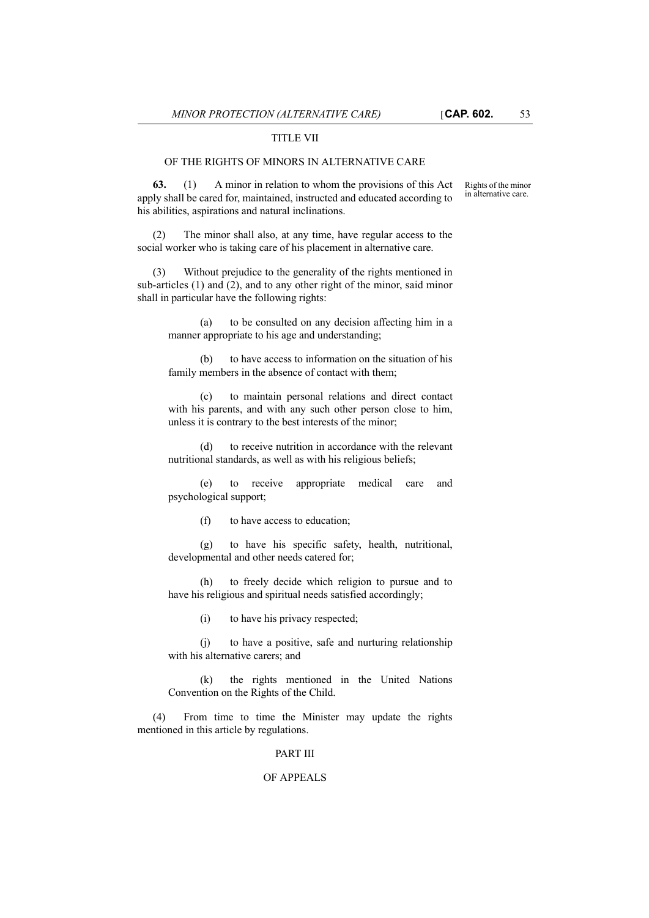## TITLE VII

## OF THE RIGHTS OF MINORS IN ALTERNATIVE CARE

Rights of the minor in alternative care.

**63.** (1) A minor in relation to whom the provisions of this Act apply shall be cared for, maintained, instructed and educated according to his abilities, aspirations and natural inclinations.

(2) The minor shall also, at any time, have regular access to the social worker who is taking care of his placement in alternative care.

(3) Without prejudice to the generality of the rights mentioned in sub-articles (1) and (2), and to any other right of the minor, said minor shall in particular have the following rights:

(a) to be consulted on any decision affecting him in a manner appropriate to his age and understanding;

(b) to have access to information on the situation of his family members in the absence of contact with them;

(c) to maintain personal relations and direct contact with his parents, and with any such other person close to him, unless it is contrary to the best interests of the minor;

(d) to receive nutrition in accordance with the relevant nutritional standards, as well as with his religious beliefs;

(e) to receive appropriate medical care and psychological support;

(f) to have access to education;

(g) to have his specific safety, health, nutritional, developmental and other needs catered for;

(h) to freely decide which religion to pursue and to have his religious and spiritual needs satisfied accordingly;

(i) to have his privacy respected;

(j) to have a positive, safe and nurturing relationship with his alternative carers; and

(k) the rights mentioned in the United Nations Convention on the Rights of the Child.

(4) From time to time the Minister may update the rights mentioned in this article by regulations.

## PART III

## OF APPEALS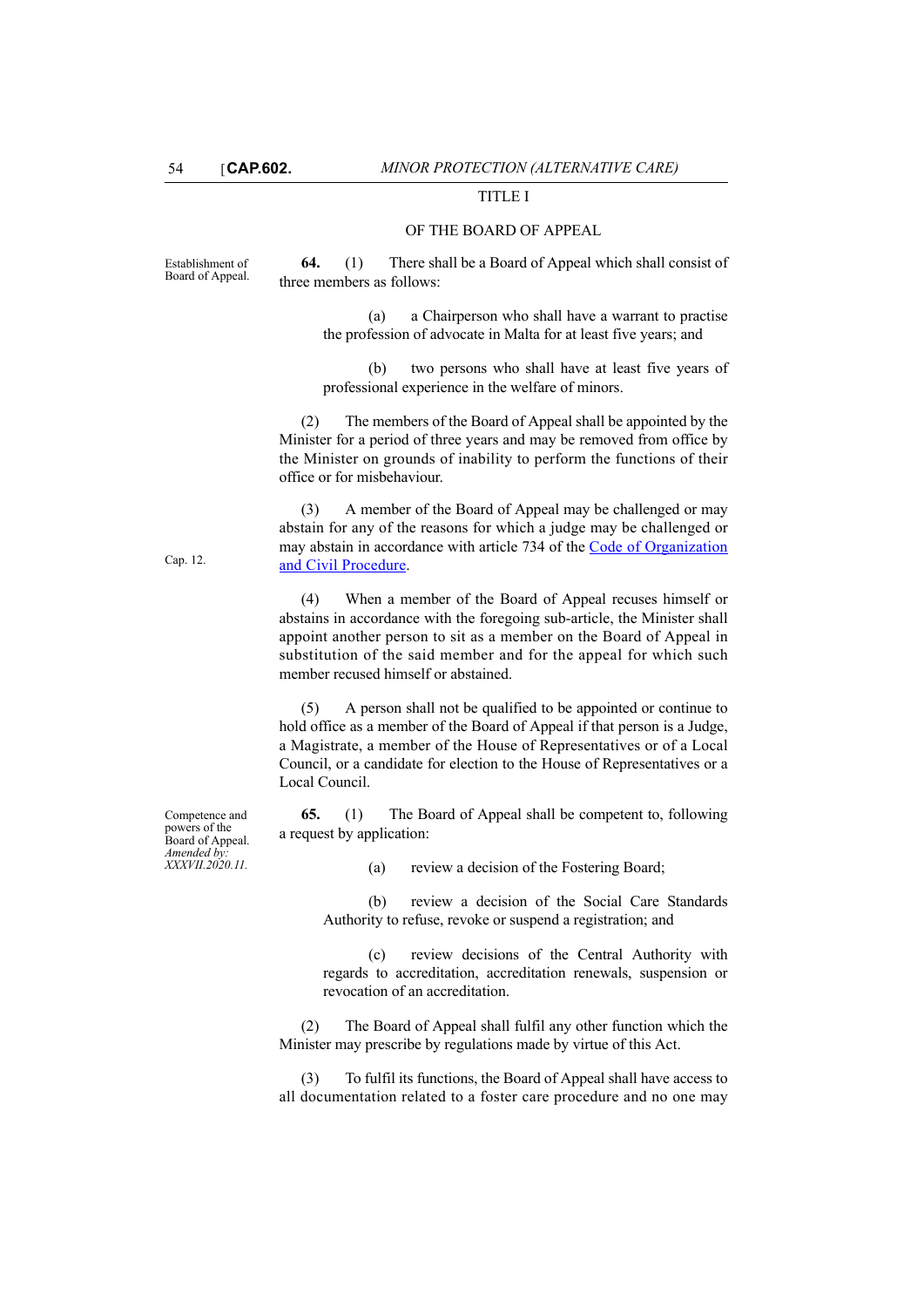## TITLE I

## OF THE BOARD OF APPEAL

Establishment of Board of Appeal.

**64.** (1) There shall be a Board of Appeal which shall consist of three members as follows:

(a) a Chairperson who shall have a warrant to practise the profession of advocate in Malta for at least five years; and

(b) two persons who shall have at least five years of professional experience in the welfare of minors.

(2) The members of the Board of Appeal shall be appointed by the Minister for a period of three years and may be removed from office by the Minister on grounds of inability to perform the functions of their office or for misbehaviour.

Cap. 12.

(3) A member of the Board of Appeal may be challenged or may abstain for any of the reasons for which a judge may be challenged or may abstain in accordance with article 734 of the Code of Organization and Civil Procedure.

(4) When a member of the Board of Appeal recuses himself or abstains in accordance with the foregoing sub-article, the Minister shall appoint another person to sit as a member on the Board of Appeal in substitution of the said member and for the appeal for which such member recused himself or abstained.

(5) A person shall not be qualified to be appointed or continue to hold office as a member of the Board of Appeal if that person is a Judge, a Magistrate, a member of the House of Representatives or of a Local Council, or a candidate for election to the House of Representatives or a Local Council.

Competence and powers of the Board of Appeal. *Amended by: XXXVII.2020.11.*

**65.** (1) The Board of Appeal shall be competent to, following a request by application:

(a) review a decision of the Fostering Board;

(b) review a decision of the Social Care Standards Authority to refuse, revoke or suspend a registration; and

(c) review decisions of the Central Authority with regards to accreditation, accreditation renewals, suspension or revocation of an accreditation.

(2) The Board of Appeal shall fulfil any other function which the Minister may prescribe by regulations made by virtue of this Act.

(3) To fulfil its functions, the Board of Appeal shall have access to all documentation related to a foster care procedure and no one may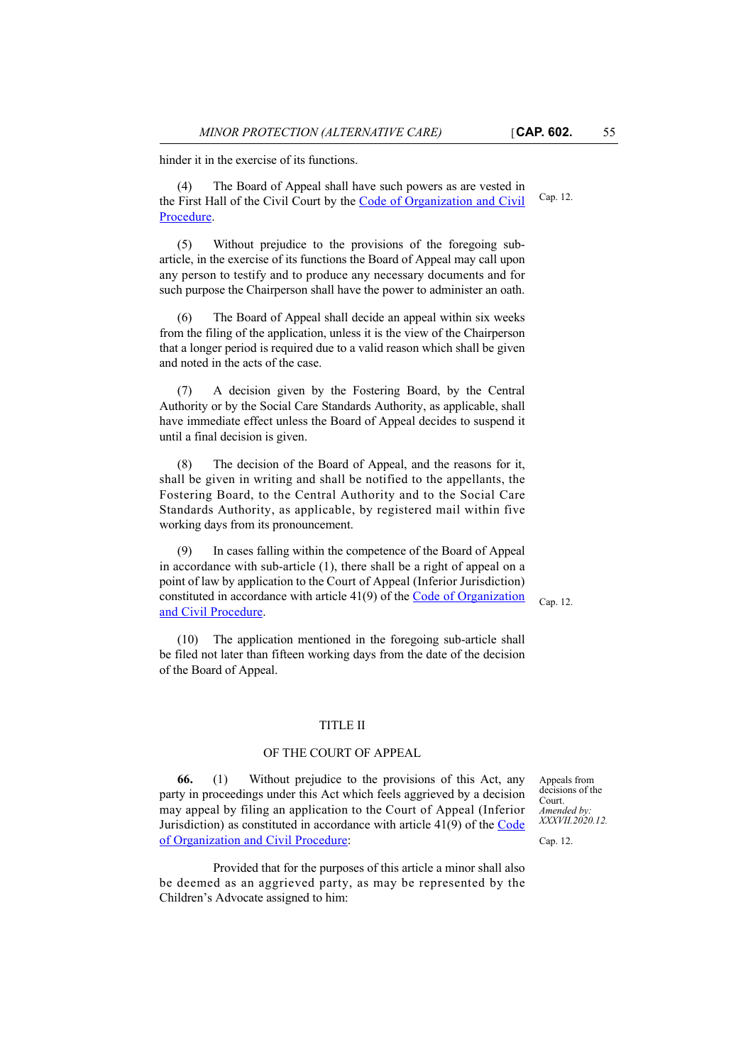hinder it in the exercise of its functions.

(4) The Board of Appeal shall have such powers as are vested in the First Hall of the Civil Court by the Code of Organization and Civil Procedure.

Cap. 12.

(5) Without prejudice to the provisions of the foregoing sub-article, in the exercise of its functions the Board of Appeal may call upon any person to testify and to produce any necessary documents and for such purpose the Chairperson shall have the power to administer an oath.

(6) The Board of Appeal shall decide an appeal within six weeks from the filing of the application, unless it is the view of the Chairperson that a longer period is required due to a valid reason which shall be given and noted in the acts of the case.

(7) A decision given by the Fostering Board, by the Central Authority or by the Social Care Standards Authority, as applicable, shall have immediate effect unless the Board of Appeal decides to suspend it until a final decision is given.

(8) The decision of the Board of Appeal, and the reasons for it, shall be given in writing and shall be notified to the appellants, the Fostering Board, to the Central Authority and to the Social Care Standards Authority, as applicable, by registered mail within five working days from its pronouncement.

(9) In cases falling within the competence of the Board of Appeal in accordance with sub-article (1), there shall be a right of appeal on a point of law by application to the Court of Appeal (Inferior Jurisdiction) constituted in accordance with article 41(9) of the Code of Organization and Civil Procedure.

Cap. 12.

(10) The application mentioned in the foregoing sub-article shall be filed not later than fifteen working days from the date of the decision of the Board of Appeal.

## TITLE II

## OF THE COURT OF APPEAL

Appeals from decisions of the Court.
*Amended by: XXXVII.2020.12.*

Cap. 12.

**66.** (1) Without prejudice to the provisions of this Act, any party in proceedings under this Act which feels aggrieved by a decision may appeal by filing an application to the Court of Appeal (Inferior Jurisdiction) as constituted in accordance with article 41(9) of the Code of Organization and Civil Procedure:

Provided that for the purposes of this article a minor shall also be deemed as an aggrieved party, as may be represented by the Children's Advocate assigned to him: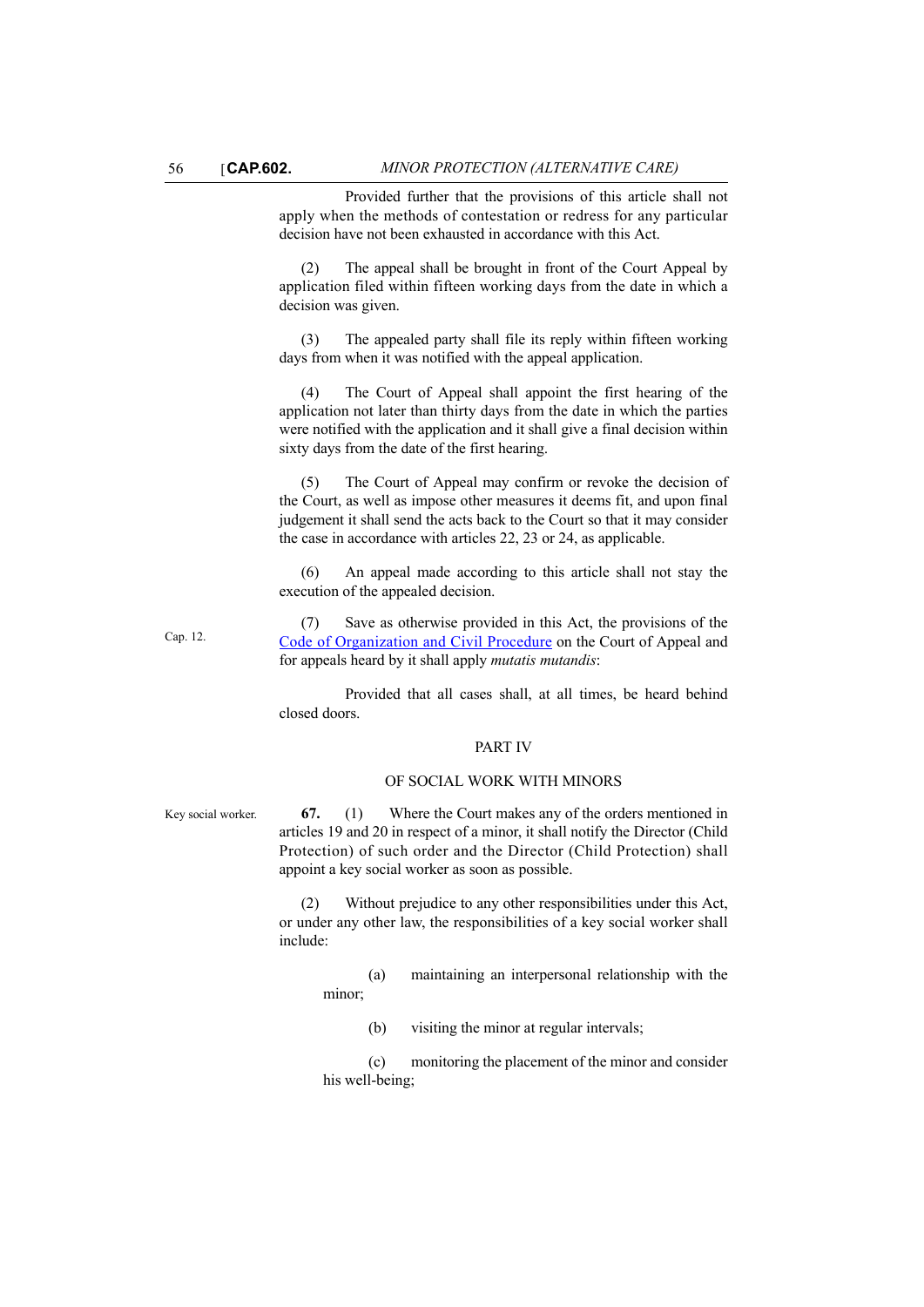Provided further that the provisions of this article shall not apply when the methods of contestation or redress for any particular decision have not been exhausted in accordance with this Act.

(2) The appeal shall be brought in front of the Court Appeal by application filed within fifteen working days from the date in which a decision was given.

(3) The appealed party shall file its reply within fifteen working days from when it was notified with the appeal application.

(4) The Court of Appeal shall appoint the first hearing of the application not later than thirty days from the date in which the parties were notified with the application and it shall give a final decision within sixty days from the date of the first hearing.

(5) The Court of Appeal may confirm or revoke the decision of the Court, as well as impose other measures it deems fit, and upon final judgement it shall send the acts back to the Court so that it may consider the case in accordance with articles 22, 23 or 24, as applicable.

(6) An appeal made according to this article shall not stay the execution of the appealed decision.

Cap. 12.

(7) Save as otherwise provided in this Act, the provisions of the Code of Organization and Civil Procedure on the Court of Appeal and for appeals heard by it shall apply *mutatis mutandis*:

Provided that all cases shall, at all times, be heard behind closed doors.

## PART IV

## OF SOCIAL WORK WITH MINORS

Key social worker.

**67.** (1) Where the Court makes any of the orders mentioned in articles 19 and 20 in respect of a minor, it shall notify the Director (Child Protection) of such order and the Director (Child Protection) shall appoint a key social worker as soon as possible.

(2) Without prejudice to any other responsibilities under this Act, or under any other law, the responsibilities of a key social worker shall include:

(a) maintaining an interpersonal relationship with the minor;

(b) visiting the minor at regular intervals;

(c) monitoring the placement of the minor and consider his well-being;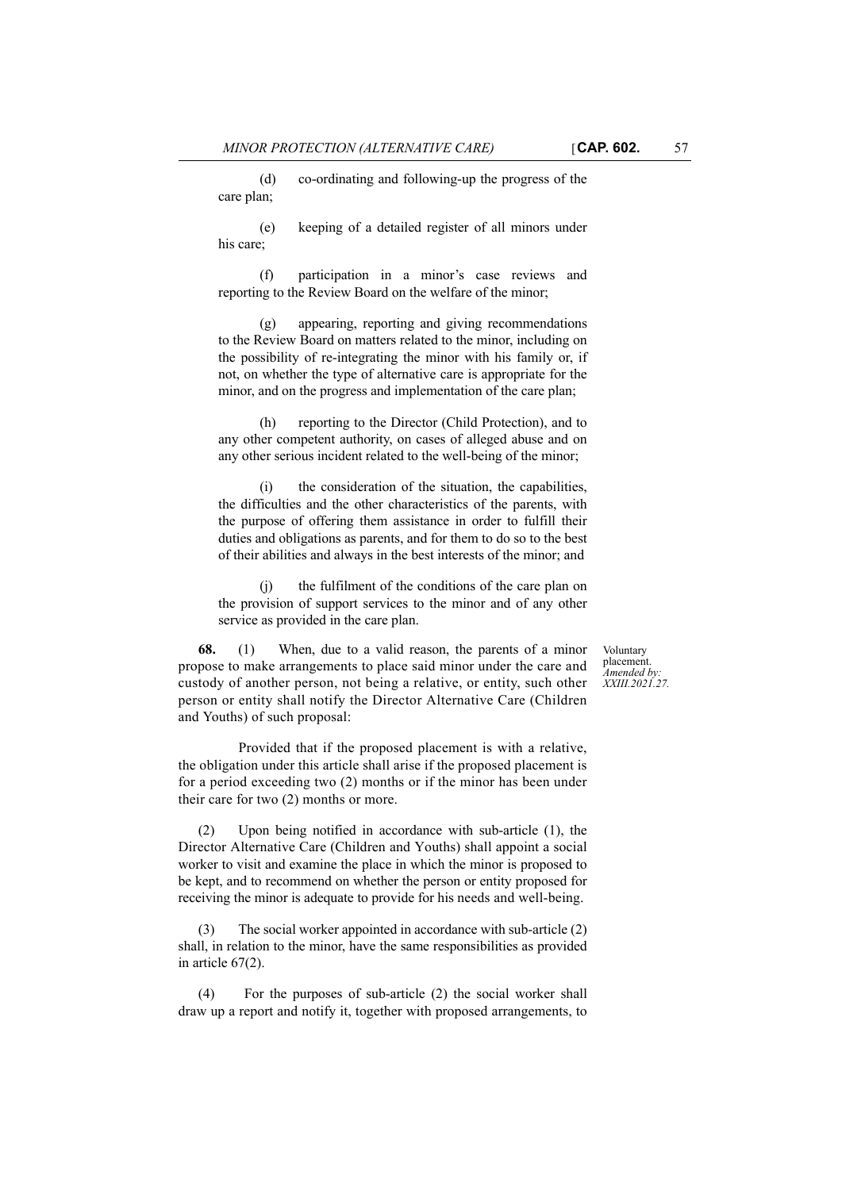(d) co-ordinating and following-up the progress of the care plan;

(e) keeping of a detailed register of all minors under his care;

(f) participation in a minor's case reviews and reporting to the Review Board on the welfare of the minor;

(g) appearing, reporting and giving recommendations to the Review Board on matters related to the minor, including on the possibility of re-integrating the minor with his family or, if not, on whether the type of alternative care is appropriate for the minor, and on the progress and implementation of the care plan;

(h) reporting to the Director (Child Protection), and to any other competent authority, on cases of alleged abuse and on any other serious incident related to the well-being of the minor;

(i) the consideration of the situation, the capabilities, the difficulties and the other characteristics of the parents, with the purpose of offering them assistance in order to fulfill their duties and obligations as parents, and for them to do so to the best of their abilities and always in the best interests of the minor; and

(j) the fulfilment of the conditions of the care plan on the provision of support services to the minor and of any other service as provided in the care plan.

Voluntary placement. *Amended by: XXIII.2021.27.*

**68.** (1) When, due to a valid reason, the parents of a minor propose to make arrangements to place said minor under the care and custody of another person, not being a relative, or entity, such other person or entity shall notify the Director Alternative Care (Children and Youths) of such proposal:

Provided that if the proposed placement is with a relative, the obligation under this article shall arise if the proposed placement is for a period exceeding two (2) months or if the minor has been under their care for two (2) months or more.

(2) Upon being notified in accordance with sub-article (1), the Director Alternative Care (Children and Youths) shall appoint a social worker to visit and examine the place in which the minor is proposed to be kept, and to recommend on whether the person or entity proposed for receiving the minor is adequate to provide for his needs and well-being.

(3) The social worker appointed in accordance with sub-article (2) shall, in relation to the minor, have the same responsibilities as provided in article 67(2).

(4) For the purposes of sub-article (2) the social worker shall draw up a report and notify it, together with proposed arrangements, to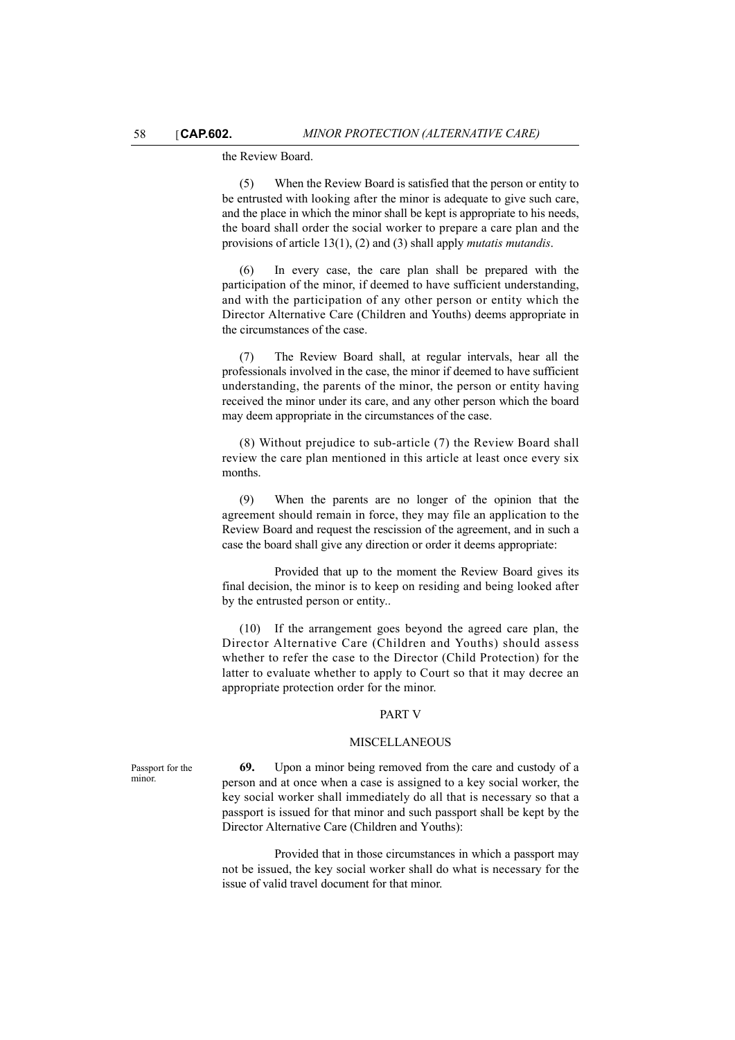the Review Board.

(5) When the Review Board is satisfied that the person or entity to be entrusted with looking after the minor is adequate to give such care, and the place in which the minor shall be kept is appropriate to his needs, the board shall order the social worker to prepare a care plan and the provisions of article 13(1), (2) and (3) shall apply *mutatis mutandis*.

(6) In every case, the care plan shall be prepared with the participation of the minor, if deemed to have sufficient understanding, and with the participation of any other person or entity which the Director Alternative Care (Children and Youths) deems appropriate in the circumstances of the case.

(7) The Review Board shall, at regular intervals, hear all the professionals involved in the case, the minor if deemed to have sufficient understanding, the parents of the minor, the person or entity having received the minor under its care, and any other person which the board may deem appropriate in the circumstances of the case.

(8) Without prejudice to sub-article (7) the Review Board shall review the care plan mentioned in this article at least once every six months.

(9) When the parents are no longer of the opinion that the agreement should remain in force, they may file an application to the Review Board and request the rescission of the agreement, and in such a case the board shall give any direction or order it deems appropriate:

Provided that up to the moment the Review Board gives its final decision, the minor is to keep on residing and being looked after by the entrusted person or entity..

(10) If the arrangement goes beyond the agreed care plan, the Director Alternative Care (Children and Youths) should assess whether to refer the case to the Director (Child Protection) for the latter to evaluate whether to apply to Court so that it may decree an appropriate protection order for the minor.

## PART V

## MISCELLANEOUS

*Passport for the minor.*

**69.** Upon a minor being removed from the care and custody of a person and at once when a case is assigned to a key social worker, the key social worker shall immediately do all that is necessary so that a passport is issued for that minor and such passport shall be kept by the Director Alternative Care (Children and Youths):

Provided that in those circumstances in which a passport may not be issued, the key social worker shall do what is necessary for the issue of valid travel document for that minor.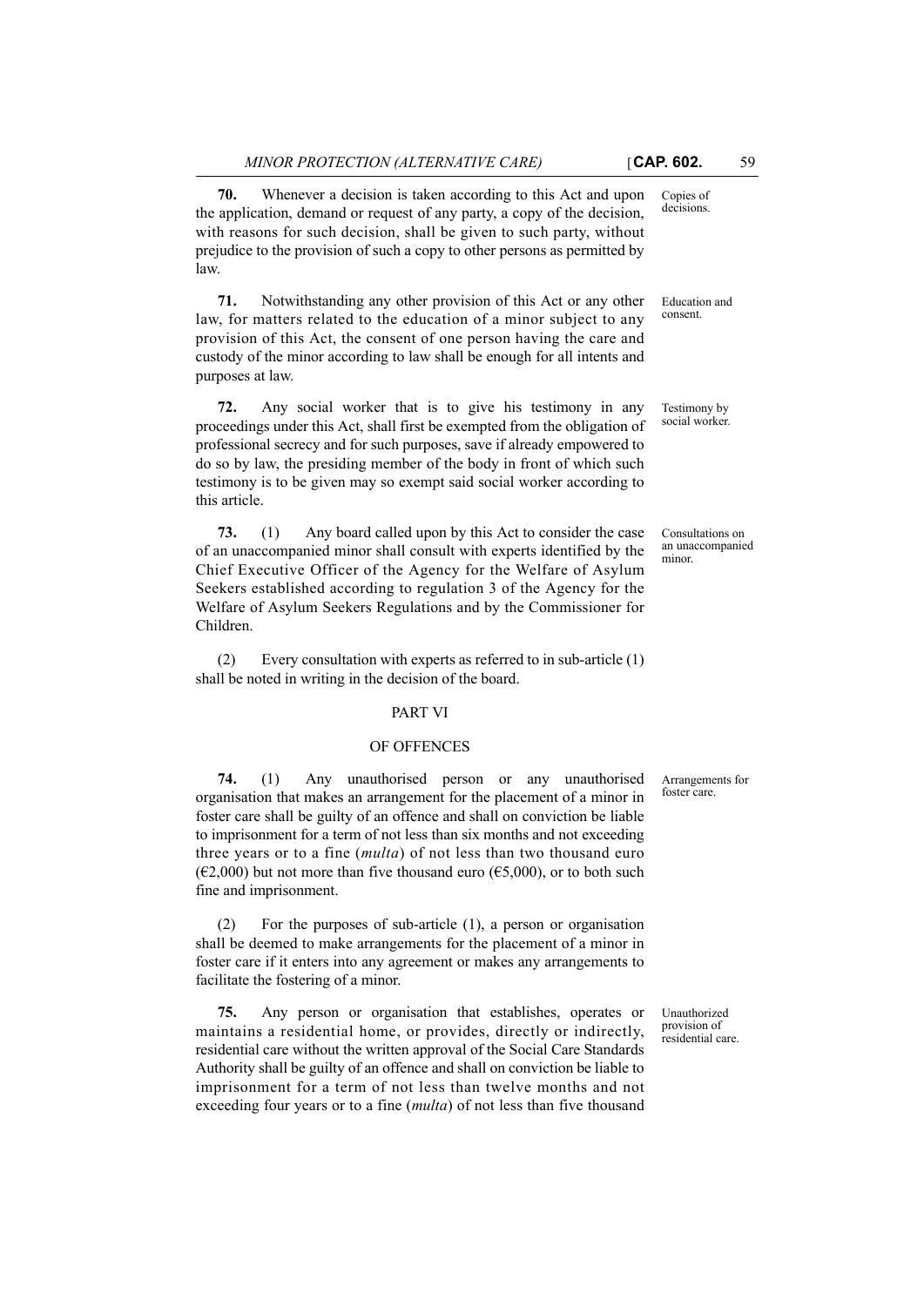**70.** Whenever a decision is taken according to this Act and upon the application, demand or request of any party, a copy of the decision, with reasons for such decision, shall be given to such party, without prejudice to the provision of such a copy to other persons as permitted by law.

Copies of decisions.

**71.** Notwithstanding any other provision of this Act or any other law, for matters related to the education of a minor subject to any provision of this Act, the consent of one person having the care and custody of the minor according to law shall be enough for all intents and purposes at law.

Education and consent.

**72.** Any social worker that is to give his testimony in any proceedings under this Act, shall first be exempted from the obligation of professional secrecy and for such purposes, save if already empowered to do so by law, the presiding member of the body in front of which such testimony is to be given may so exempt said social worker according to this article.

Testimony by social worker.

**73.** (1) Any board called upon by this Act to consider the case of an unaccompanied minor shall consult with experts identified by the Chief Executive Officer of the Agency for the Welfare of Asylum Seekers established according to regulation 3 of the Agency for the Welfare of Asylum Seekers Regulations and by the Commissioner for Children.

Consultations on an unaccompanied minor.

(2) Every consultation with experts as referred to in sub-article (1) shall be noted in writing in the decision of the board.

## PART VI

## OF OFFENCES

**74.** (1) Any unauthorised person or any unauthorised organisation that makes an arrangement for the placement of a minor in foster care shall be guilty of an offence and shall on conviction be liable to imprisonment for a term of not less than six months and not exceeding three years or to a fine (*multa*) of not less than two thousand euro (€2,000) but not more than five thousand euro (€5,000), or to both such fine and imprisonment.

Arrangements for foster care.

(2) For the purposes of sub-article (1), a person or organisation shall be deemed to make arrangements for the placement of a minor in foster care if it enters into any agreement or makes any arrangements to facilitate the fostering of a minor.

**75.** Any person or organisation that establishes, operates or maintains a residential home, or provides, directly or indirectly, residential care without the written approval of the Social Care Standards Authority shall be guilty of an offence and shall on conviction be liable to imprisonment for a term of not less than twelve months and not exceeding four years or to a fine (*multa*) of not less than five thousand

Unauthorized provision of residential care.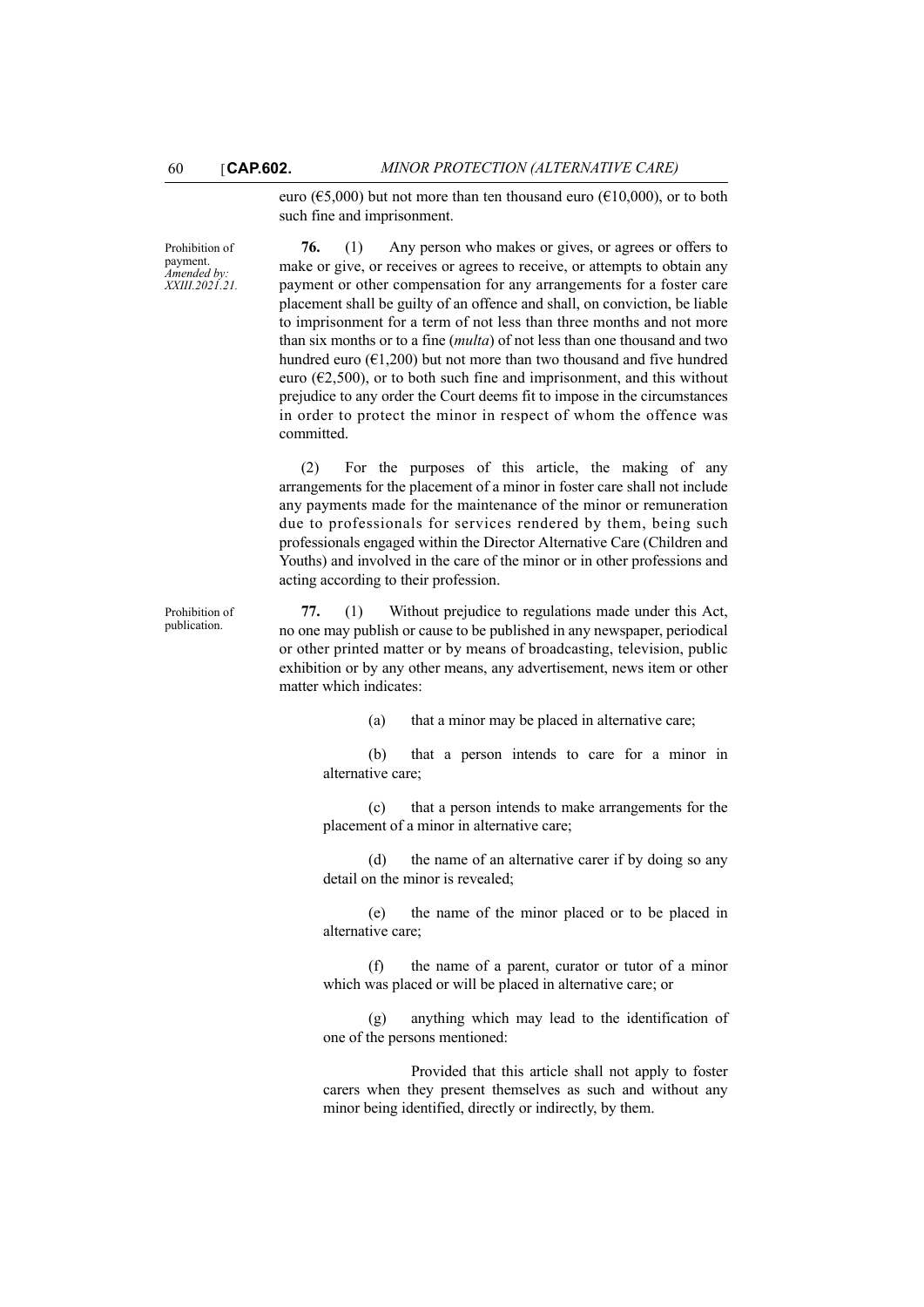euro (€5,000) but not more than ten thousand euro (€10,000), or to both such fine and imprisonment.

Prohibition of payment.
*Amended by: XXIII.2021.21.*

**76.** (1) Any person who makes or gives, or agrees or offers to make or give, or receives or agrees to receive, or attempts to obtain any payment or other compensation for any arrangements for a foster care placement shall be guilty of an offence and shall, on conviction, be liable to imprisonment for a term of not less than three months and not more than six months or to a fine (*multa*) of not less than one thousand and two hundred euro (€1,200) but not more than two thousand and five hundred euro (€2,500), or to both such fine and imprisonment, and this without prejudice to any order the Court deems fit to impose in the circumstances in order to protect the minor in respect of whom the offence was committed.

(2) For the purposes of this article, the making of any arrangements for the placement of a minor in foster care shall not include any payments made for the maintenance of the minor or remuneration due to professionals for services rendered by them, being such professionals engaged within the Director Alternative Care (Children and Youths) and involved in the care of the minor or in other professions and acting according to their profession.

Prohibition of publication.

**77.** (1) Without prejudice to regulations made under this Act, no one may publish or cause to be published in any newspaper, periodical or other printed matter or by means of broadcasting, television, public exhibition or by any other means, any advertisement, news item or other matter which indicates:

(a) that a minor may be placed in alternative care;

(b) that a person intends to care for a minor in alternative care;

(c) that a person intends to make arrangements for the placement of a minor in alternative care;

(d) the name of an alternative carer if by doing so any detail on the minor is revealed;

(e) the name of the minor placed or to be placed in alternative care;

(f) the name of a parent, curator or tutor of a minor which was placed or will be placed in alternative care; or

(g) anything which may lead to the identification of one of the persons mentioned:

Provided that this article shall not apply to foster carers when they present themselves as such and without any minor being identified, directly or indirectly, by them.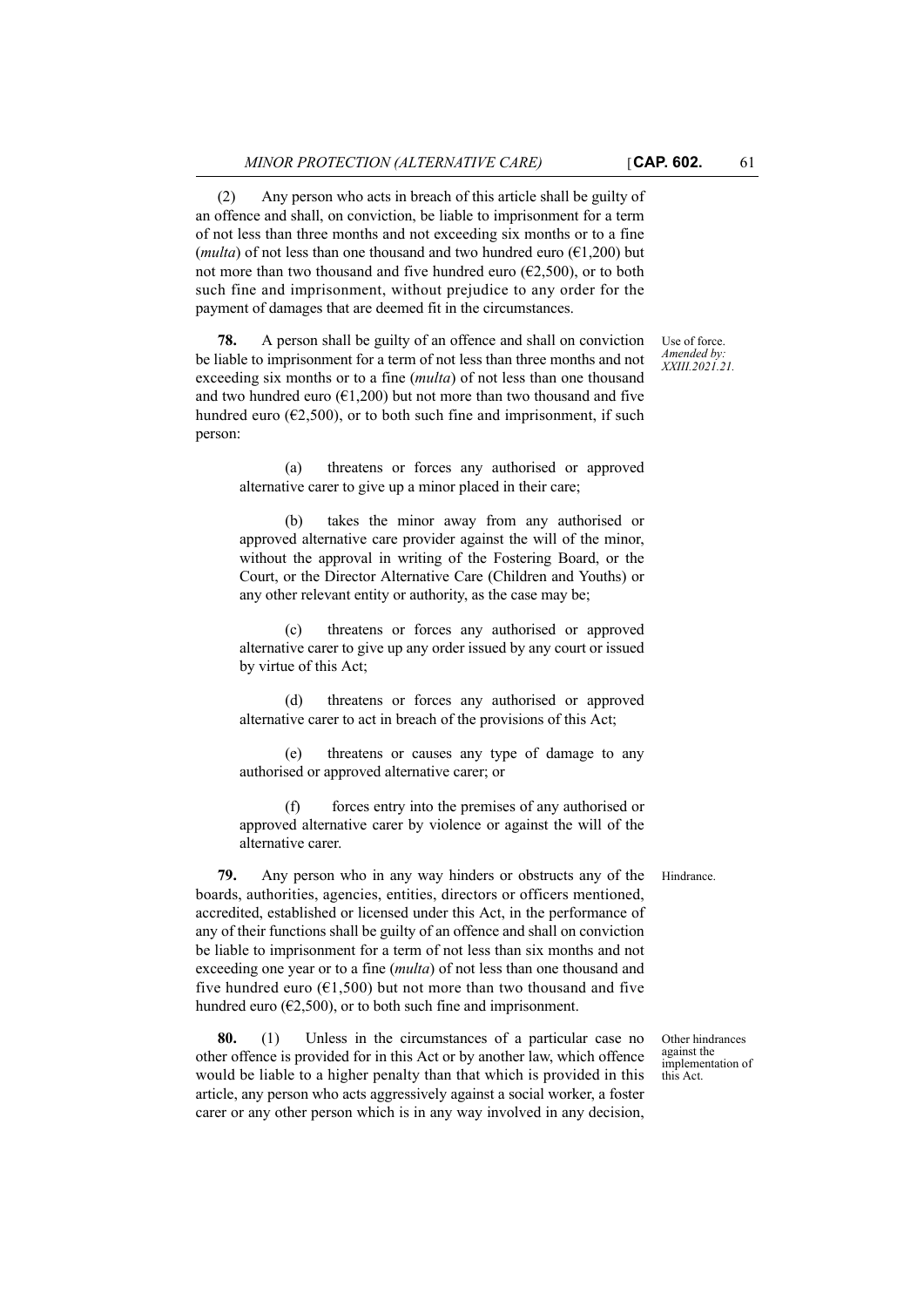(2) Any person who acts in breach of this article shall be guilty of an offence and shall, on conviction, be liable to imprisonment for a term of not less than three months and not exceeding six months or to a fine (*multa*) of not less than one thousand and two hundred euro (€1,200) but not more than two thousand and five hundred euro (€2,500), or to both such fine and imprisonment, without prejudice to any order for the payment of damages that are deemed fit in the circumstances.

Use of force.
*Amended by: XXIII.2021.21.*

**78.** A person shall be guilty of an offence and shall on conviction be liable to imprisonment for a term of not less than three months and not exceeding six months or to a fine (*multa*) of not less than one thousand and two hundred euro (€1,200) but not more than two thousand and five hundred euro (€2,500), or to both such fine and imprisonment, if such person:

(a) threatens or forces any authorised or approved alternative carer to give up a minor placed in their care;

(b) takes the minor away from any authorised or approved alternative care provider against the will of the minor, without the approval in writing of the Fostering Board, or the Court, or the Director Alternative Care (Children and Youths) or any other relevant entity or authority, as the case may be;

(c) threatens or forces any authorised or approved alternative carer to give up any order issued by any court or issued by virtue of this Act;

(d) threatens or forces any authorised or approved alternative carer to act in breach of the provisions of this Act;

(e) threatens or causes any type of damage to any authorised or approved alternative carer; or

(f) forces entry into the premises of any authorised or approved alternative carer by violence or against the will of the alternative carer.

Hindrance.

**79.** Any person who in any way hinders or obstructs any of the boards, authorities, agencies, entities, directors or officers mentioned, accredited, established or licensed under this Act, in the performance of any of their functions shall be guilty of an offence and shall on conviction be liable to imprisonment for a term of not less than six months and not exceeding one year or to a fine (*multa*) of not less than one thousand and five hundred euro (€1,500) but not more than two thousand and five hundred euro (€2,500), or to both such fine and imprisonment.

Other hindrances against the implementation of this Act.

**80.** (1) Unless in the circumstances of a particular case no other offence is provided for in this Act or by another law, which offence would be liable to a higher penalty than that which is provided in this article, any person who acts aggressively against a social worker, a foster carer or any other person which is in any way involved in any decision,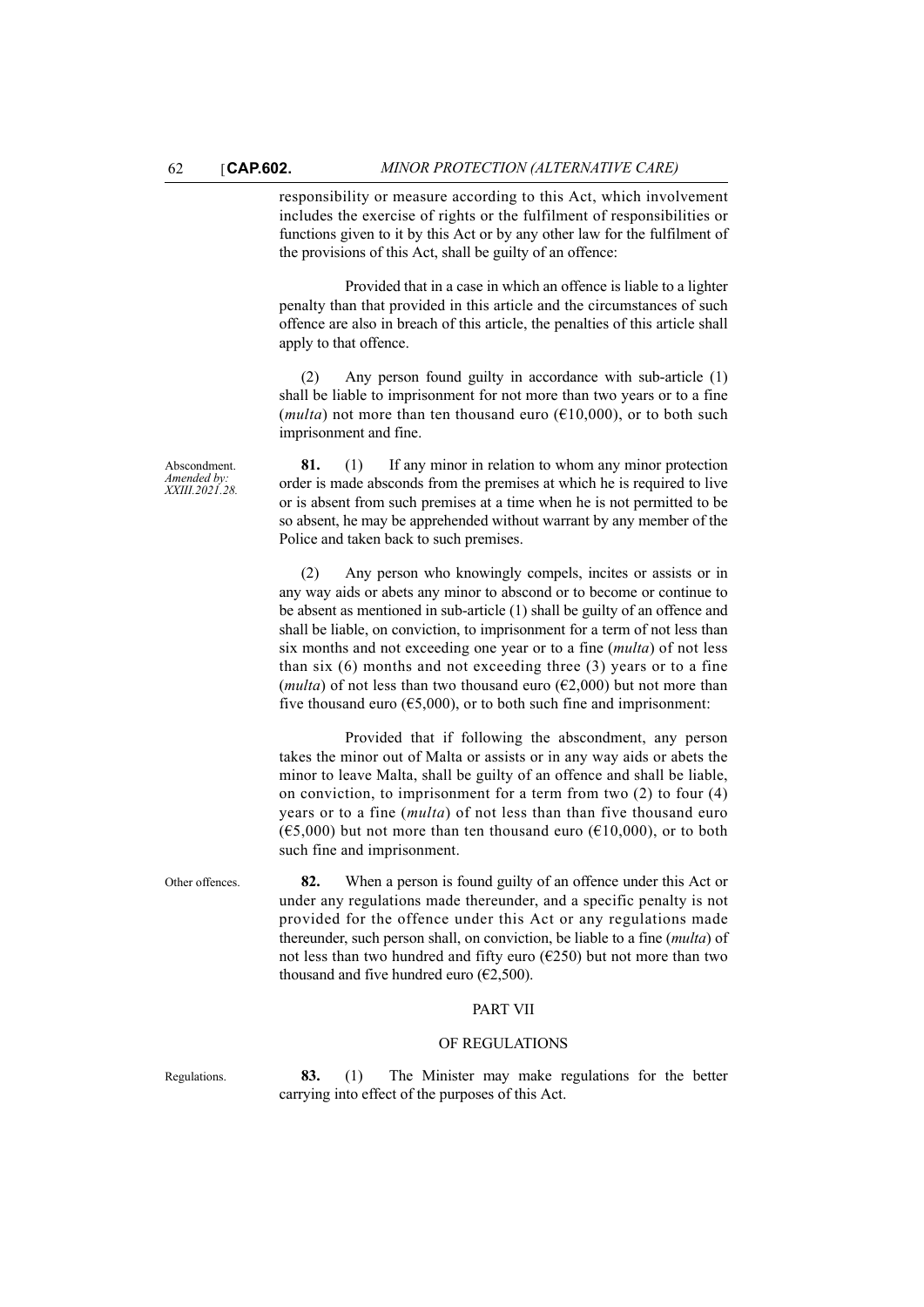responsibility or measure according to this Act, which involvement includes the exercise of rights or the fulfilment of responsibilities or functions given to it by this Act or by any other law for the fulfilment of the provisions of this Act, shall be guilty of an offence:

Provided that in a case in which an offence is liable to a lighter penalty than that provided in this article and the circumstances of such offence are also in breach of this article, the penalties of this article shall apply to that offence.

(2) Any person found guilty in accordance with sub-article (1) shall be liable to imprisonment for not more than two years or to a fine (*multa*) not more than ten thousand euro (€10,000), or to both such imprisonment and fine.

Abscondment.
*Amended by: XXIII.2021.28.*

**81.** (1) If any minor in relation to whom any minor protection order is made absconds from the premises at which he is required to live or is absent from such premises at a time when he is not permitted to be so absent, he may be apprehended without warrant by any member of the Police and taken back to such premises.

(2) Any person who knowingly compels, incites or assists or in any way aids or abets any minor to abscond or to become or continue to be absent as mentioned in sub-article (1) shall be guilty of an offence and shall be liable, on conviction, to imprisonment for a term of not less than six months and not exceeding one year or to a fine (*multa*) of not less than six (6) months and not exceeding three (3) years or to a fine (*multa*) of not less than two thousand euro (€2,000) but not more than five thousand euro (€5,000), or to both such fine and imprisonment:

Provided that if following the abscondment, any person takes the minor out of Malta or assists or in any way aids or abets the minor to leave Malta, shall be guilty of an offence and shall be liable, on conviction, to imprisonment for a term from two (2) to four (4) years or to a fine (*multa*) of not less than than five thousand euro (€5,000) but not more than ten thousand euro (€10,000), or to both such fine and imprisonment.

Other offences.

**82.** When a person is found guilty of an offence under this Act or under any regulations made thereunder, and a specific penalty is not provided for the offence under this Act or any regulations made thereunder, such person shall, on conviction, be liable to a fine (*multa*) of not less than two hundred and fifty euro (€250) but not more than two thousand and five hundred euro (€2,500).

## PART VII

## OF REGULATIONS

Regulations.

**83.** (1) The Minister may make regulations for the better carrying into effect of the purposes of this Act.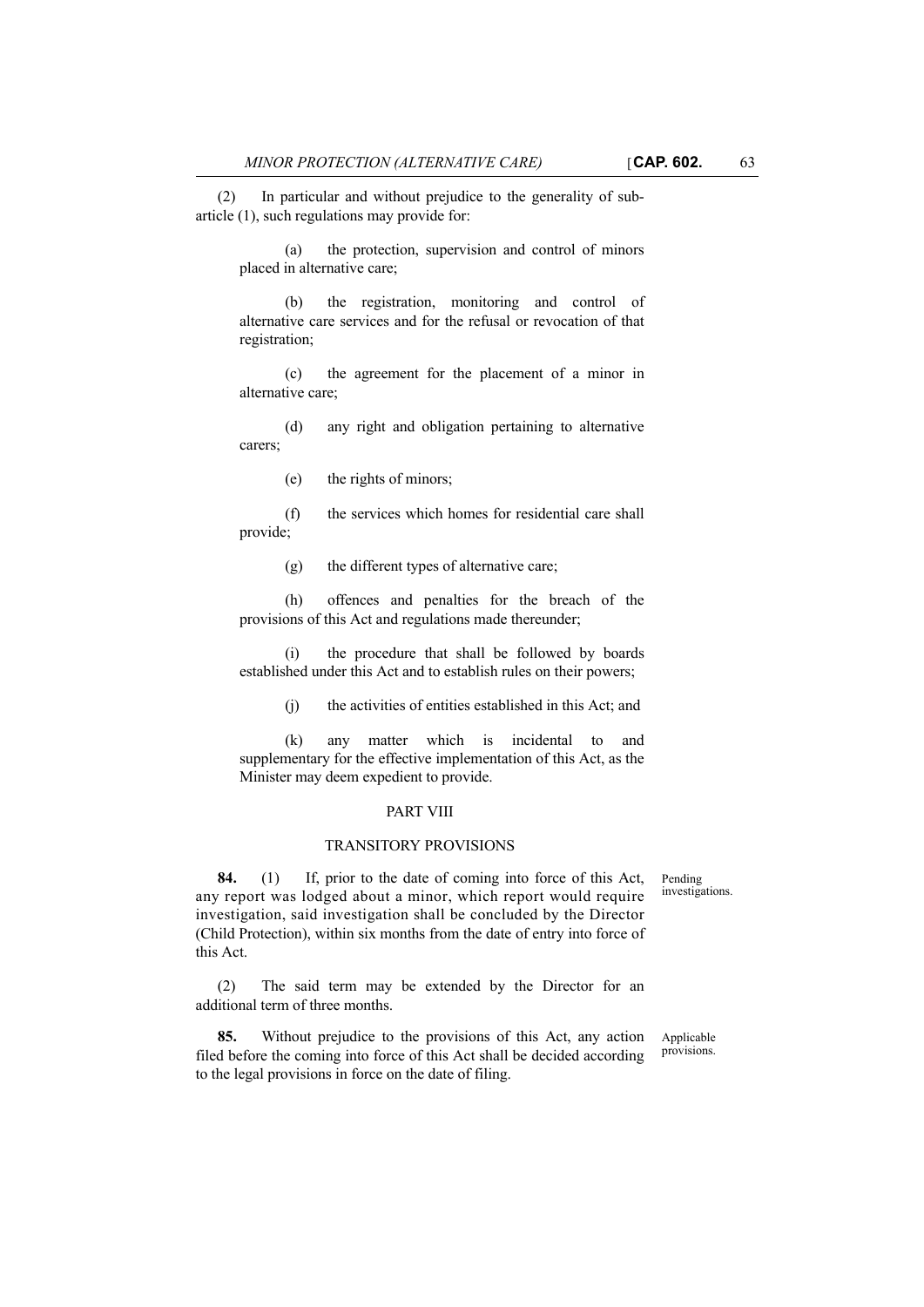(2) In particular and without prejudice to the generality of sub-article (1), such regulations may provide for:

(a) the protection, supervision and control of minors placed in alternative care;

(b) the registration, monitoring and control of alternative care services and for the refusal or revocation of that registration;

(c) the agreement for the placement of a minor in alternative care;

(d) any right and obligation pertaining to alternative carers;

(e) the rights of minors;

(f) the services which homes for residential care shall provide;

(g) the different types of alternative care;

(h) offences and penalties for the breach of the provisions of this Act and regulations made thereunder;

(i) the procedure that shall be followed by boards established under this Act and to establish rules on their powers;

(j) the activities of entities established in this Act; and

(k) any matter which is incidental to and supplementary for the effective implementation of this Act, as the Minister may deem expedient to provide.

## PART VIII

## TRANSITORY PROVISIONS

*Pending investigations.*

**84.** (1) If, prior to the date of coming into force of this Act, any report was lodged about a minor, which report would require investigation, said investigation shall be concluded by the Director (Child Protection), within six months from the date of entry into force of this Act.

(2) The said term may be extended by the Director for an additional term of three months.

*Applicable provisions.*

**85.** Without prejudice to the provisions of this Act, any action filed before the coming into force of this Act shall be decided according to the legal provisions in force on the date of filing.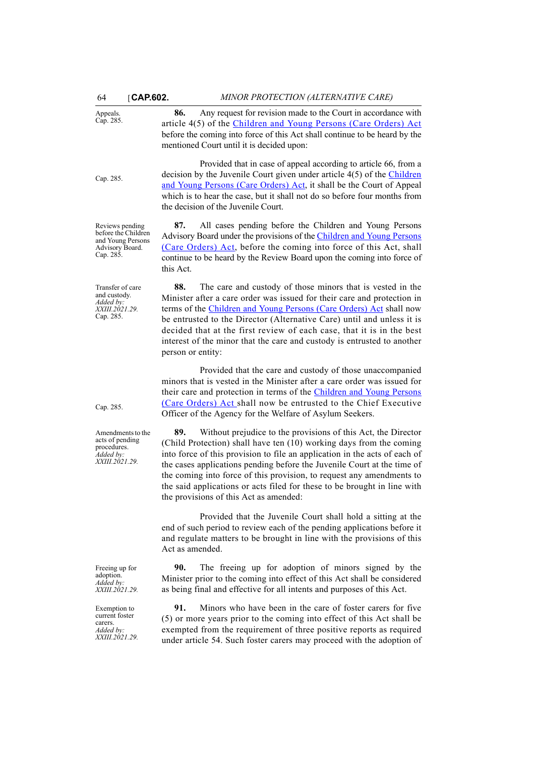Appeals.
Cap. 285.

**86.** Any request for revision made to the Court in accordance with article 4(5) of the Children and Young Persons (Care Orders) Act before the coming into force of this Act shall continue to be heard by the mentioned Court until it is decided upon:

Cap. 285.

Provided that in case of appeal according to article 66, from a decision by the Juvenile Court given under article 4(5) of the Children and Young Persons (Care Orders) Act, it shall be the Court of Appeal which is to hear the case, but it shall not do so before four months from the decision of the Juvenile Court.

Reviews pending before the Children and Young Persons Advisory Board.
Cap. 285.

**87.** All cases pending before the Children and Young Persons Advisory Board under the provisions of the Children and Young Persons (Care Orders) Act, before the coming into force of this Act, shall continue to be heard by the Review Board upon the coming into force of this Act.

Transfer of care and custody.
*Added by: XXIII.2021.29.*
Cap. 285.

**88.** The care and custody of those minors that is vested in the Minister after a care order was issued for their care and protection in terms of the Children and Young Persons (Care Orders) Act shall now be entrusted to the Director (Alternative Care) until and unless it is decided that at the first review of each case, that it is in the best interest of the minor that the care and custody is entrusted to another person or entity:

Cap. 285.

Provided that the care and custody of those unaccompanied minors that is vested in the Minister after a care order was issued for their care and protection in terms of the Children and Young Persons (Care Orders) Act shall now be entrusted to the Chief Executive Officer of the Agency for the Welfare of Asylum Seekers.

Amendments to the acts of pending procedures.
*Added by: XXIII.2021.29.*

**89.** Without prejudice to the provisions of this Act, the Director (Child Protection) shall have ten (10) working days from the coming into force of this provision to file an application in the acts of each of the cases applications pending before the Juvenile Court at the time of the coming into force of this provision, to request any amendments to the said applications or acts filed for these to be brought in line with the provisions of this Act as amended:

Provided that the Juvenile Court shall hold a sitting at the end of such period to review each of the pending applications before it and regulate matters to be brought in line with the provisions of this Act as amended.

Freeing up for adoption.
*Added by: XXIII.2021.29.*

**90.** The freeing up for adoption of minors signed by the Minister prior to the coming into effect of this Act shall be considered as being final and effective for all intents and purposes of this Act.

Exemption to current foster carers.
*Added by: XXIII.2021.29.*

**91.** Minors who have been in the care of foster carers for five (5) or more years prior to the coming into effect of this Act shall be exempted from the requirement of three positive reports as required under article 54. Such foster carers may proceed with the adoption of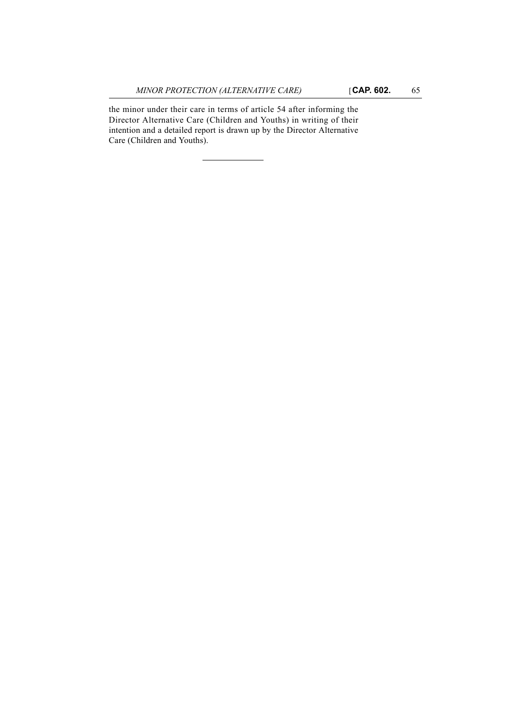the minor under their care in terms of article 54 after informing the Director Alternative Care (Children and Youths) in writing of their intention and a detailed report is drawn up by the Director Alternative Care (Children and Youths).